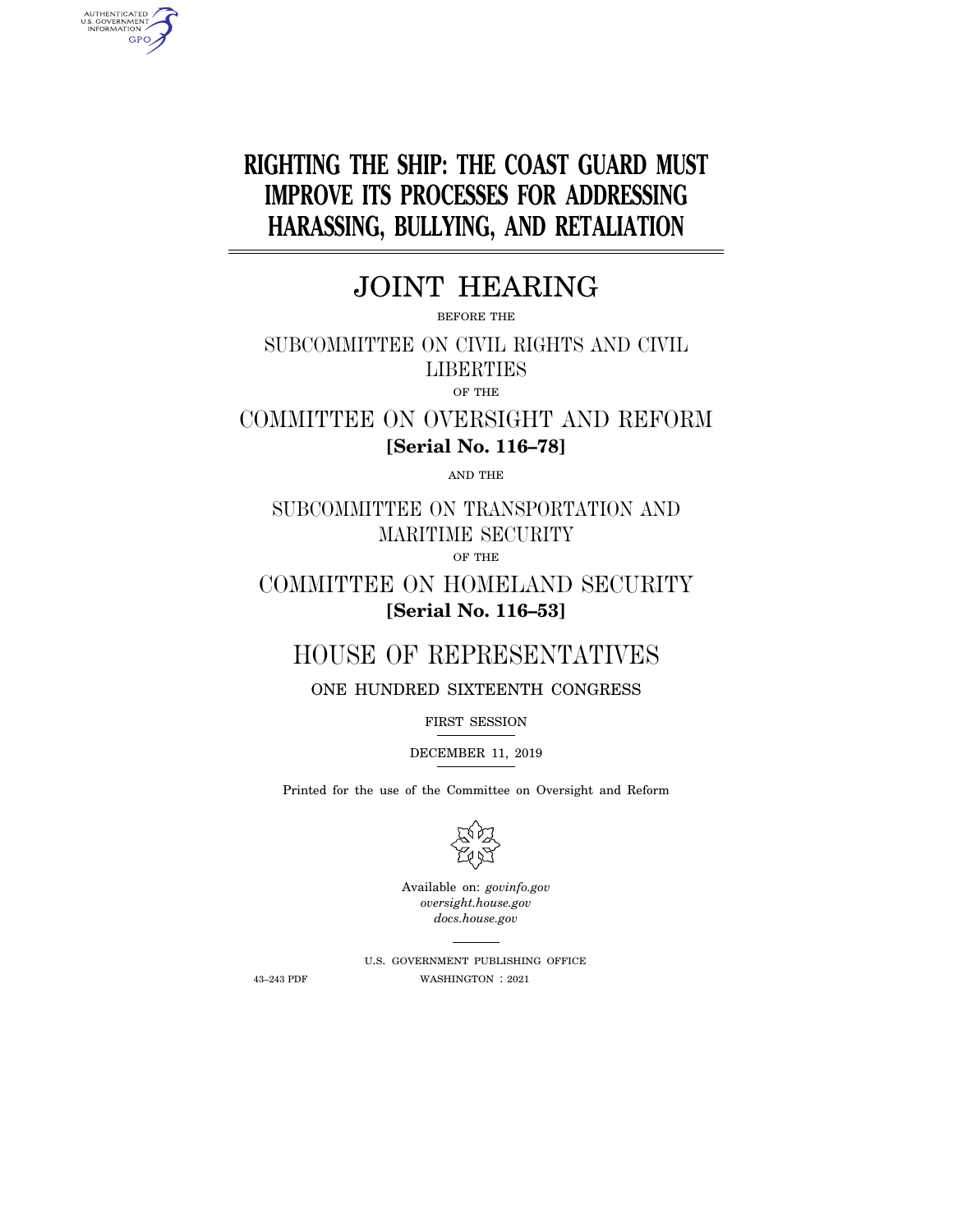# RIGHTING THE SHIP: THE COAST GUARD MUST IMPROVE ITS PROCESSES FOR ADDRESSING HARASSING, BULLYING, AND RETALIATION

## JOINT HEARING

BEFORE THE

SUBCOMMITTEE ON CIVIL RIGHTS AND CIVIL LIBERTIES

OF THE

COMMITTEE ON OVERSIGHT AND REFORM

**[Serial No. 116–78]**

AND THE

SUBCOMMITTEE ON TRANSPORTATION AND MARITIME SECURITY

OF THE

COMMITTEE ON HOMELAND SECURITY

**[Serial No. 116–53]**

HOUSE OF REPRESENTATIVES

ONE HUNDRED SIXTEENTH CONGRESS

FIRST SESSION

DECEMBER 11, 2019

Printed for the use of the Committee on Oversight and Reform

Available on: *govinfo.gov*
*oversight.house.gov*
*docs.house.gov*

U.S. GOVERNMENT PUBLISHING OFFICE

43–243 PDF WASHINGTON : 2021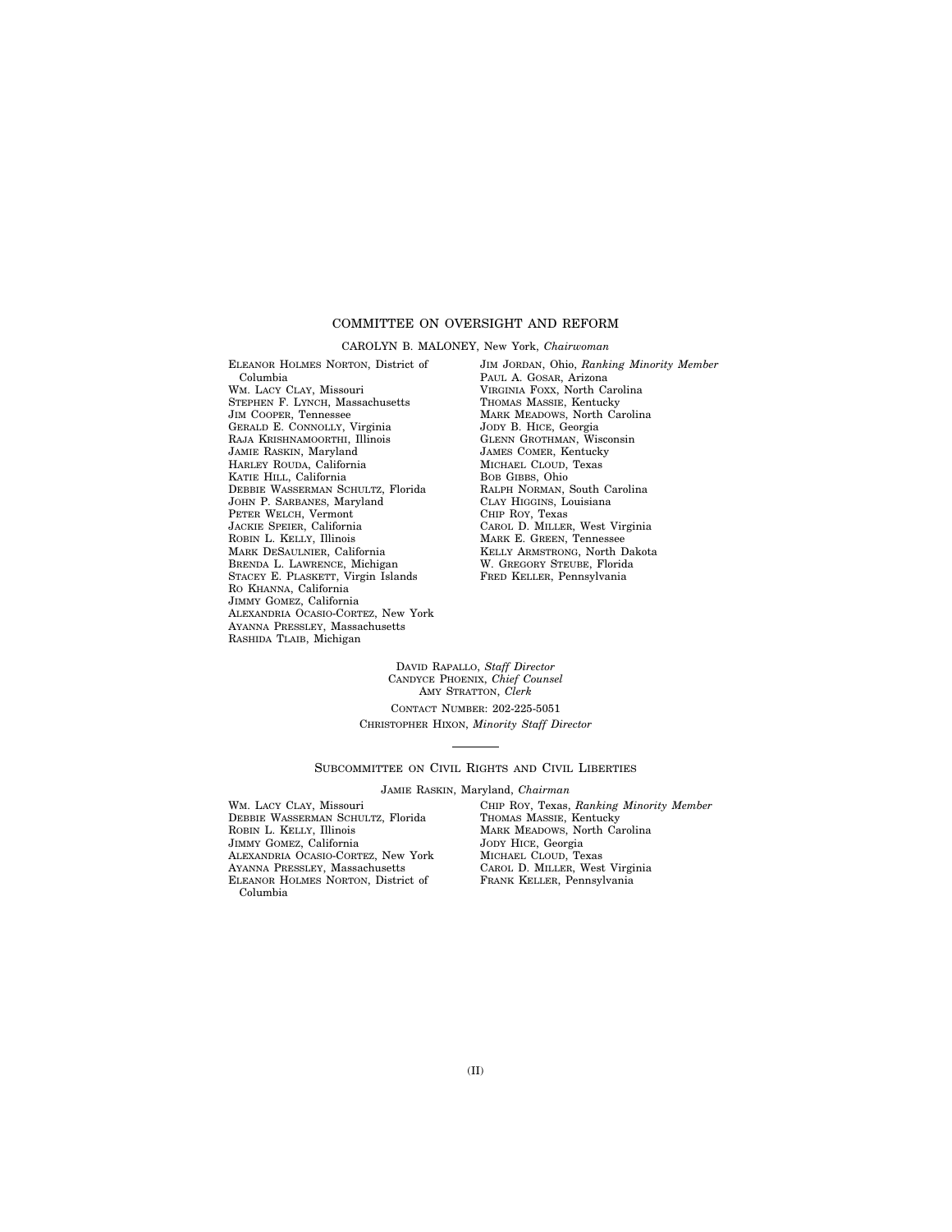## COMMITTEE ON OVERSIGHT AND REFORM

CAROLYN B. MALONEY, New York, *Chairwoman*

ELEANOR HOLMES NORTON, District of Columbia
WM. LACY CLAY, Missouri
STEPHEN F. LYNCH, Massachusetts
JIM COOPER, Tennessee
GERALD E. CONNOLLY, Virginia
RAJA KRISHNAMOORTHI, Illinois
JAMIE RASKIN, Maryland
HARLEY ROUDA, California
KATIE HILL, California
DEBBIE WASSERMAN SCHULTZ, Florida
JOHN P. SARBANES, Maryland
PETER WELCH, Vermont
JACKIE SPEIER, California
ROBIN L. KELLY, Illinois
MARK DESAULNIER, California
BRENDA L. LAWRENCE, Michigan
STACEY E. PLASKETT, Virgin Islands
RO KHANNA, California
JIMMY GOMEZ, California
ALEXANDRIA OCASIO-CORTEZ, New York
AYANNA PRESSLEY, Massachusetts
RASHIDA TLAIB, Michigan

JIM JORDAN, Ohio, *Ranking Minority Member*
PAUL A. GOSAR, Arizona
VIRGINIA FOXX, North Carolina
THOMAS MASSIE, Kentucky
MARK MEADOWS, North Carolina
JODY B. HICE, Georgia
GLENN GROTHMAN, Wisconsin
JAMES COMER, Kentucky
MICHAEL CLOUD, Texas
BOB GIBBS, Ohio
RALPH NORMAN, South Carolina
CLAY HIGGINS, Louisiana
CHIP ROY, Texas
CAROL D. MILLER, West Virginia
MARK E. GREEN, Tennessee
KELLY ARMSTRONG, North Dakota
W. GREGORY STEUBE, Florida
FRED KELLER, Pennsylvania

DAVID RAPALLO, *Staff Director*
CANDYCE PHOENIX, *Chief Counsel*
AMY STRATTON, *Clerk*
CONTACT NUMBER: 202-225-5051
CHRISTOPHER HIXON, *Minority Staff Director*

---

## SUBCOMMITTEE ON CIVIL RIGHTS AND CIVIL LIBERTIES

JAMIE RASKIN, Maryland, *Chairman*

WM. LACY CLAY, Missouri
DEBBIE WASSERMAN SCHULTZ, Florida
ROBIN L. KELLY, Illinois
JIMMY GOMEZ, California
ALEXANDRIA OCASIO-CORTEZ, New York
AYANNA PRESSLEY, Massachusetts
ELEANOR HOLMES NORTON, District of Columbia

CHIP ROY, Texas, *Ranking Minority Member*
THOMAS MASSIE, Kentucky
MARK MEADOWS, North Carolina
JODY HICE, Georgia
MICHAEL CLOUD, Texas
CAROL D. MILLER, West Virginia
FRANK KELLER, Pennsylvania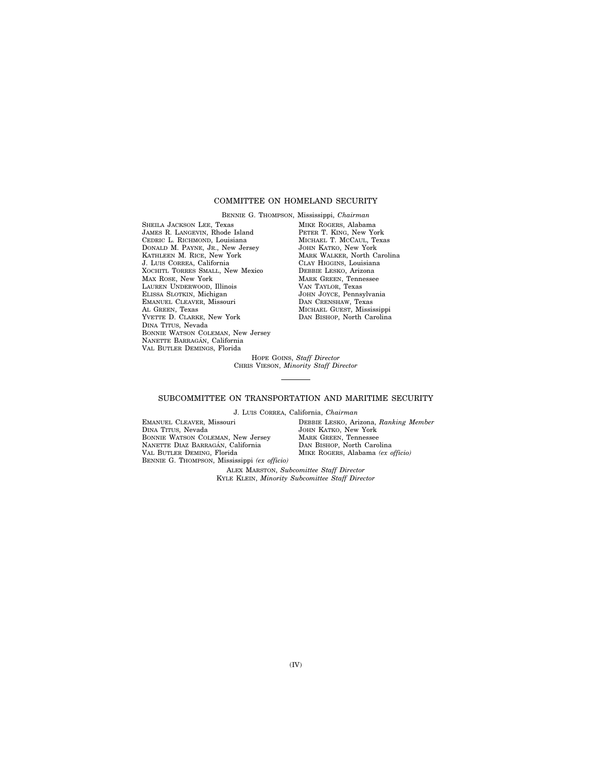## COMMITTEE ON HOMELAND SECURITY

BENNIE G. THOMPSON, Mississippi, *Chairman*

SHEILA JACKSON LEE, Texas
JAMES R. LANGEVIN, Rhode Island
CEDRIC L. RICHMOND, Louisiana
DONALD M. PAYNE, JR., New Jersey
KATHLEEN M. RICE, New York
J. LUIS CORREA, California
XOCHITL TORRES SMALL, New Mexico
MAX ROSE, New York
LAUREN UNDERWOOD, Illinois
ELISSA SLOTKIN, Michigan
EMANUEL CLEAVER, Missouri
AL GREEN, Texas
YVETTE D. CLARKE, New York
DINA TITUS, Nevada
BONNIE WATSON COLEMAN, New Jersey
NANETTE BARRAGÁN, California
VAL BUTLER DEMINGS, Florida

MIKE ROGERS, Alabama
PETER T. KING, New York
MICHAEL T. MCCAUL, Texas
JOHN KATKO, New York
MARK WALKER, North Carolina
CLAY HIGGINS, Louisiana
DEBBIE LESKO, Arizona
MARK GREEN, Tennessee
VAN TAYLOR, Texas
JOHN JOYCE, Pennsylvania
DAN CRENSHAW, Texas
MICHAEL GUEST, Mississippi
DAN BISHOP, North Carolina

HOPE GOINS, *Staff Director*
CHRIS VIESON, *Minority Staff Director*

---

## SUBCOMMITTEE ON TRANSPORTATION AND MARITIME SECURITY

J. LUIS CORREA, California, *Chairman*

EMANUEL CLEAVER, Missouri
DINA TITUS, Nevada
BONNIE WATSON COLEMAN, New Jersey
NANETTE DIAZ BARRAGÁN, California
VAL BUTLER DEMING, Florida
BENNIE G. THOMPSON, Mississippi *(ex officio)*

DEBBIE LESKO, Arizona, *Ranking Member*
JOHN KATKO, New York
MARK GREEN, Tennessee
DAN BISHOP, North Carolina
MIKE ROGERS, Alabama *(ex officio)*

ALEX MARSTON, *Subcommittee Staff Director*
KYLE KLEIN, *Minority Subcommittee Staff Director*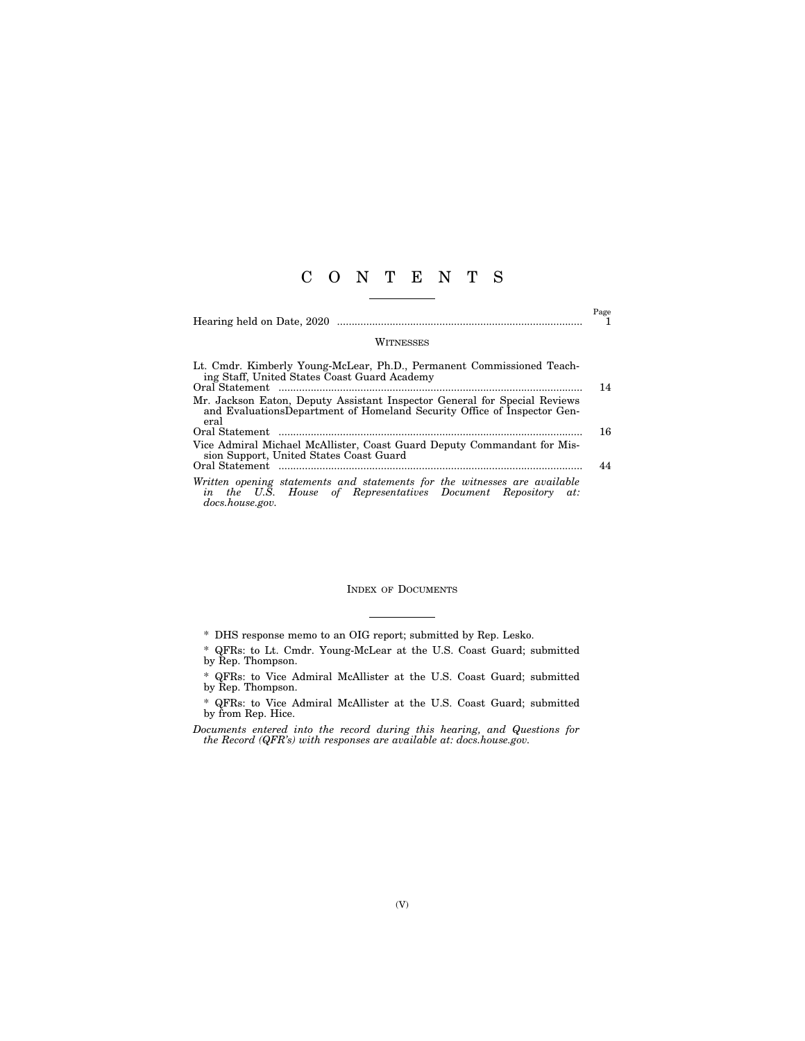# C O N T E N T S

| | Page |
|---|---|
| Hearing held on Date, 2020 | 1 |

## WITNESSES

| | |
|---|---|
| Lt. Cmdr. Kimberly Young-McLear, Ph.D., Permanent Commissioned Teaching Staff, United States Coast Guard Academy | |
| Oral Statement | 14 |
| Mr. Jackson Eaton, Deputy Assistant Inspector General for Special Reviews and EvaluationsDepartment of Homeland Security Office of Inspector General | |
| Oral Statement | 16 |
| Vice Admiral Michael McAllister, Coast Guard Deputy Commandant for Mission Support, United States Coast Guard | |
| Oral Statement | 44 |

*Written opening statements and statements for the witnesses are available in the U.S. House of Representatives Document Repository at: docs.house.gov.*

## INDEX OF DOCUMENTS

* DHS response memo to an OIG report; submitted by Rep. Lesko.

* QFRs: to Lt. Cmdr. Young-McLear at the U.S. Coast Guard; submitted by Rep. Thompson.

* QFRs: to Vice Admiral McAllister at the U.S. Coast Guard; submitted by Rep. Thompson.

* QFRs: to Vice Admiral McAllister at the U.S. Coast Guard; submitted by from Rep. Hice.

*Documents entered into the record during this hearing, and Questions for the Record (QFR's) with responses are available at: docs.house.gov.*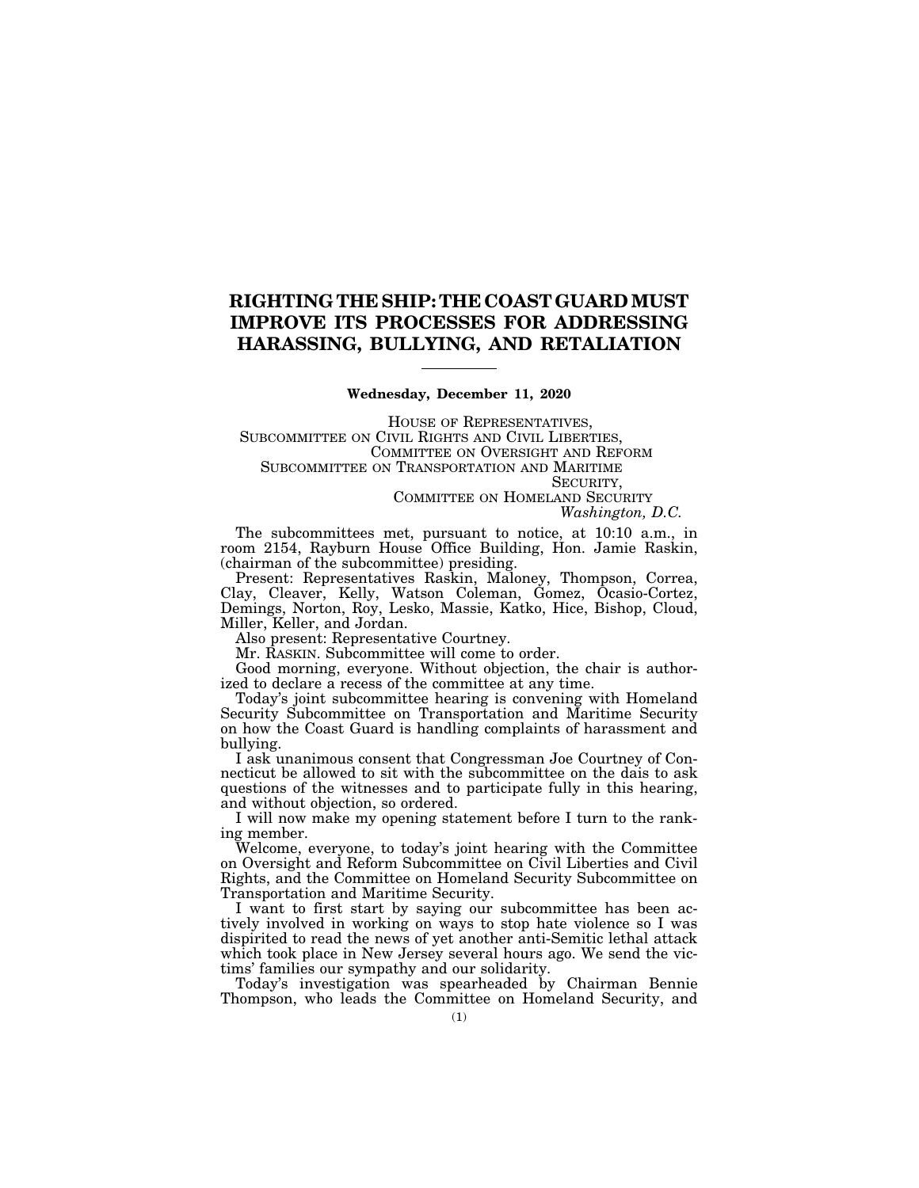# RIGHTING THE SHIP: THE COAST GUARD MUST IMPROVE ITS PROCESSES FOR ADDRESSING HARASSING, BULLYING, AND RETALIATION

---

**Wednesday, December 11, 2020**

HOUSE OF REPRESENTATIVES,
SUBCOMMITTEE ON CIVIL RIGHTS AND CIVIL LIBERTIES,
COMMITTEE ON OVERSIGHT AND REFORM
SUBCOMMITTEE ON TRANSPORTATION AND MARITIME SECURITY,
COMMITTEE ON HOMELAND SECURITY
*Washington, D.C.*

The subcommittees met, pursuant to notice, at 10:10 a.m., in room 2154, Rayburn House Office Building, Hon. Jamie Raskin, (chairman of the subcommittee) presiding.

Present: Representatives Raskin, Maloney, Thompson, Correa, Clay, Cleaver, Kelly, Watson Coleman, Gomez, Ocasio-Cortez, Demings, Norton, Roy, Lesko, Massie, Katko, Hice, Bishop, Cloud, Miller, Keller, and Jordan.

Also present: Representative Courtney.

Mr. RASKIN. Subcommittee will come to order.

Good morning, everyone. Without objection, the chair is authorized to declare a recess of the committee at any time.

Today's joint subcommittee hearing is convening with Homeland Security Subcommittee on Transportation and Maritime Security on how the Coast Guard is handling complaints of harassment and bullying.

I ask unanimous consent that Congressman Joe Courtney of Connecticut be allowed to sit with the subcommittee on the dais to ask questions of the witnesses and to participate fully in this hearing, and without objection, so ordered.

I will now make my opening statement before I turn to the ranking member.

Welcome, everyone, to today's joint hearing with the Committee on Oversight and Reform Subcommittee on Civil Liberties and Civil Rights, and the Committee on Homeland Security Subcommittee on Transportation and Maritime Security.

I want to first start by saying our subcommittee has been actively involved in working on ways to stop hate violence so I was dispirited to read the news of yet another anti-Semitic lethal attack which took place in New Jersey several hours ago. We send the victims' families our sympathy and our solidarity.

Today's investigation was spearheaded by Chairman Bennie Thompson, who leads the Committee on Homeland Security, and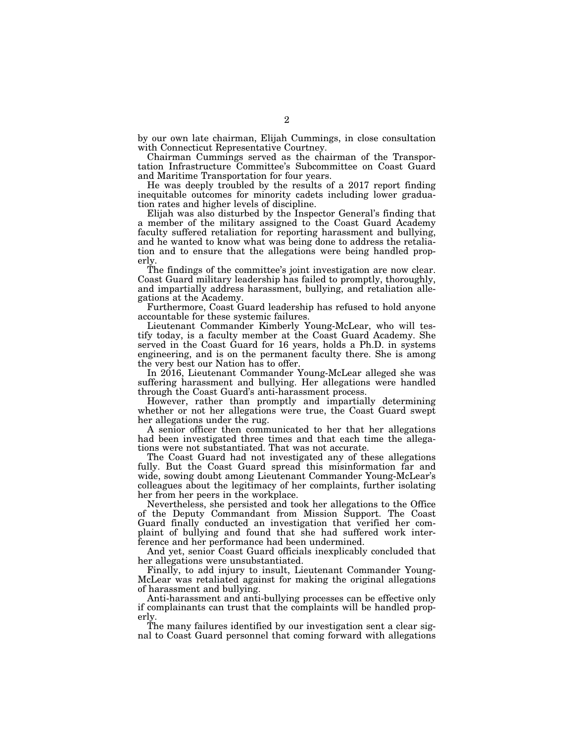by our own late chairman, Elijah Cummings, in close consultation with Connecticut Representative Courtney.

Chairman Cummings served as the chairman of the Transportation Infrastructure Committee's Subcommittee on Coast Guard and Maritime Transportation for four years.

He was deeply troubled by the results of a 2017 report finding inequitable outcomes for minority cadets including lower graduation rates and higher levels of discipline.

Elijah was also disturbed by the Inspector General's finding that a member of the military assigned to the Coast Guard Academy faculty suffered retaliation for reporting harassment and bullying, and he wanted to know what was being done to address the retaliation and to ensure that the allegations were being handled properly.

The findings of the committee's joint investigation are now clear. Coast Guard military leadership has failed to promptly, thoroughly, and impartially address harassment, bullying, and retaliation allegations at the Academy.

Furthermore, Coast Guard leadership has refused to hold anyone accountable for these systemic failures.

Lieutenant Commander Kimberly Young-McLear, who will testify today, is a faculty member at the Coast Guard Academy. She served in the Coast Guard for 16 years, holds a Ph.D. in systems engineering, and is on the permanent faculty there. She is among the very best our Nation has to offer.

In 2016, Lieutenant Commander Young-McLear alleged she was suffering harassment and bullying. Her allegations were handled through the Coast Guard's anti-harassment process.

However, rather than promptly and impartially determining whether or not her allegations were true, the Coast Guard swept her allegations under the rug.

A senior officer then communicated to her that her allegations had been investigated three times and that each time the allegations were not substantiated. That was not accurate.

The Coast Guard had not investigated any of these allegations fully. But the Coast Guard spread this misinformation far and wide, sowing doubt among Lieutenant Commander Young-McLear's colleagues about the legitimacy of her complaints, further isolating her from her peers in the workplace.

Nevertheless, she persisted and took her allegations to the Office of the Deputy Commandant from Mission Support. The Coast Guard finally conducted an investigation that verified her complaint of bullying and found that she had suffered work interference and her performance had been undermined.

And yet, senior Coast Guard officials inexplicably concluded that her allegations were unsubstantiated.

Finally, to add injury to insult, Lieutenant Commander Young-McLear was retaliated against for making the original allegations of harassment and bullying.

Anti-harassment and anti-bullying processes can be effective only if complainants can trust that the complaints will be handled properly.

The many failures identified by our investigation sent a clear signal to Coast Guard personnel that coming forward with allegations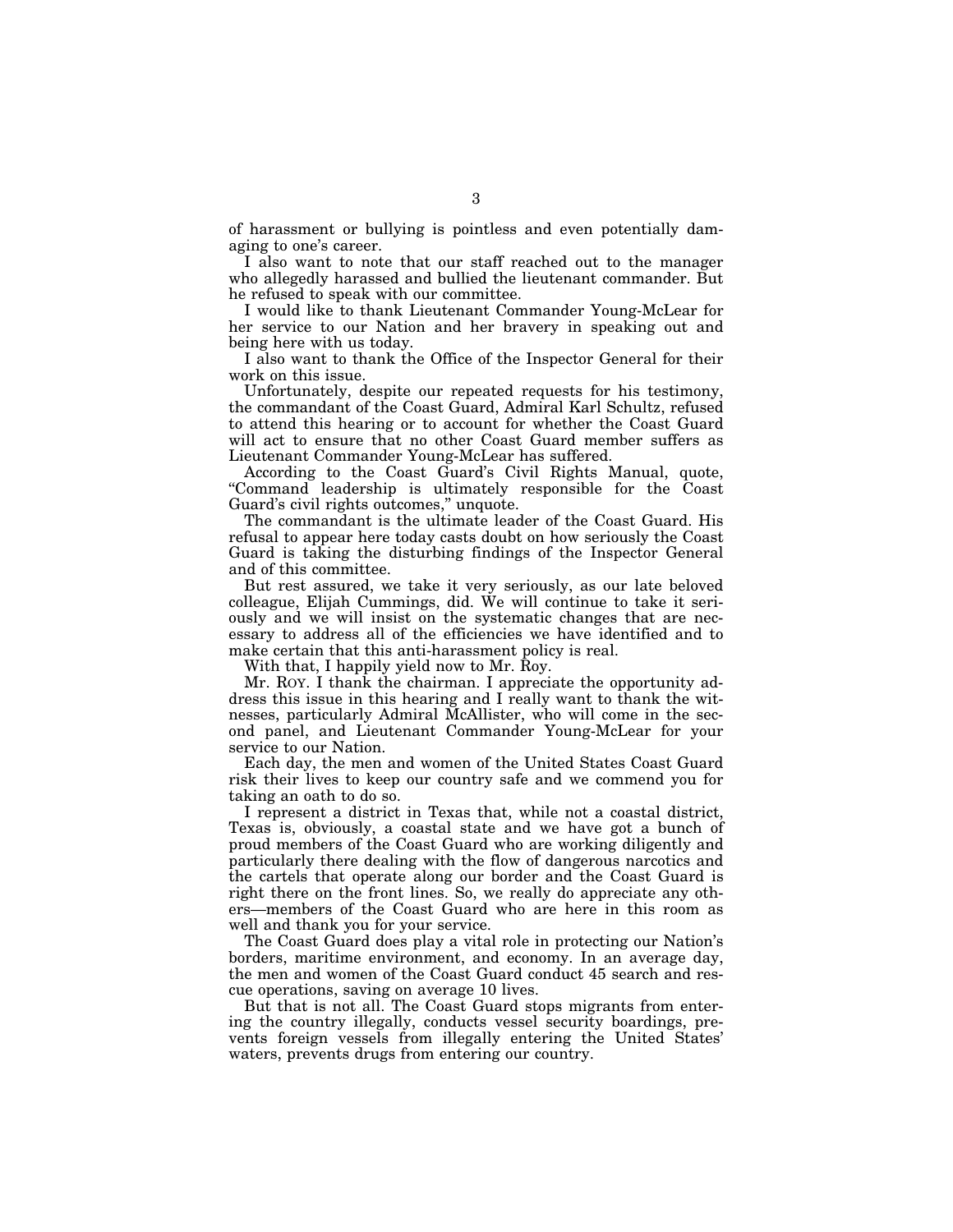of harassment or bullying is pointless and even potentially damaging to one's career.

I also want to note that our staff reached out to the manager who allegedly harassed and bullied the lieutenant commander. But he refused to speak with our committee.

I would like to thank Lieutenant Commander Young-McLear for her service to our Nation and her bravery in speaking out and being here with us today.

I also want to thank the Office of the Inspector General for their work on this issue.

Unfortunately, despite our repeated requests for his testimony, the commandant of the Coast Guard, Admiral Karl Schultz, refused to attend this hearing or to account for whether the Coast Guard will act to ensure that no other Coast Guard member suffers as Lieutenant Commander Young-McLear has suffered.

According to the Coast Guard's Civil Rights Manual, quote, "Command leadership is ultimately responsible for the Coast Guard's civil rights outcomes," unquote.

The commandant is the ultimate leader of the Coast Guard. His refusal to appear here today casts doubt on how seriously the Coast Guard is taking the disturbing findings of the Inspector General and of this committee.

But rest assured, we take it very seriously, as our late beloved colleague, Elijah Cummings, did. We will continue to take it seriously and we will insist on the systematic changes that are necessary to address all of the efficiencies we have identified and to make certain that this anti-harassment policy is real.

With that, I happily yield now to Mr. Roy.

Mr. ROY. I thank the chairman. I appreciate the opportunity address this issue in this hearing and I really want to thank the witnesses, particularly Admiral McAllister, who will come in the second panel, and Lieutenant Commander Young-McLear for your service to our Nation.

Each day, the men and women of the United States Coast Guard risk their lives to keep our country safe and we commend you for taking an oath to do so.

I represent a district in Texas that, while not a coastal district, Texas is, obviously, a coastal state and we have got a bunch of proud members of the Coast Guard who are working diligently and particularly there dealing with the flow of dangerous narcotics and the cartels that operate along our border and the Coast Guard is right there on the front lines. So, we really do appreciate any others—members of the Coast Guard who are here in this room as well and thank you for your service.

The Coast Guard does play a vital role in protecting our Nation's borders, maritime environment, and economy. In an average day, the men and women of the Coast Guard conduct 45 search and rescue operations, saving on average 10 lives.

But that is not all. The Coast Guard stops migrants from entering the country illegally, conducts vessel security boardings, prevents foreign vessels from illegally entering the United States' waters, prevents drugs from entering our country.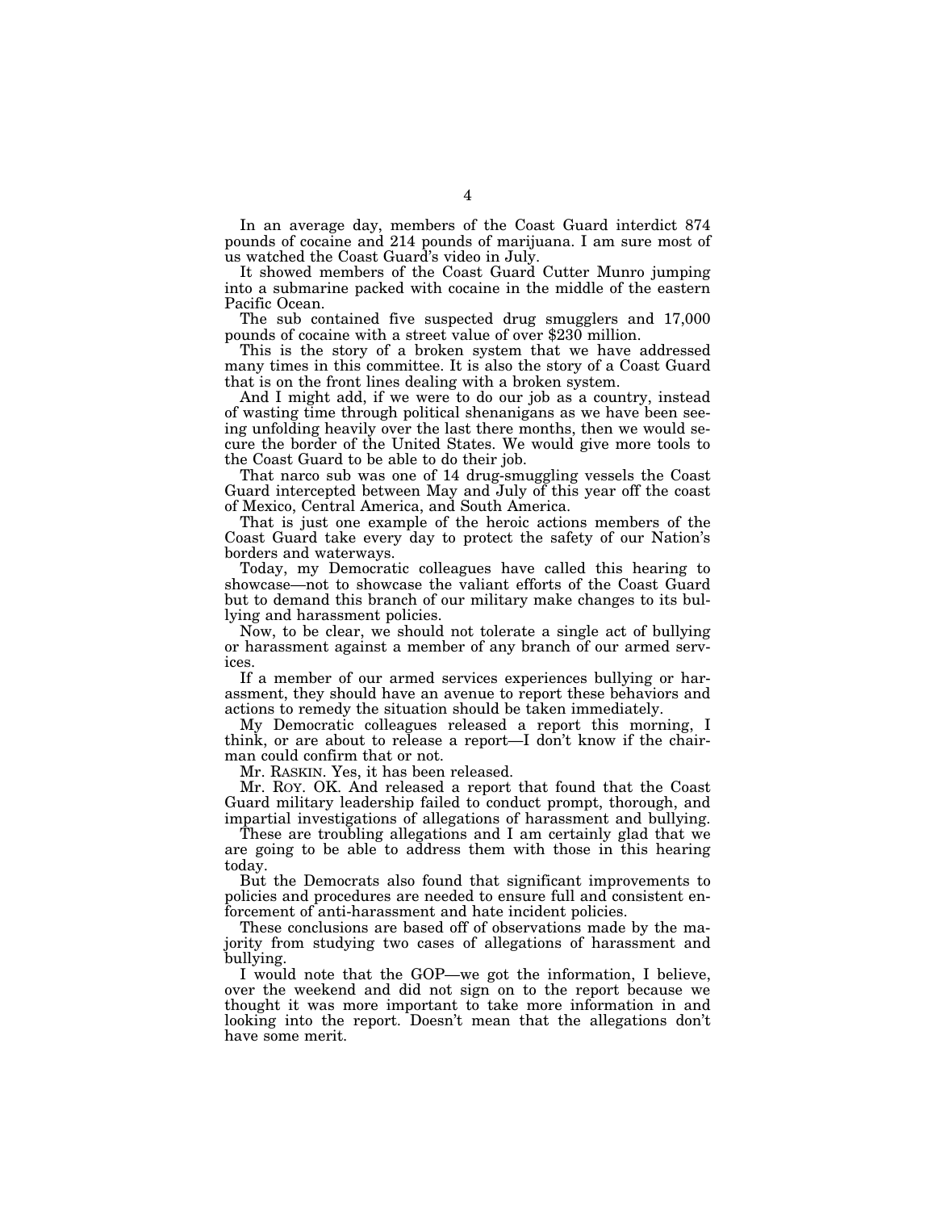In an average day, members of the Coast Guard interdict 874 pounds of cocaine and 214 pounds of marijuana. I am sure most of us watched the Coast Guard's video in July.

It showed members of the Coast Guard Cutter Munro jumping into a submarine packed with cocaine in the middle of the eastern Pacific Ocean.

The sub contained five suspected drug smugglers and 17,000 pounds of cocaine with a street value of over $230 million.

This is the story of a broken system that we have addressed many times in this committee. It is also the story of a Coast Guard that is on the front lines dealing with a broken system.

And I might add, if we were to do our job as a country, instead of wasting time through political shenanigans as we have been seeing unfolding heavily over the last there months, then we would secure the border of the United States. We would give more tools to the Coast Guard to be able to do their job.

That narco sub was one of 14 drug-smuggling vessels the Coast Guard intercepted between May and July of this year off the coast of Mexico, Central America, and South America.

That is just one example of the heroic actions members of the Coast Guard take every day to protect the safety of our Nation's borders and waterways.

Today, my Democratic colleagues have called this hearing to showcase—not to showcase the valiant efforts of the Coast Guard but to demand this branch of our military make changes to its bullying and harassment policies.

Now, to be clear, we should not tolerate a single act of bullying or harassment against a member of any branch of our armed services.

If a member of our armed services experiences bullying or harassment, they should have an avenue to report these behaviors and actions to remedy the situation should be taken immediately.

My Democratic colleagues released a report this morning, I think, or are about to release a report—I don't know if the chairman could confirm that or not.

Mr. RASKIN. Yes, it has been released.

Mr. ROY. OK. And released a report that found that the Coast Guard military leadership failed to conduct prompt, thorough, and impartial investigations of allegations of harassment and bullying.

These are troubling allegations and I am certainly glad that we are going to be able to address them with those in this hearing today.

But the Democrats also found that significant improvements to policies and procedures are needed to ensure full and consistent enforcement of anti-harassment and hate incident policies.

These conclusions are based off of observations made by the majority from studying two cases of allegations of harassment and bullying.

I would note that the GOP—we got the information, I believe, over the weekend and did not sign on to the report because we thought it was more important to take more information in and looking into the report. Doesn't mean that the allegations don't have some merit.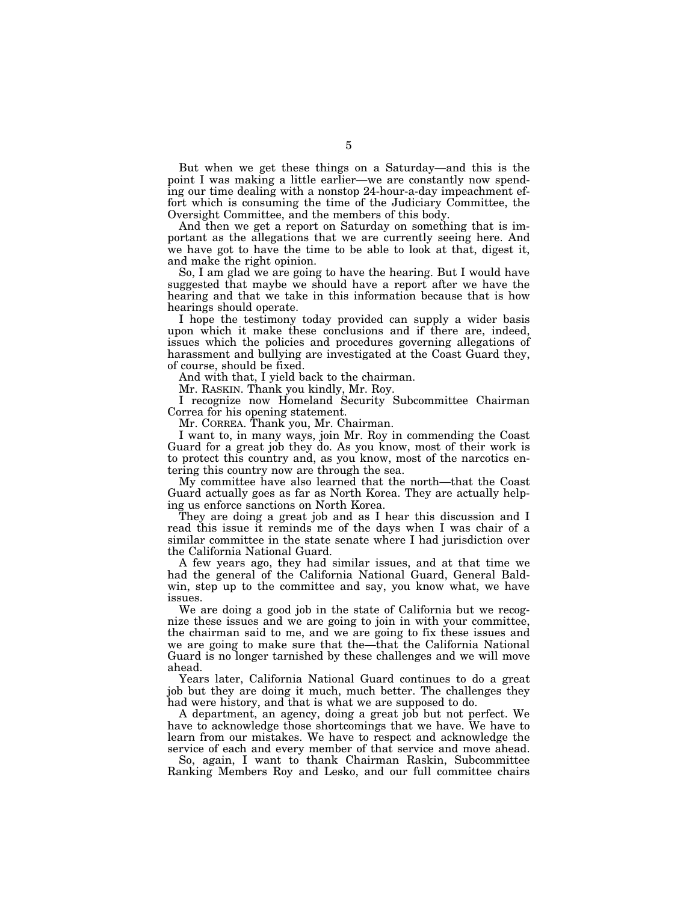But when we get these things on a Saturday—and this is the point I was making a little earlier—we are constantly now spending our time dealing with a nonstop 24-hour-a-day impeachment effort which is consuming the time of the Judiciary Committee, the Oversight Committee, and the members of this body.

And then we get a report on Saturday on something that is important as the allegations that we are currently seeing here. And we have got to have the time to be able to look at that, digest it, and make the right opinion.

So, I am glad we are going to have the hearing. But I would have suggested that maybe we should have a report after we have the hearing and that we take in this information because that is how hearings should operate.

I hope the testimony today provided can supply a wider basis upon which it make these conclusions and if there are, indeed, issues which the policies and procedures governing allegations of harassment and bullying are investigated at the Coast Guard they, of course, should be fixed.

And with that, I yield back to the chairman.

Mr. RASKIN. Thank you kindly, Mr. Roy.

I recognize now Homeland Security Subcommittee Chairman Correa for his opening statement.

Mr. CORREA. Thank you, Mr. Chairman.

I want to, in many ways, join Mr. Roy in commending the Coast Guard for a great job they do. As you know, most of their work is to protect this country and, as you know, most of the narcotics entering this country now are through the sea.

My committee have also learned that the north—that the Coast Guard actually goes as far as North Korea. They are actually helping us enforce sanctions on North Korea.

They are doing a great job and as I hear this discussion and I read this issue it reminds me of the days when I was chair of a similar committee in the state senate where I had jurisdiction over the California National Guard.

A few years ago, they had similar issues, and at that time we had the general of the California National Guard, General Baldwin, step up to the committee and say, you know what, we have issues.

We are doing a good job in the state of California but we recognize these issues and we are going to join in with your committee, the chairman said to me, and we are going to fix these issues and we are going to make sure that the—that the California National Guard is no longer tarnished by these challenges and we will move ahead.

Years later, California National Guard continues to do a great job but they are doing it much, much better. The challenges they had were history, and that is what we are supposed to do.

A department, an agency, doing a great job but not perfect. We have to acknowledge those shortcomings that we have. We have to learn from our mistakes. We have to respect and acknowledge the service of each and every member of that service and move ahead.

So, again, I want to thank Chairman Raskin, Subcommittee Ranking Members Roy and Lesko, and our full committee chairs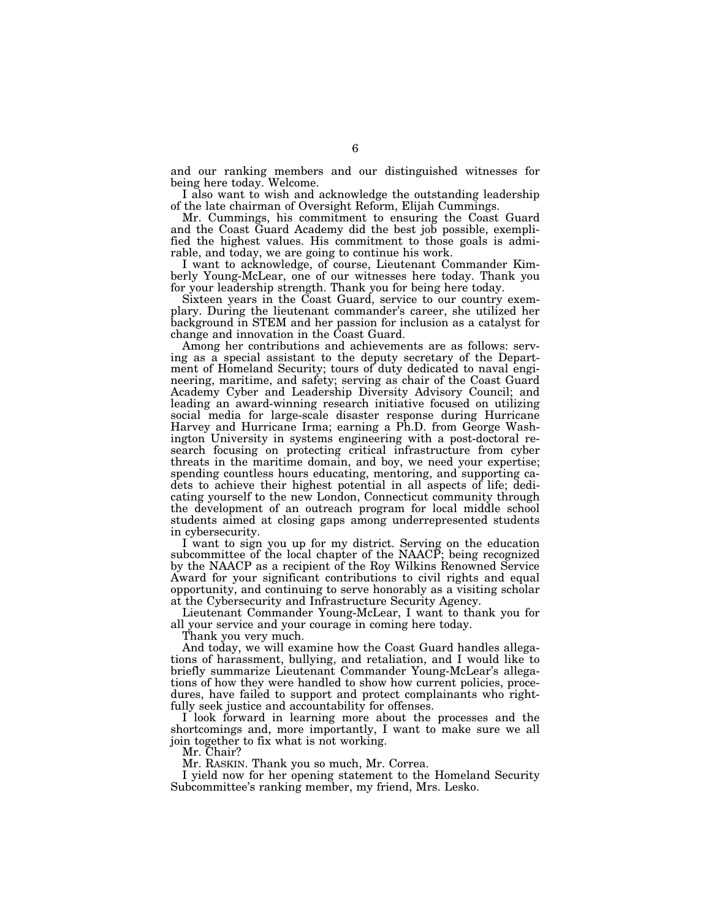and our ranking members and our distinguished witnesses for being here today. Welcome.

I also want to wish and acknowledge the outstanding leadership of the late chairman of Oversight Reform, Elijah Cummings.

Mr. Cummings, his commitment to ensuring the Coast Guard and the Coast Guard Academy did the best job possible, exemplified the highest values. His commitment to those goals is admirable, and today, we are going to continue his work.

I want to acknowledge, of course, Lieutenant Commander Kimberly Young-McLear, one of our witnesses here today. Thank you for your leadership strength. Thank you for being here today.

Sixteen years in the Coast Guard, service to our country exemplary. During the lieutenant commander's career, she utilized her background in STEM and her passion for inclusion as a catalyst for change and innovation in the Coast Guard.

Among her contributions and achievements are as follows: serving as a special assistant to the deputy secretary of the Department of Homeland Security; tours of duty dedicated to naval engineering, maritime, and safety; serving as chair of the Coast Guard Academy Cyber and Leadership Diversity Advisory Council; and leading an award-winning research initiative focused on utilizing social media for large-scale disaster response during Hurricane Harvey and Hurricane Irma; earning a Ph.D. from George Washington University in systems engineering with a post-doctoral research focusing on protecting critical infrastructure from cyber threats in the maritime domain, and boy, we need your expertise; spending countless hours educating, mentoring, and supporting cadets to achieve their highest potential in all aspects of life; dedicating yourself to the new London, Connecticut community through the development of an outreach program for local middle school students aimed at closing gaps among underrepresented students in cybersecurity.

I want to sign you up for my district. Serving on the education subcommittee of the local chapter of the NAACP; being recognized by the NAACP as a recipient of the Roy Wilkins Renowned Service Award for your significant contributions to civil rights and equal opportunity, and continuing to serve honorably as a visiting scholar at the Cybersecurity and Infrastructure Security Agency.

Lieutenant Commander Young-McLear, I want to thank you for all your service and your courage in coming here today.

Thank you very much.

And today, we will examine how the Coast Guard handles allegations of harassment, bullying, and retaliation, and I would like to briefly summarize Lieutenant Commander Young-McLear's allegations of how they were handled to show how current policies, procedures, have failed to support and protect complainants who rightfully seek justice and accountability for offenses.

I look forward in learning more about the processes and the shortcomings and, more importantly, I want to make sure we all join together to fix what is not working.

Mr. Chair?

Mr. RASKIN. Thank you so much, Mr. Correa.

I yield now for her opening statement to the Homeland Security Subcommittee's ranking member, my friend, Mrs. Lesko.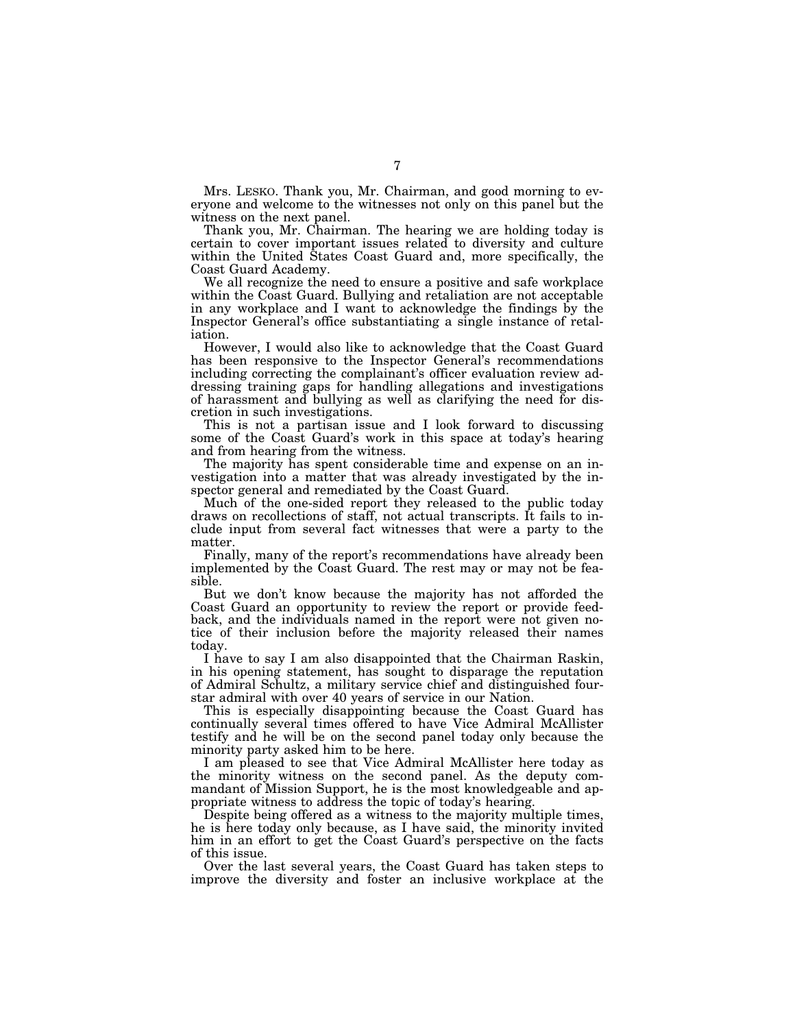Mrs. LESKO. Thank you, Mr. Chairman, and good morning to everyone and welcome to the witnesses not only on this panel but the witness on the next panel.

Thank you, Mr. Chairman. The hearing we are holding today is certain to cover important issues related to diversity and culture within the United States Coast Guard and, more specifically, the Coast Guard Academy.

We all recognize the need to ensure a positive and safe workplace within the Coast Guard. Bullying and retaliation are not acceptable in any workplace and I want to acknowledge the findings by the Inspector General's office substantiating a single instance of retaliation.

However, I would also like to acknowledge that the Coast Guard has been responsive to the Inspector General's recommendations including correcting the complainant's officer evaluation review addressing training gaps for handling allegations and investigations of harassment and bullying as well as clarifying the need for discretion in such investigations.

This is not a partisan issue and I look forward to discussing some of the Coast Guard's work in this space at today's hearing and from hearing from the witness.

The majority has spent considerable time and expense on an investigation into a matter that was already investigated by the inspector general and remediated by the Coast Guard.

Much of the one-sided report they released to the public today draws on recollections of staff, not actual transcripts. It fails to include input from several fact witnesses that were a party to the matter.

Finally, many of the report's recommendations have already been implemented by the Coast Guard. The rest may or may not be feasible.

But we don't know because the majority has not afforded the Coast Guard an opportunity to review the report or provide feedback, and the individuals named in the report were not given notice of their inclusion before the majority released their names today.

I have to say I am also disappointed that the Chairman Raskin, in his opening statement, has sought to disparage the reputation of Admiral Schultz, a military service chief and distinguished four-star admiral with over 40 years of service in our Nation.

This is especially disappointing because the Coast Guard has continually several times offered to have Vice Admiral McAllister testify and he will be on the second panel today only because the minority party asked him to be here.

I am pleased to see that Vice Admiral McAllister here today as the minority witness on the second panel. As the deputy commandant of Mission Support, he is the most knowledgeable and appropriate witness to address the topic of today's hearing.

Despite being offered as a witness to the majority multiple times, he is here today only because, as I have said, the minority invited him in an effort to get the Coast Guard's perspective on the facts of this issue.

Over the last several years, the Coast Guard has taken steps to improve the diversity and foster an inclusive workplace at the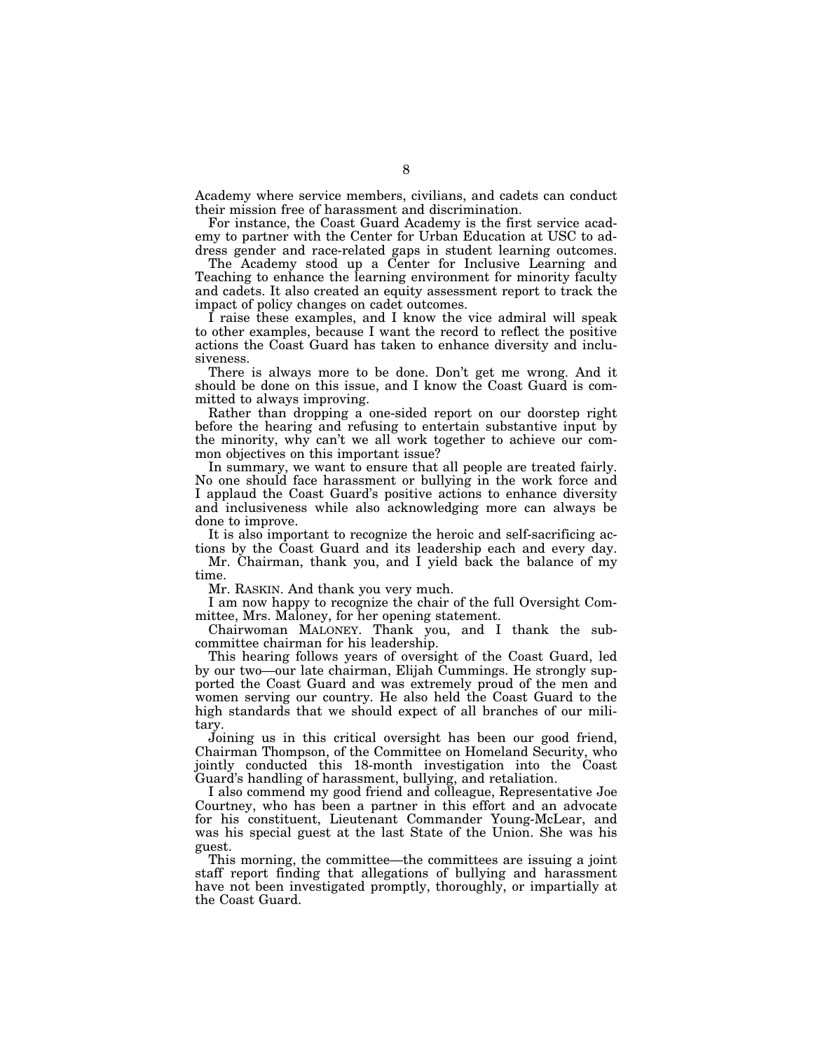Academy where service members, civilians, and cadets can conduct their mission free of harassment and discrimination.

For instance, the Coast Guard Academy is the first service academy to partner with the Center for Urban Education at USC to address gender and race-related gaps in student learning outcomes.

The Academy stood up a Center for Inclusive Learning and Teaching to enhance the learning environment for minority faculty and cadets. It also created an equity assessment report to track the impact of policy changes on cadet outcomes.

I raise these examples, and I know the vice admiral will speak to other examples, because I want the record to reflect the positive actions the Coast Guard has taken to enhance diversity and inclusiveness.

There is always more to be done. Don't get me wrong. And it should be done on this issue, and I know the Coast Guard is committed to always improving.

Rather than dropping a one-sided report on our doorstep right before the hearing and refusing to entertain substantive input by the minority, why can't we all work together to achieve our common objectives on this important issue?

In summary, we want to ensure that all people are treated fairly. No one should face harassment or bullying in the work force and I applaud the Coast Guard's positive actions to enhance diversity and inclusiveness while also acknowledging more can always be done to improve.

It is also important to recognize the heroic and self-sacrificing actions by the Coast Guard and its leadership each and every day.

Mr. Chairman, thank you, and I yield back the balance of my time.

Mr. RASKIN. And thank you very much.

I am now happy to recognize the chair of the full Oversight Committee, Mrs. Maloney, for her opening statement.

Chairwoman MALONEY. Thank you, and I thank the subcommittee chairman for his leadership.

This hearing follows years of oversight of the Coast Guard, led by our two—our late chairman, Elijah Cummings. He strongly supported the Coast Guard and was extremely proud of the men and women serving our country. He also held the Coast Guard to the high standards that we should expect of all branches of our military.

Joining us in this critical oversight has been our good friend, Chairman Thompson, of the Committee on Homeland Security, who jointly conducted this 18-month investigation into the Coast Guard's handling of harassment, bullying, and retaliation.

I also commend my good friend and colleague, Representative Joe Courtney, who has been a partner in this effort and an advocate for his constituent, Lieutenant Commander Young-McLear, and was his special guest at the last State of the Union. She was his guest.

This morning, the committee—the committees are issuing a joint staff report finding that allegations of bullying and harassment have not been investigated promptly, thoroughly, or impartially at the Coast Guard.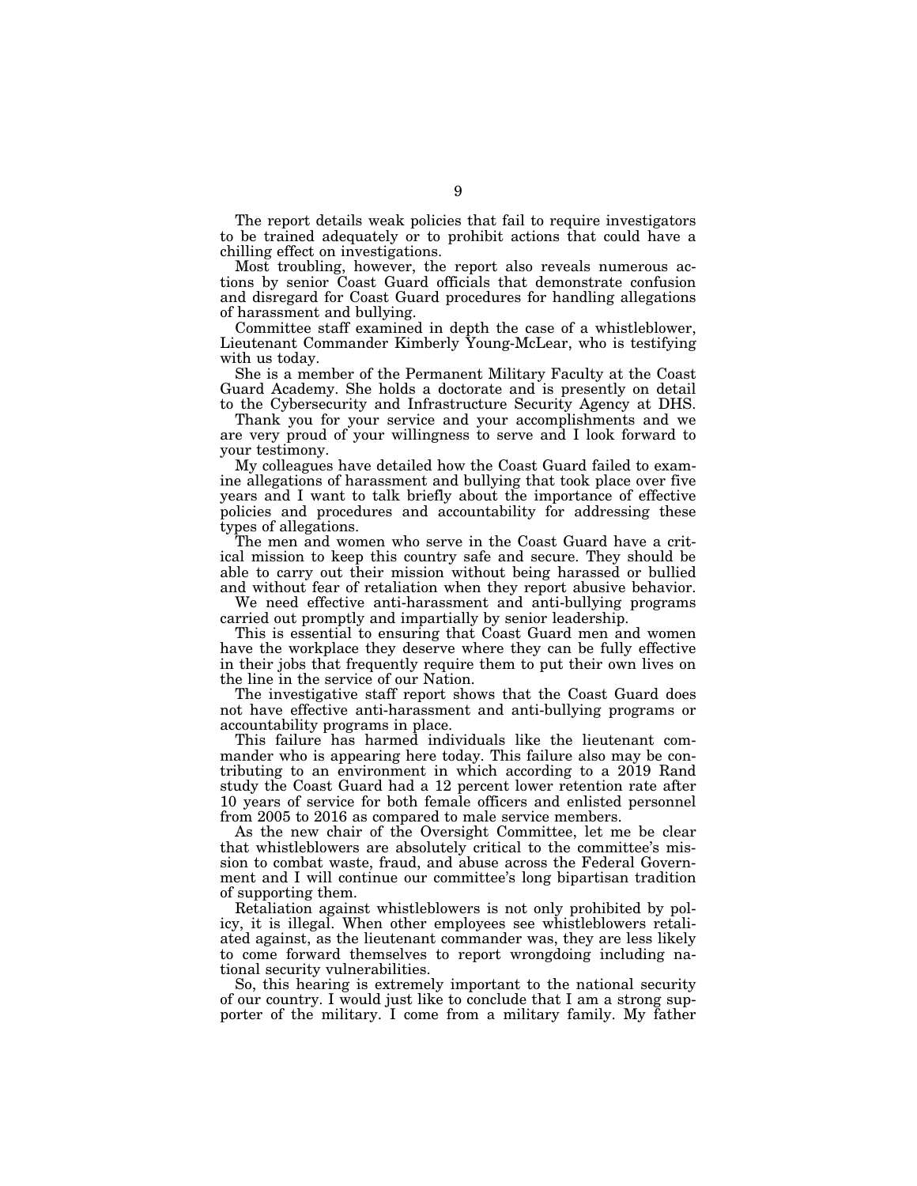The report details weak policies that fail to require investigators to be trained adequately or to prohibit actions that could have a chilling effect on investigations.

Most troubling, however, the report also reveals numerous actions by senior Coast Guard officials that demonstrate confusion and disregard for Coast Guard procedures for handling allegations of harassment and bullying.

Committee staff examined in depth the case of a whistleblower, Lieutenant Commander Kimberly Young-McLear, who is testifying with us today.

She is a member of the Permanent Military Faculty at the Coast Guard Academy. She holds a doctorate and is presently on detail to the Cybersecurity and Infrastructure Security Agency at DHS.

Thank you for your service and your accomplishments and we are very proud of your willingness to serve and I look forward to your testimony.

My colleagues have detailed how the Coast Guard failed to examine allegations of harassment and bullying that took place over five years and I want to talk briefly about the importance of effective policies and procedures and accountability for addressing these types of allegations.

The men and women who serve in the Coast Guard have a critical mission to keep this country safe and secure. They should be able to carry out their mission without being harassed or bullied and without fear of retaliation when they report abusive behavior.

We need effective anti-harassment and anti-bullying programs carried out promptly and impartially by senior leadership.

This is essential to ensuring that Coast Guard men and women have the workplace they deserve where they can be fully effective in their jobs that frequently require them to put their own lives on the line in the service of our Nation.

The investigative staff report shows that the Coast Guard does not have effective anti-harassment and anti-bullying programs or accountability programs in place.

This failure has harmed individuals like the lieutenant commander who is appearing here today. This failure also may be contributing to an environment in which according to a 2019 Rand study the Coast Guard had a 12 percent lower retention rate after 10 years of service for both female officers and enlisted personnel from 2005 to 2016 as compared to male service members.

As the new chair of the Oversight Committee, let me be clear that whistleblowers are absolutely critical to the committee's mission to combat waste, fraud, and abuse across the Federal Government and I will continue our committee's long bipartisan tradition of supporting them.

Retaliation against whistleblowers is not only prohibited by policy, it is illegal. When other employees see whistleblowers retaliated against, as the lieutenant commander was, they are less likely to come forward themselves to report wrongdoing including national security vulnerabilities.

So, this hearing is extremely important to the national security of our country. I would just like to conclude that I am a strong supporter of the military. I come from a military family. My father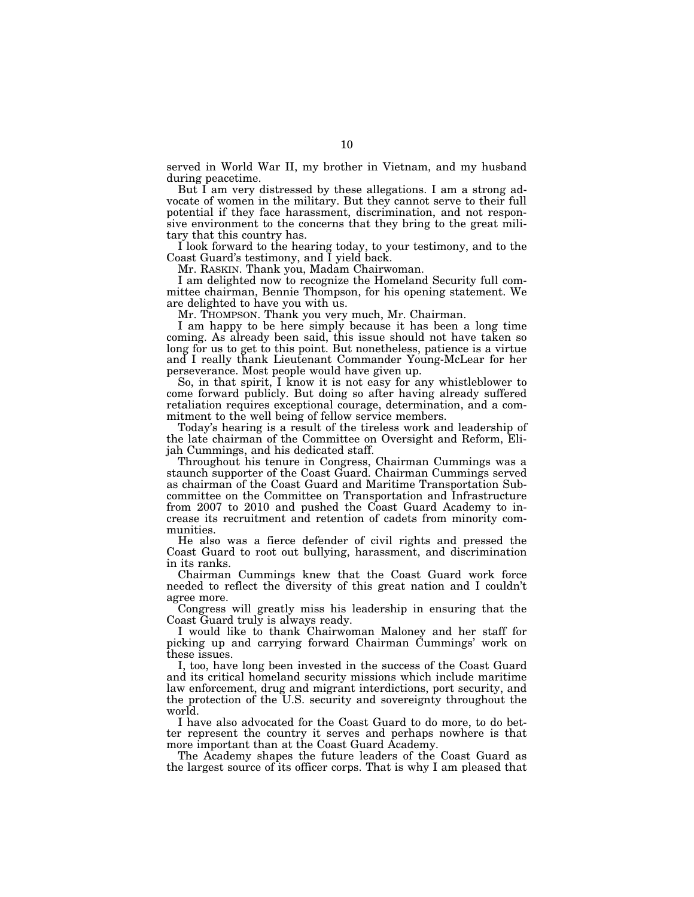served in World War II, my brother in Vietnam, and my husband during peacetime.

But I am very distressed by these allegations. I am a strong advocate of women in the military. But they cannot serve to their full potential if they face harassment, discrimination, and not responsive environment to the concerns that they bring to the great military that this country has.

I look forward to the hearing today, to your testimony, and to the Coast Guard's testimony, and I yield back.

Mr. RASKIN. Thank you, Madam Chairwoman.

I am delighted now to recognize the Homeland Security full committee chairman, Bennie Thompson, for his opening statement. We are delighted to have you with us.

Mr. THOMPSON. Thank you very much, Mr. Chairman.

I am happy to be here simply because it has been a long time coming. As already been said, this issue should not have taken so long for us to get to this point. But nonetheless, patience is a virtue and I really thank Lieutenant Commander Young-McLear for her perseverance. Most people would have given up.

So, in that spirit, I know it is not easy for any whistleblower to come forward publicly. But doing so after having already suffered retaliation requires exceptional courage, determination, and a commitment to the well being of fellow service members.

Today's hearing is a result of the tireless work and leadership of the late chairman of the Committee on Oversight and Reform, Elijah Cummings, and his dedicated staff.

Throughout his tenure in Congress, Chairman Cummings was a staunch supporter of the Coast Guard. Chairman Cummings served as chairman of the Coast Guard and Maritime Transportation Subcommittee on the Committee on Transportation and Infrastructure from 2007 to 2010 and pushed the Coast Guard Academy to increase its recruitment and retention of cadets from minority communities.

He also was a fierce defender of civil rights and pressed the Coast Guard to root out bullying, harassment, and discrimination in its ranks.

Chairman Cummings knew that the Coast Guard work force needed to reflect the diversity of this great nation and I couldn't agree more.

Congress will greatly miss his leadership in ensuring that the Coast Guard truly is always ready.

I would like to thank Chairwoman Maloney and her staff for picking up and carrying forward Chairman Cummings' work on these issues.

I, too, have long been invested in the success of the Coast Guard and its critical homeland security missions which include maritime law enforcement, drug and migrant interdictions, port security, and the protection of the U.S. security and sovereignty throughout the world.

I have also advocated for the Coast Guard to do more, to do better represent the country it serves and perhaps nowhere is that more important than at the Coast Guard Academy.

The Academy shapes the future leaders of the Coast Guard as the largest source of its officer corps. That is why I am pleased that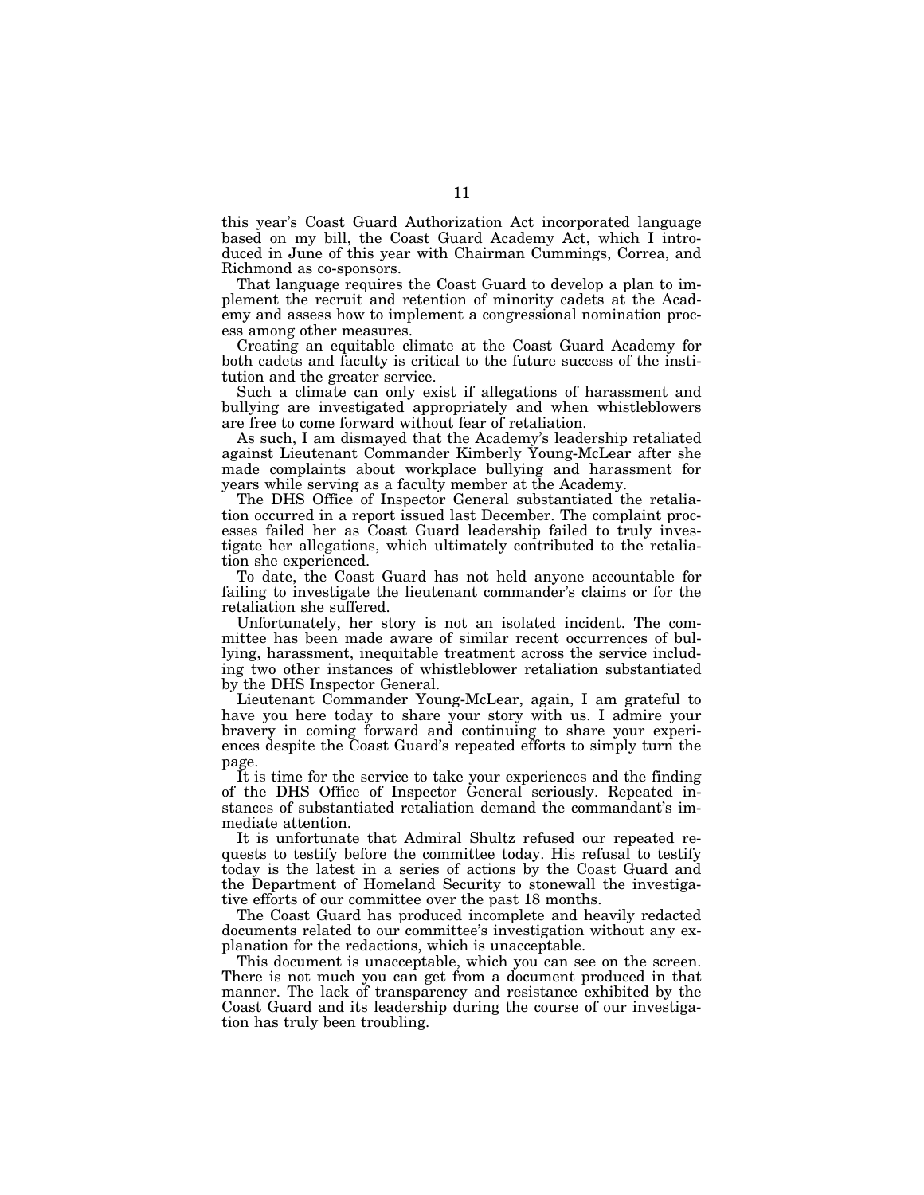this year's Coast Guard Authorization Act incorporated language based on my bill, the Coast Guard Academy Act, which I introduced in June of this year with Chairman Cummings, Correa, and Richmond as co-sponsors.

That language requires the Coast Guard to develop a plan to implement the recruit and retention of minority cadets at the Academy and assess how to implement a congressional nomination process among other measures.

Creating an equitable climate at the Coast Guard Academy for both cadets and faculty is critical to the future success of the institution and the greater service.

Such a climate can only exist if allegations of harassment and bullying are investigated appropriately and when whistleblowers are free to come forward without fear of retaliation.

As such, I am dismayed that the Academy's leadership retaliated against Lieutenant Commander Kimberly Young-McLear after she made complaints about workplace bullying and harassment for years while serving as a faculty member at the Academy.

The DHS Office of Inspector General substantiated the retaliation occurred in a report issued last December. The complaint processes failed her as Coast Guard leadership failed to truly investigate her allegations, which ultimately contributed to the retaliation she experienced.

To date, the Coast Guard has not held anyone accountable for failing to investigate the lieutenant commander's claims or for the retaliation she suffered.

Unfortunately, her story is not an isolated incident. The committee has been made aware of similar recent occurrences of bullying, harassment, inequitable treatment across the service including two other instances of whistleblower retaliation substantiated by the DHS Inspector General.

Lieutenant Commander Young-McLear, again, I am grateful to have you here today to share your story with us. I admire your bravery in coming forward and continuing to share your experiences despite the Coast Guard's repeated efforts to simply turn the page.

It is time for the service to take your experiences and the finding of the DHS Office of Inspector General seriously. Repeated instances of substantiated retaliation demand the commandant's immediate attention.

It is unfortunate that Admiral Shultz refused our repeated requests to testify before the committee today. His refusal to testify today is the latest in a series of actions by the Coast Guard and the Department of Homeland Security to stonewall the investigative efforts of our committee over the past 18 months.

The Coast Guard has produced incomplete and heavily redacted documents related to our committee's investigation without any explanation for the redactions, which is unacceptable.

This document is unacceptable, which you can see on the screen. There is not much you can get from a document produced in that manner. The lack of transparency and resistance exhibited by the Coast Guard and its leadership during the course of our investigation has truly been troubling.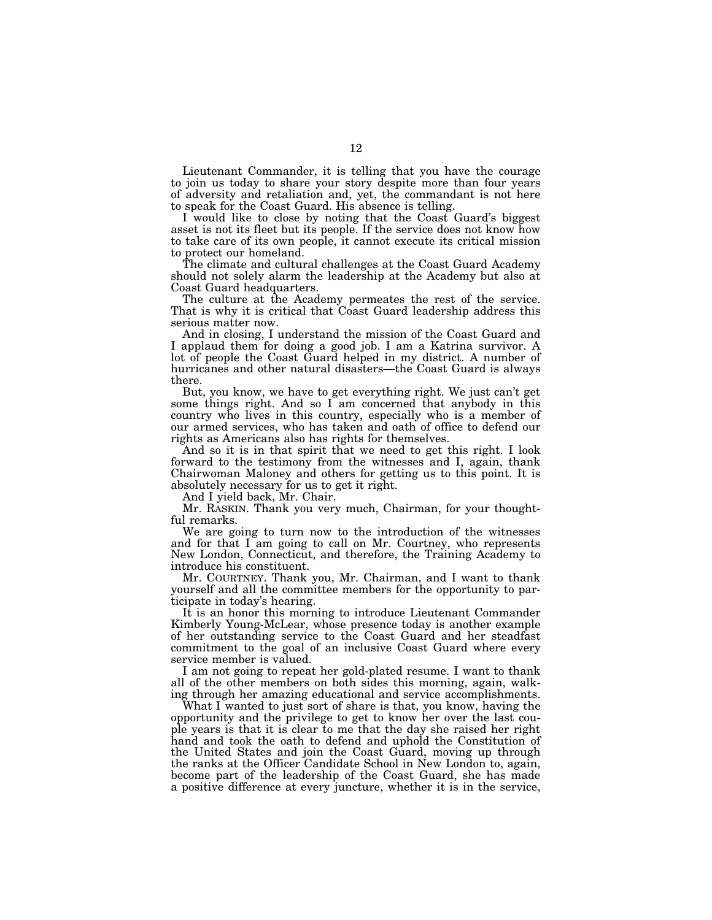Lieutenant Commander, it is telling that you have the courage to join us today to share your story despite more than four years of adversity and retaliation and, yet, the commandant is not here to speak for the Coast Guard. His absence is telling.

I would like to close by noting that the Coast Guard's biggest asset is not its fleet but its people. If the service does not know how to take care of its own people, it cannot execute its critical mission to protect our homeland.

The climate and cultural challenges at the Coast Guard Academy should not solely alarm the leadership at the Academy but also at Coast Guard headquarters.

The culture at the Academy permeates the rest of the service. That is why it is critical that Coast Guard leadership address this serious matter now.

And in closing, I understand the mission of the Coast Guard and I applaud them for doing a good job. I am a Katrina survivor. A lot of people the Coast Guard helped in my district. A number of hurricanes and other natural disasters—the Coast Guard is always there.

But, you know, we have to get everything right. We just can't get some things right. And so I am concerned that anybody in this country who lives in this country, especially who is a member of our armed services, who has taken and oath of office to defend our rights as Americans also has rights for themselves.

And so it is in that spirit that we need to get this right. I look forward to the testimony from the witnesses and I, again, thank Chairwoman Maloney and others for getting us to this point. It is absolutely necessary for us to get it right.

And I yield back, Mr. Chair.

Mr. RASKIN. Thank you very much, Chairman, for your thoughtful remarks.

We are going to turn now to the introduction of the witnesses and for that I am going to call on Mr. Courtney, who represents New London, Connecticut, and therefore, the Training Academy to introduce his constituent.

Mr. COURTNEY. Thank you, Mr. Chairman, and I want to thank yourself and all the committee members for the opportunity to participate in today's hearing.

It is an honor this morning to introduce Lieutenant Commander Kimberly Young-McLear, whose presence today is another example of her outstanding service to the Coast Guard and her steadfast commitment to the goal of an inclusive Coast Guard where every service member is valued.

I am not going to repeat her gold-plated resume. I want to thank all of the other members on both sides this morning, again, walking through her amazing educational and service accomplishments.

What I wanted to just sort of share is that, you know, having the opportunity and the privilege to get to know her over the last couple years is that it is clear to me that the day she raised her right hand and took the oath to defend and uphold the Constitution of the United States and join the Coast Guard, moving up through the ranks at the Officer Candidate School in New London to, again, become part of the leadership of the Coast Guard, she has made a positive difference at every juncture, whether it is in the service,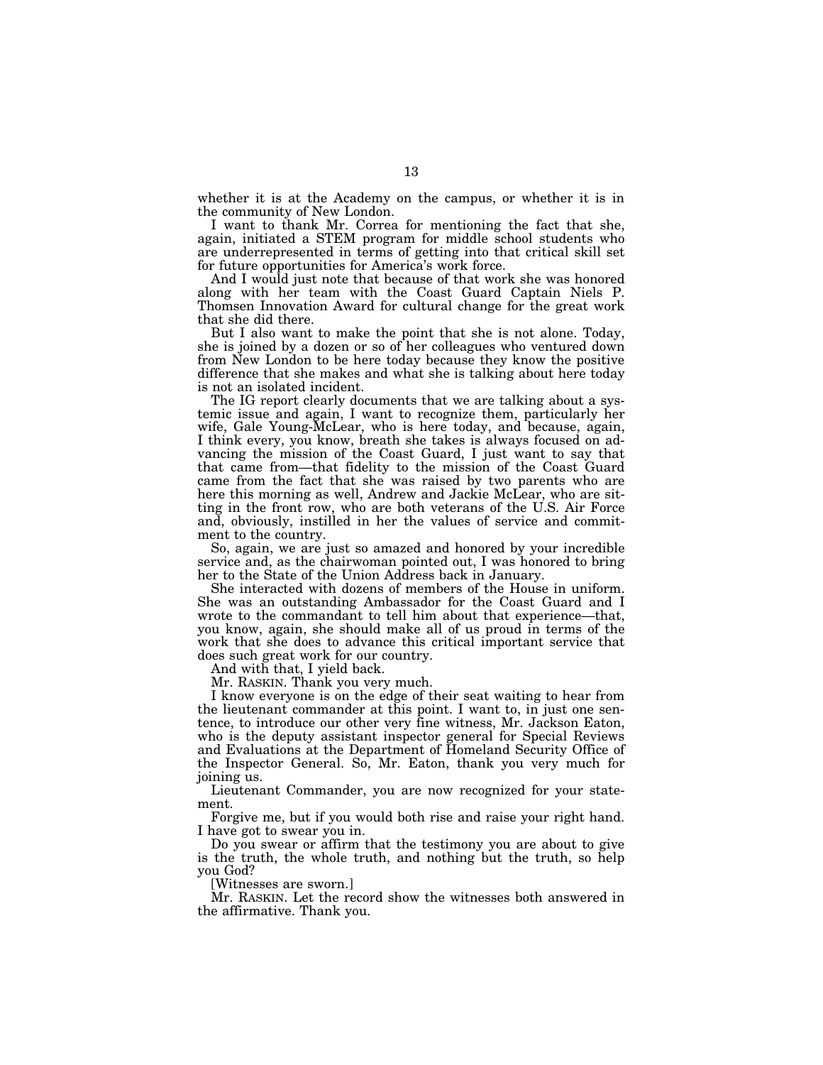whether it is at the Academy on the campus, or whether it is in the community of New London.

I want to thank Mr. Correa for mentioning the fact that she, again, initiated a STEM program for middle school students who are underrepresented in terms of getting into that critical skill set for future opportunities for America's work force.

And I would just note that because of that work she was honored along with her team with the Coast Guard Captain Niels P. Thomsen Innovation Award for cultural change for the great work that she did there.

But I also want to make the point that she is not alone. Today, she is joined by a dozen or so of her colleagues who ventured down from New London to be here today because they know the positive difference that she makes and what she is talking about here today is not an isolated incident.

The IG report clearly documents that we are talking about a systemic issue and again, I want to recognize them, particularly her wife, Gale Young-McLear, who is here today, and because, again, I think every, you know, breath she takes is always focused on advancing the mission of the Coast Guard, I just want to say that that came from—that fidelity to the mission of the Coast Guard came from the fact that she was raised by two parents who are here this morning as well, Andrew and Jackie McLear, who are sitting in the front row, who are both veterans of the U.S. Air Force and, obviously, instilled in her the values of service and commitment to the country.

So, again, we are just so amazed and honored by your incredible service and, as the chairwoman pointed out, I was honored to bring her to the State of the Union Address back in January.

She interacted with dozens of members of the House in uniform. She was an outstanding Ambassador for the Coast Guard and I wrote to the commandant to tell him about that experience—that, you know, again, she should make all of us proud in terms of the work that she does to advance this critical important service that does such great work for our country.

And with that, I yield back.

Mr. RASKIN. Thank you very much.

I know everyone is on the edge of their seat waiting to hear from the lieutenant commander at this point. I want to, in just one sentence, to introduce our other very fine witness, Mr. Jackson Eaton, who is the deputy assistant inspector general for Special Reviews and Evaluations at the Department of Homeland Security Office of the Inspector General. So, Mr. Eaton, thank you very much for joining us.

Lieutenant Commander, you are now recognized for your statement.

Forgive me, but if you would both rise and raise your right hand. I have got to swear you in.

Do you swear or affirm that the testimony you are about to give is the truth, the whole truth, and nothing but the truth, so help you God?

[Witnesses are sworn.]

Mr. RASKIN. Let the record show the witnesses both answered in the affirmative. Thank you.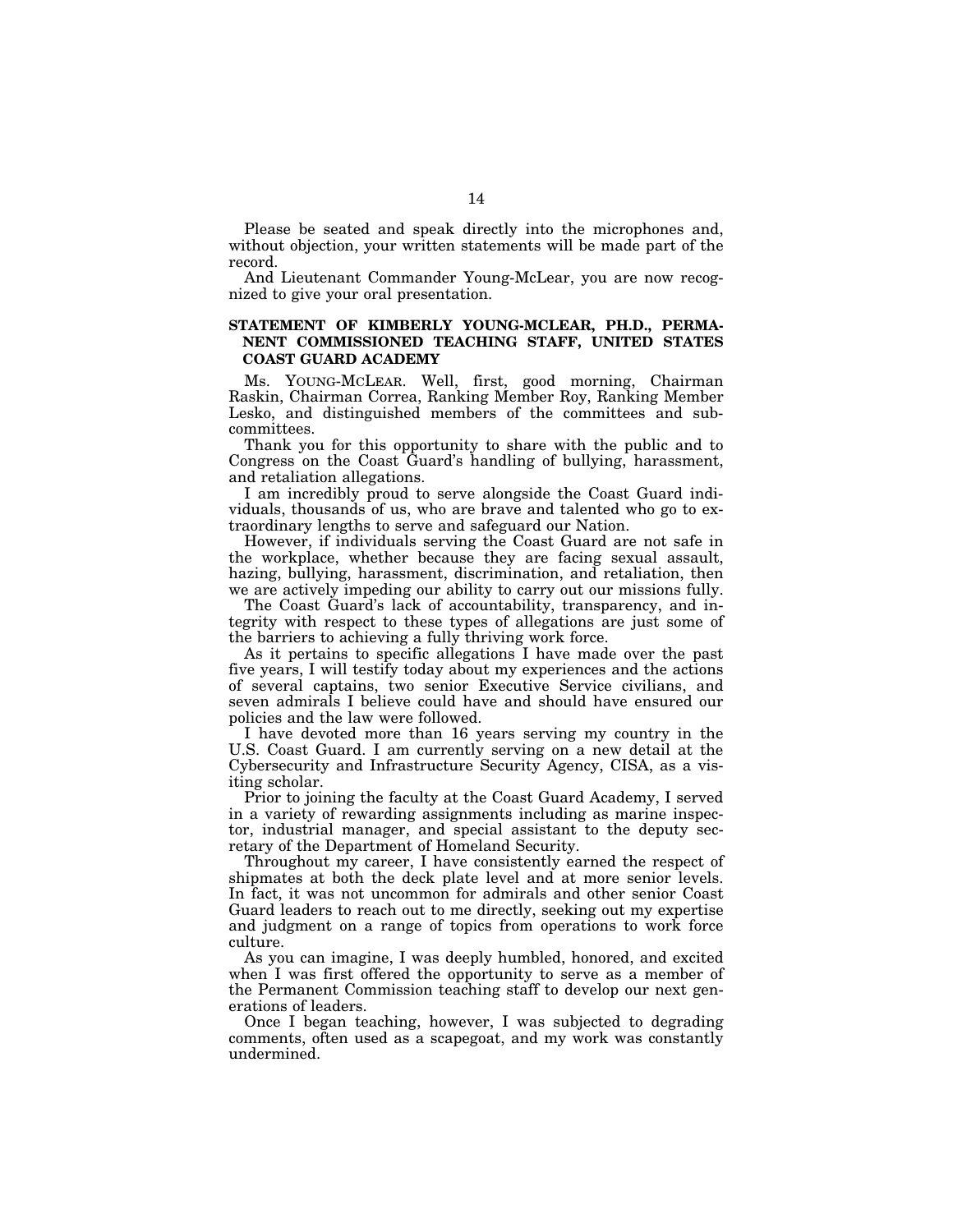Please be seated and speak directly into the microphones and, without objection, your written statements will be made part of the record.

And Lieutenant Commander Young-McLear, you are now recognized to give your oral presentation.

## STATEMENT OF KIMBERLY YOUNG-MCLEAR, PH.D., PERMANENT COMMISSIONED TEACHING STAFF, UNITED STATES COAST GUARD ACADEMY

Ms. YOUNG-MCLEAR. Well, first, good morning, Chairman Raskin, Chairman Correa, Ranking Member Roy, Ranking Member Lesko, and distinguished members of the committees and subcommittees.

Thank you for this opportunity to share with the public and to Congress on the Coast Guard's handling of bullying, harassment, and retaliation allegations.

I am incredibly proud to serve alongside the Coast Guard individuals, thousands of us, who are brave and talented who go to extraordinary lengths to serve and safeguard our Nation.

However, if individuals serving the Coast Guard are not safe in the workplace, whether because they are facing sexual assault, hazing, bullying, harassment, discrimination, and retaliation, then we are actively impeding our ability to carry out our missions fully.

The Coast Guard's lack of accountability, transparency, and integrity with respect to these types of allegations are just some of the barriers to achieving a fully thriving work force.

As it pertains to specific allegations I have made over the past five years, I will testify today about my experiences and the actions of several captains, two senior Executive Service civilians, and seven admirals I believe could have and should have ensured our policies and the law were followed.

I have devoted more than 16 years serving my country in the U.S. Coast Guard. I am currently serving on a new detail at the Cybersecurity and Infrastructure Security Agency, CISA, as a visiting scholar.

Prior to joining the faculty at the Coast Guard Academy, I served in a variety of rewarding assignments including as marine inspector, industrial manager, and special assistant to the deputy secretary of the Department of Homeland Security.

Throughout my career, I have consistently earned the respect of shipmates at both the deck plate level and at more senior levels. In fact, it was not uncommon for admirals and other senior Coast Guard leaders to reach out to me directly, seeking out my expertise and judgment on a range of topics from operations to work force culture.

As you can imagine, I was deeply humbled, honored, and excited when I was first offered the opportunity to serve as a member of the Permanent Commission teaching staff to develop our next generations of leaders.

Once I began teaching, however, I was subjected to degrading comments, often used as a scapegoat, and my work was constantly undermined.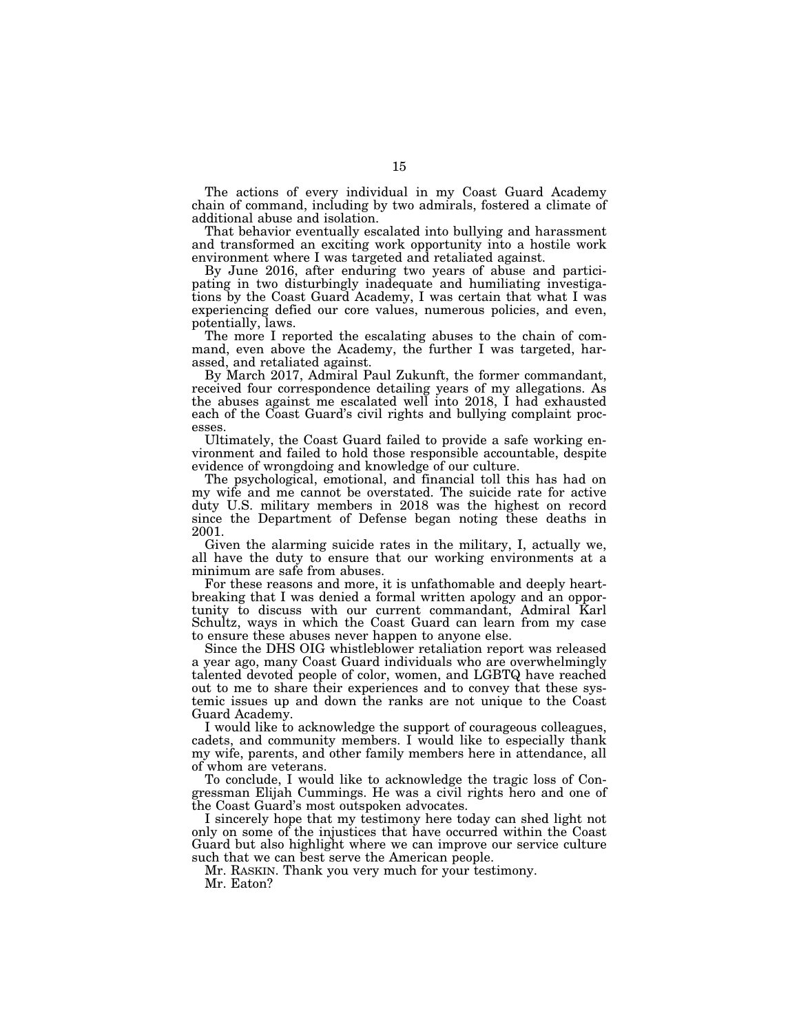The actions of every individual in my Coast Guard Academy chain of command, including by two admirals, fostered a climate of additional abuse and isolation.

That behavior eventually escalated into bullying and harassment and transformed an exciting work opportunity into a hostile work environment where I was targeted and retaliated against.

By June 2016, after enduring two years of abuse and participating in two disturbingly inadequate and humiliating investigations by the Coast Guard Academy, I was certain that what I was experiencing defied our core values, numerous policies, and even, potentially, laws.

The more I reported the escalating abuses to the chain of command, even above the Academy, the further I was targeted, harassed, and retaliated against.

By March 2017, Admiral Paul Zukunft, the former commandant, received four correspondence detailing years of my allegations. As the abuses against me escalated well into 2018, I had exhausted each of the Coast Guard's civil rights and bullying complaint processes.

Ultimately, the Coast Guard failed to provide a safe working environment and failed to hold those responsible accountable, despite evidence of wrongdoing and knowledge of our culture.

The psychological, emotional, and financial toll this has had on my wife and me cannot be overstated. The suicide rate for active duty U.S. military members in 2018 was the highest on record since the Department of Defense began noting these deaths in 2001.

Given the alarming suicide rates in the military, I, actually we, all have the duty to ensure that our working environments at a minimum are safe from abuses.

For these reasons and more, it is unfathomable and deeply heartbreaking that I was denied a formal written apology and an opportunity to discuss with our current commandant, Admiral Karl Schultz, ways in which the Coast Guard can learn from my case to ensure these abuses never happen to anyone else.

Since the DHS OIG whistleblower retaliation report was released a year ago, many Coast Guard individuals who are overwhelmingly talented devoted people of color, women, and LGBTQ have reached out to me to share their experiences and to convey that these systemic issues up and down the ranks are not unique to the Coast Guard Academy.

I would like to acknowledge the support of courageous colleagues, cadets, and community members. I would like to especially thank my wife, parents, and other family members here in attendance, all of whom are veterans.

To conclude, I would like to acknowledge the tragic loss of Congressman Elijah Cummings. He was a civil rights hero and one of the Coast Guard's most outspoken advocates.

I sincerely hope that my testimony here today can shed light not only on some of the injustices that have occurred within the Coast Guard but also highlight where we can improve our service culture such that we can best serve the American people.

Mr. RASKIN. Thank you very much for your testimony.

Mr. Eaton?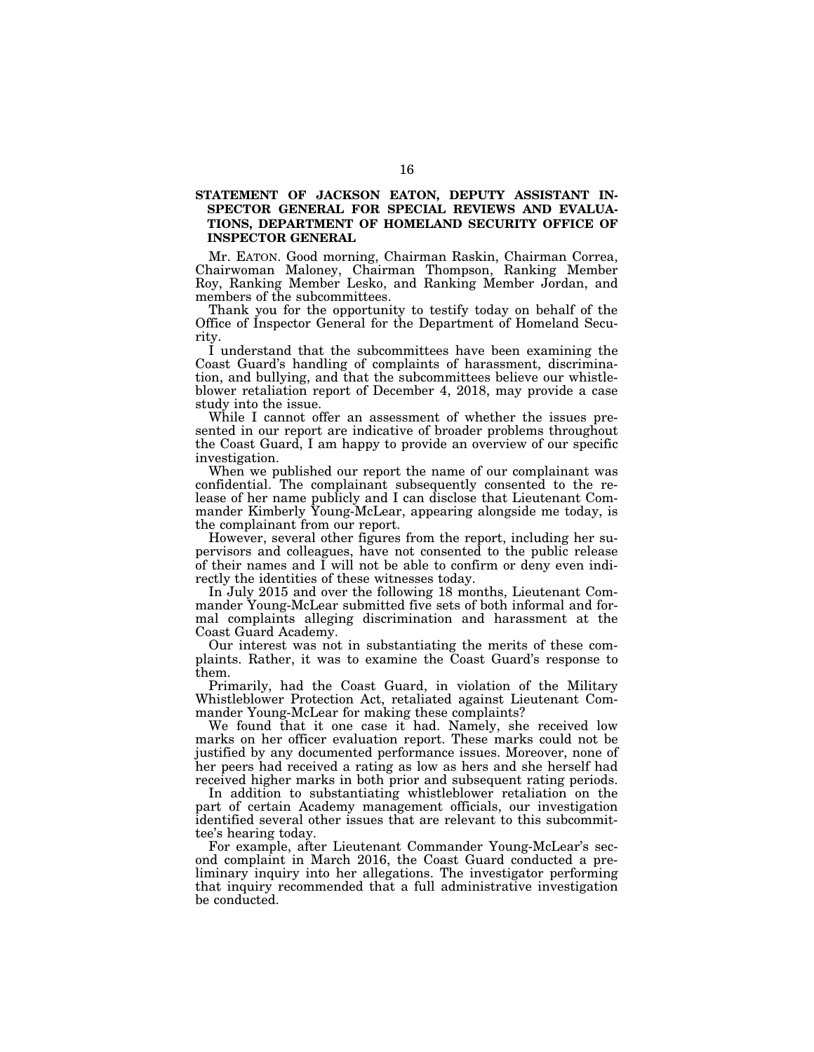**STATEMENT OF JACKSON EATON, DEPUTY ASSISTANT INSPECTOR GENERAL FOR SPECIAL REVIEWS AND EVALUATIONS, DEPARTMENT OF HOMELAND SECURITY OFFICE OF INSPECTOR GENERAL**

Mr. EATON. Good morning, Chairman Raskin, Chairman Correa, Chairwoman Maloney, Chairman Thompson, Ranking Member Roy, Ranking Member Lesko, and Ranking Member Jordan, and members of the subcommittees.

Thank you for the opportunity to testify today on behalf of the Office of Inspector General for the Department of Homeland Security.

I understand that the subcommittees have been examining the Coast Guard's handling of complaints of harassment, discrimination, and bullying, and that the subcommittees believe our whistleblower retaliation report of December 4, 2018, may provide a case study into the issue.

While I cannot offer an assessment of whether the issues presented in our report are indicative of broader problems throughout the Coast Guard, I am happy to provide an overview of our specific investigation.

When we published our report the name of our complainant was confidential. The complainant subsequently consented to the release of her name publicly and I can disclose that Lieutenant Commander Kimberly Young-McLear, appearing alongside me today, is the complainant from our report.

However, several other figures from the report, including her supervisors and colleagues, have not consented to the public release of their names and I will not be able to confirm or deny even indirectly the identities of these witnesses today.

In July 2015 and over the following 18 months, Lieutenant Commander Young-McLear submitted five sets of both informal and formal complaints alleging discrimination and harassment at the Coast Guard Academy.

Our interest was not in substantiating the merits of these complaints. Rather, it was to examine the Coast Guard's response to them.

Primarily, had the Coast Guard, in violation of the Military Whistleblower Protection Act, retaliated against Lieutenant Commander Young-McLear for making these complaints?

We found that it one case it had. Namely, she received low marks on her officer evaluation report. These marks could not be justified by any documented performance issues. Moreover, none of her peers had received a rating as low as hers and she herself had received higher marks in both prior and subsequent rating periods.

In addition to substantiating whistleblower retaliation on the part of certain Academy management officials, our investigation identified several other issues that are relevant to this subcommittee's hearing today.

For example, after Lieutenant Commander Young-McLear's second complaint in March 2016, the Coast Guard conducted a preliminary inquiry into her allegations. The investigator performing that inquiry recommended that a full administrative investigation be conducted.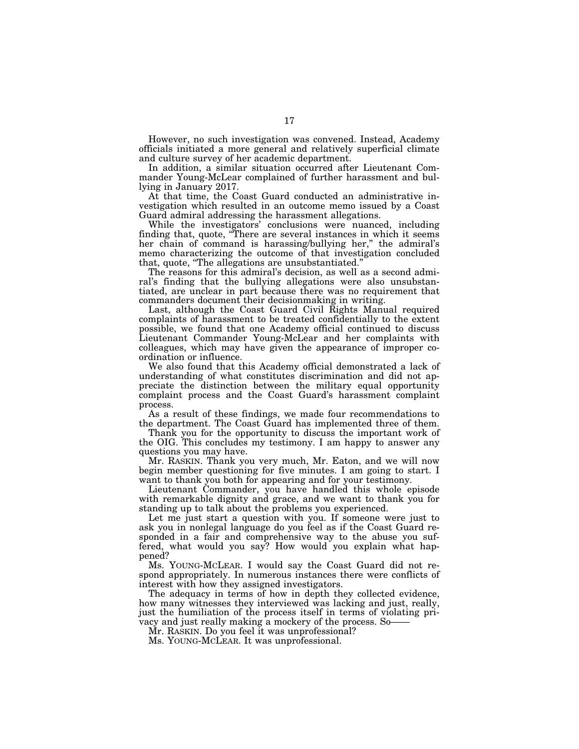However, no such investigation was convened. Instead, Academy officials initiated a more general and relatively superficial climate and culture survey of her academic department.

In addition, a similar situation occurred after Lieutenant Commander Young-McLear complained of further harassment and bullying in January 2017.

At that time, the Coast Guard conducted an administrative investigation which resulted in an outcome memo issued by a Coast Guard admiral addressing the harassment allegations.

While the investigators' conclusions were nuanced, including finding that, quote, "There are several instances in which it seems her chain of command is harassing/bullying her," the admiral's memo characterizing the outcome of that investigation concluded that, quote, "The allegations are unsubstantiated."

The reasons for this admiral's decision, as well as a second admiral's finding that the bullying allegations were also unsubstantiated, are unclear in part because there was no requirement that commanders document their decisionmaking in writing.

Last, although the Coast Guard Civil Rights Manual required complaints of harassment to be treated confidentially to the extent possible, we found that one Academy official continued to discuss Lieutenant Commander Young-McLear and her complaints with colleagues, which may have given the appearance of improper coordination or influence.

We also found that this Academy official demonstrated a lack of understanding of what constitutes discrimination and did not appreciate the distinction between the military equal opportunity complaint process and the Coast Guard's harassment complaint process.

As a result of these findings, we made four recommendations to the department. The Coast Guard has implemented three of them.

Thank you for the opportunity to discuss the important work of the OIG. This concludes my testimony. I am happy to answer any questions you may have.

Mr. RASKIN. Thank you very much, Mr. Eaton, and we will now begin member questioning for five minutes. I am going to start. I want to thank you both for appearing and for your testimony.

Lieutenant Commander, you have handled this whole episode with remarkable dignity and grace, and we want to thank you for standing up to talk about the problems you experienced.

Let me just start a question with you. If someone were just to ask you in nonlegal language do you feel as if the Coast Guard responded in a fair and comprehensive way to the abuse you suffered, what would you say? How would you explain what happened?

Ms. YOUNG-MCLEAR. I would say the Coast Guard did not respond appropriately. In numerous instances there were conflicts of interest with how they assigned investigators.

The adequacy in terms of how in depth they collected evidence, how many witnesses they interviewed was lacking and just, really, just the humiliation of the process itself in terms of violating privacy and just really making a mockery of the process. So——

Mr. RASKIN. Do you feel it was unprofessional?

Ms. YOUNG-MCLEAR. It was unprofessional.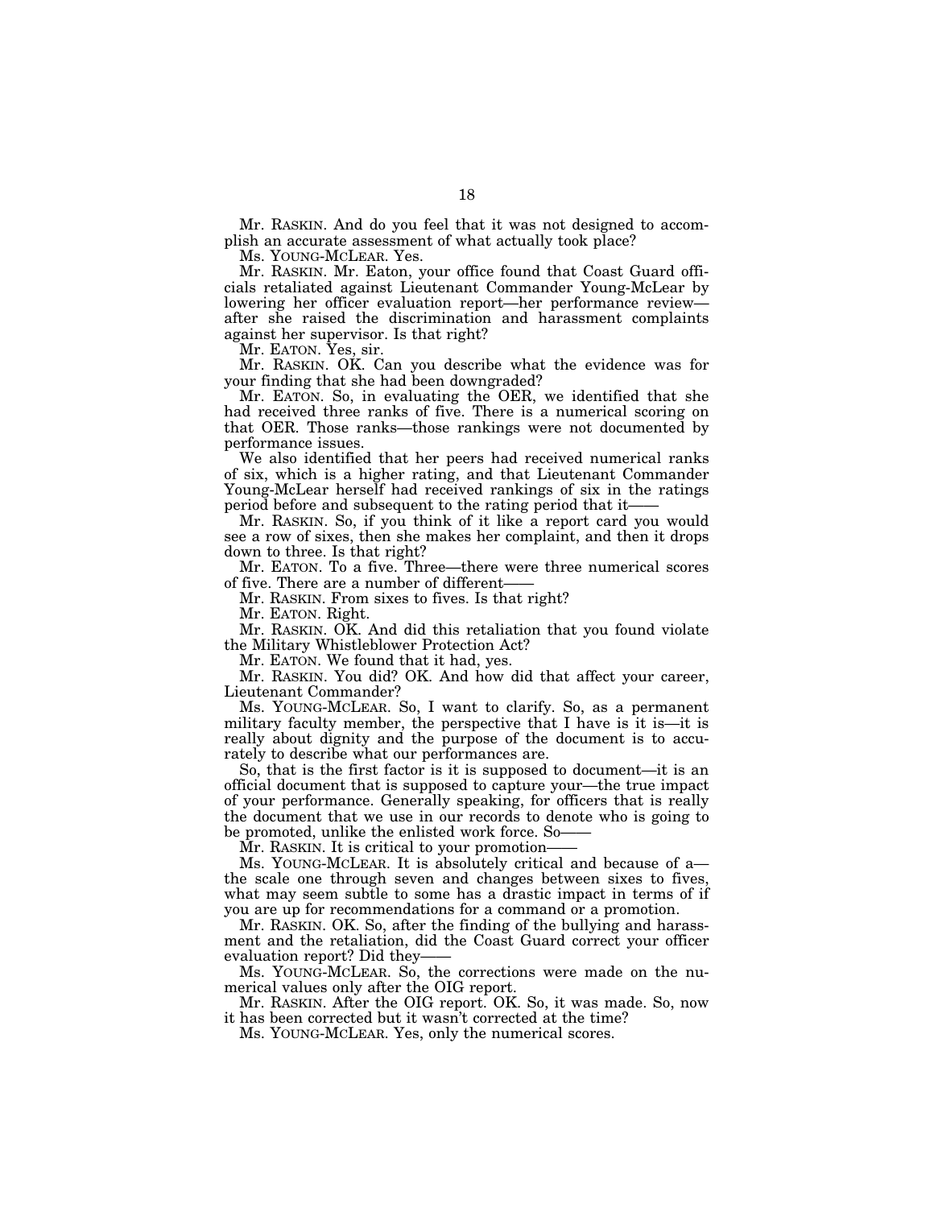Mr. RASKIN. And do you feel that it was not designed to accomplish an accurate assessment of what actually took place?

Ms. YOUNG-MCLEAR. Yes.

Mr. RASKIN. Mr. Eaton, your office found that Coast Guard officials retaliated against Lieutenant Commander Young-McLear by lowering her officer evaluation report—her performance review—after she raised the discrimination and harassment complaints against her supervisor. Is that right?

Mr. EATON. Yes, sir.

Mr. RASKIN. OK. Can you describe what the evidence was for your finding that she had been downgraded?

Mr. EATON. So, in evaluating the OER, we identified that she had received three ranks of five. There is a numerical scoring on that OER. Those ranks—those rankings were not documented by performance issues.

We also identified that her peers had received numerical ranks of six, which is a higher rating, and that Lieutenant Commander Young-McLear herself had received rankings of six in the ratings period before and subsequent to the rating period that it——

Mr. RASKIN. So, if you think of it like a report card you would see a row of sixes, then she makes her complaint, and then it drops down to three. Is that right?

Mr. EATON. To a five. Three—there were three numerical scores of five. There are a number of different——

Mr. RASKIN. From sixes to fives. Is that right?

Mr. EATON. Right.

Mr. RASKIN. OK. And did this retaliation that you found violate the Military Whistleblower Protection Act?

Mr. EATON. We found that it had, yes.

Mr. RASKIN. You did? OK. And how did that affect your career, Lieutenant Commander?

Ms. YOUNG-MCLEAR. So, I want to clarify. So, as a permanent military faculty member, the perspective that I have is it is—it is really about dignity and the purpose of the document is to accurately to describe what our performances are.

So, that is the first factor is it is supposed to document—it is an official document that is supposed to capture your—the true impact of your performance. Generally speaking, for officers that is really the document that we use in our records to denote who is going to be promoted, unlike the enlisted work force. So——

Mr. RASKIN. It is critical to your promotion——

Ms. YOUNG-MCLEAR. It is absolutely critical and because of a—the scale one through seven and changes between sixes to fives, what may seem subtle to some has a drastic impact in terms of if you are up for recommendations for a command or a promotion.

Mr. RASKIN. OK. So, after the finding of the bullying and harassment and the retaliation, did the Coast Guard correct your officer evaluation report? Did they——

Ms. YOUNG-MCLEAR. So, the corrections were made on the numerical values only after the OIG report.

Mr. RASKIN. After the OIG report. OK. So, it was made. So, now it has been corrected but it wasn't corrected at the time?

Ms. YOUNG-MCLEAR. Yes, only the numerical scores.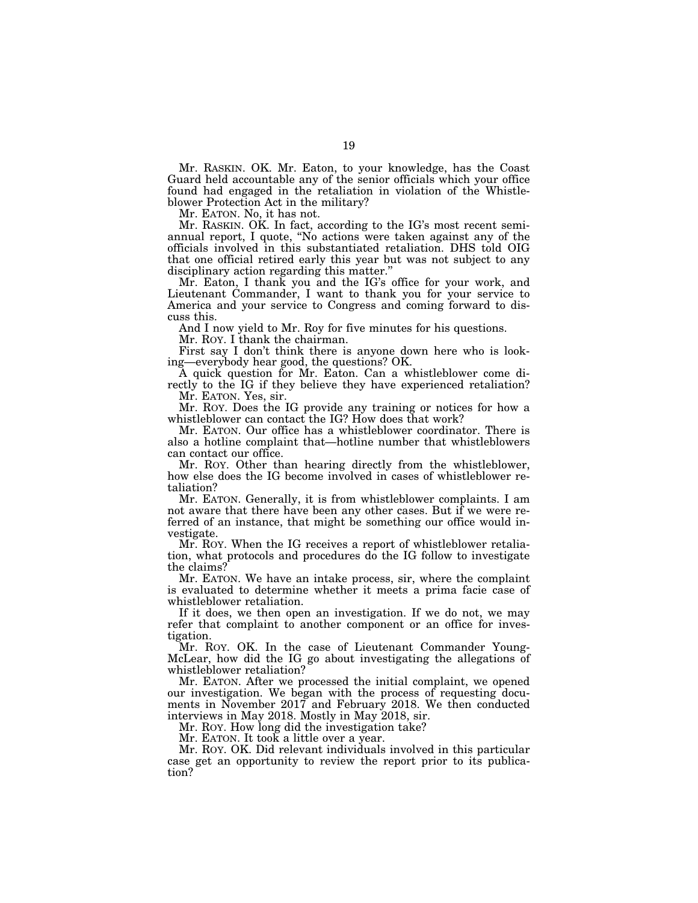Mr. RASKIN. OK. Mr. Eaton, to your knowledge, has the Coast Guard held accountable any of the senior officials which your office found had engaged in the retaliation in violation of the Whistleblower Protection Act in the military?

Mr. EATON. No, it has not.

Mr. RASKIN. OK. In fact, according to the IG's most recent semiannual report, I quote, "No actions were taken against any of the officials involved in this substantiated retaliation. DHS told OIG that one official retired early this year but was not subject to any disciplinary action regarding this matter."

Mr. Eaton, I thank you and the IG's office for your work, and Lieutenant Commander, I want to thank you for your service to America and your service to Congress and coming forward to discuss this.

And I now yield to Mr. Roy for five minutes for his questions.

Mr. ROY. I thank the chairman.

First say I don't think there is anyone down here who is looking—everybody hear good, the questions? OK.

A quick question for Mr. Eaton. Can a whistleblower come directly to the IG if they believe they have experienced retaliation?

Mr. EATON. Yes, sir.

Mr. ROY. Does the IG provide any training or notices for how a whistleblower can contact the IG? How does that work?

Mr. EATON. Our office has a whistleblower coordinator. There is also a hotline complaint that—hotline number that whistleblowers can contact our office.

Mr. ROY. Other than hearing directly from the whistleblower, how else does the IG become involved in cases of whistleblower retaliation?

Mr. EATON. Generally, it is from whistleblower complaints. I am not aware that there have been any other cases. But if we were referred of an instance, that might be something our office would investigate.

Mr. ROY. When the IG receives a report of whistleblower retaliation, what protocols and procedures do the IG follow to investigate the claims?

Mr. EATON. We have an intake process, sir, where the complaint is evaluated to determine whether it meets a prima facie case of whistleblower retaliation.

If it does, we then open an investigation. If we do not, we may refer that complaint to another component or an office for investigation.

Mr. ROY. OK. In the case of Lieutenant Commander Young-McLear, how did the IG go about investigating the allegations of whistleblower retaliation?

Mr. EATON. After we processed the initial complaint, we opened our investigation. We began with the process of requesting documents in November 2017 and February 2018. We then conducted interviews in May 2018. Mostly in May 2018, sir.

Mr. ROY. How long did the investigation take?

Mr. EATON. It took a little over a year.

Mr. ROY. OK. Did relevant individuals involved in this particular case get an opportunity to review the report prior to its publication?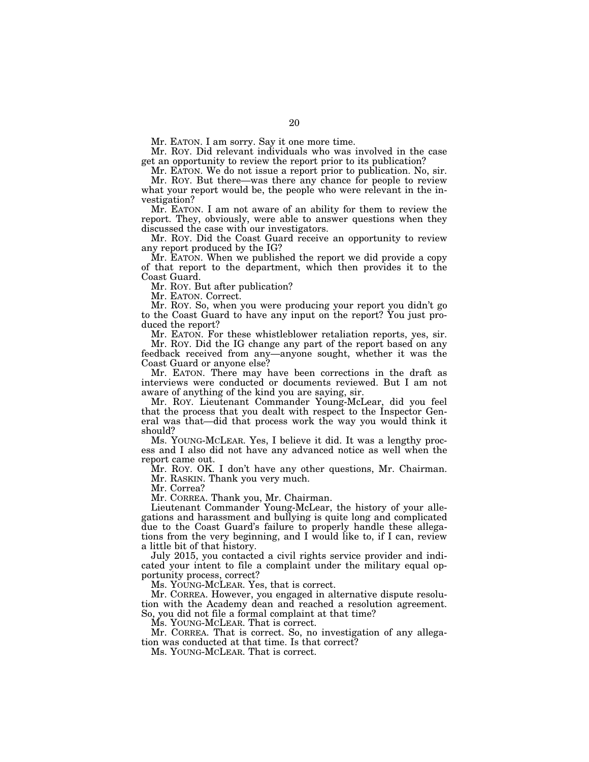Mr. EATON. I am sorry. Say it one more time.

Mr. ROY. Did relevant individuals who was involved in the case get an opportunity to review the report prior to its publication?

Mr. EATON. We do not issue a report prior to publication. No, sir.

Mr. ROY. But there—was there any chance for people to review what your report would be, the people who were relevant in the investigation?

Mr. EATON. I am not aware of an ability for them to review the report. They, obviously, were able to answer questions when they discussed the case with our investigators.

Mr. ROY. Did the Coast Guard receive an opportunity to review any report produced by the IG?

Mr. EATON. When we published the report we did provide a copy of that report to the department, which then provides it to the Coast Guard.

Mr. ROY. But after publication?

Mr. EATON. Correct.

Mr. ROY. So, when you were producing your report you didn't go to the Coast Guard to have any input on the report? You just produced the report?

Mr. EATON. For these whistleblower retaliation reports, yes, sir.

Mr. ROY. Did the IG change any part of the report based on any feedback received from any—anyone sought, whether it was the Coast Guard or anyone else?

Mr. EATON. There may have been corrections in the draft as interviews were conducted or documents reviewed. But I am not aware of anything of the kind you are saying, sir.

Mr. ROY. Lieutenant Commander Young-McLear, did you feel that the process that you dealt with respect to the Inspector General was that—did that process work the way you would think it should?

Ms. YOUNG-MCLEAR. Yes, I believe it did. It was a lengthy process and I also did not have any advanced notice as well when the report came out.

Mr. ROY. OK. I don't have any other questions, Mr. Chairman.

Mr. RASKIN. Thank you very much.

Mr. Correa?

Mr. CORREA. Thank you, Mr. Chairman.

Lieutenant Commander Young-McLear, the history of your allegations and harassment and bullying is quite long and complicated due to the Coast Guard's failure to properly handle these allegations from the very beginning, and I would like to, if I can, review a little bit of that history.

July 2015, you contacted a civil rights service provider and indicated your intent to file a complaint under the military equal opportunity process, correct?

Ms. YOUNG-MCLEAR. Yes, that is correct.

Mr. CORREA. However, you engaged in alternative dispute resolution with the Academy dean and reached a resolution agreement. So, you did not file a formal complaint at that time?

Ms. YOUNG-MCLEAR. That is correct.

Mr. CORREA. That is correct. So, no investigation of any allegation was conducted at that time. Is that correct?

Ms. YOUNG-MCLEAR. That is correct.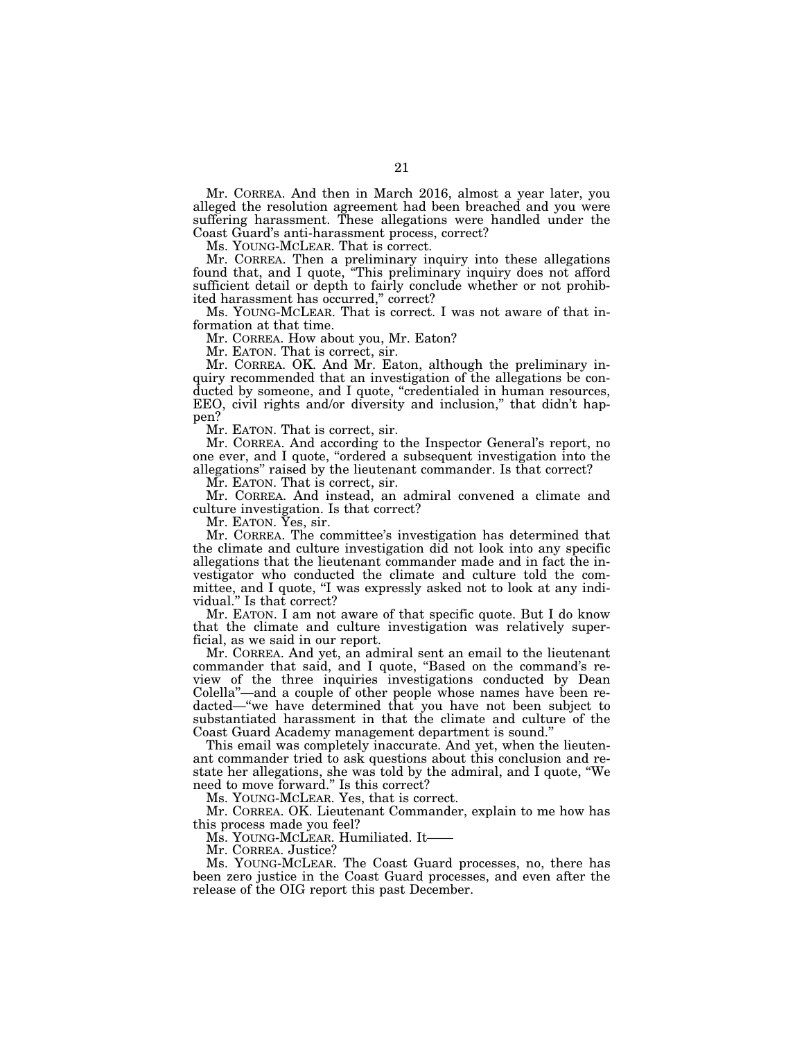Mr. CORREA. And then in March 2016, almost a year later, you alleged the resolution agreement had been breached and you were suffering harassment. These allegations were handled under the Coast Guard's anti-harassment process, correct?

Ms. YOUNG-MCLEAR. That is correct.

Mr. CORREA. Then a preliminary inquiry into these allegations found that, and I quote, "This preliminary inquiry does not afford sufficient detail or depth to fairly conclude whether or not prohibited harassment has occurred," correct?

Ms. YOUNG-MCLEAR. That is correct. I was not aware of that information at that time.

Mr. CORREA. How about you, Mr. Eaton?

Mr. EATON. That is correct, sir.

Mr. CORREA. OK. And Mr. Eaton, although the preliminary inquiry recommended that an investigation of the allegations be conducted by someone, and I quote, "credentialed in human resources, EEO, civil rights and/or diversity and inclusion," that didn't happen?

Mr. EATON. That is correct, sir.

Mr. CORREA. And according to the Inspector General's report, no one ever, and I quote, "ordered a subsequent investigation into the allegations" raised by the lieutenant commander. Is that correct?

Mr. EATON. That is correct, sir.

Mr. CORREA. And instead, an admiral convened a climate and culture investigation. Is that correct?

Mr. EATON. Yes, sir.

Mr. CORREA. The committee's investigation has determined that the climate and culture investigation did not look into any specific allegations that the lieutenant commander made and in fact the investigator who conducted the climate and culture told the committee, and I quote, "I was expressly asked not to look at any individual." Is that correct?

Mr. EATON. I am not aware of that specific quote. But I do know that the climate and culture investigation was relatively superficial, as we said in our report.

Mr. CORREA. And yet, an admiral sent an email to the lieutenant commander that said, and I quote, "Based on the command's review of the three inquiries investigations conducted by Dean Colella"—and a couple of other people whose names have been redacted—"we have determined that you have not been subject to substantiated harassment in that the climate and culture of the Coast Guard Academy management department is sound."

This email was completely inaccurate. And yet, when the lieutenant commander tried to ask questions about this conclusion and restate her allegations, she was told by the admiral, and I quote, "We need to move forward." Is this correct?

Ms. YOUNG-MCLEAR. Yes, that is correct.

Mr. CORREA. OK. Lieutenant Commander, explain to me how has this process made you feel?

Ms. YOUNG-MCLEAR. Humiliated. It——

Mr. CORREA. Justice?

Ms. YOUNG-MCLEAR. The Coast Guard processes, no, there has been zero justice in the Coast Guard processes, and even after the release of the OIG report this past December.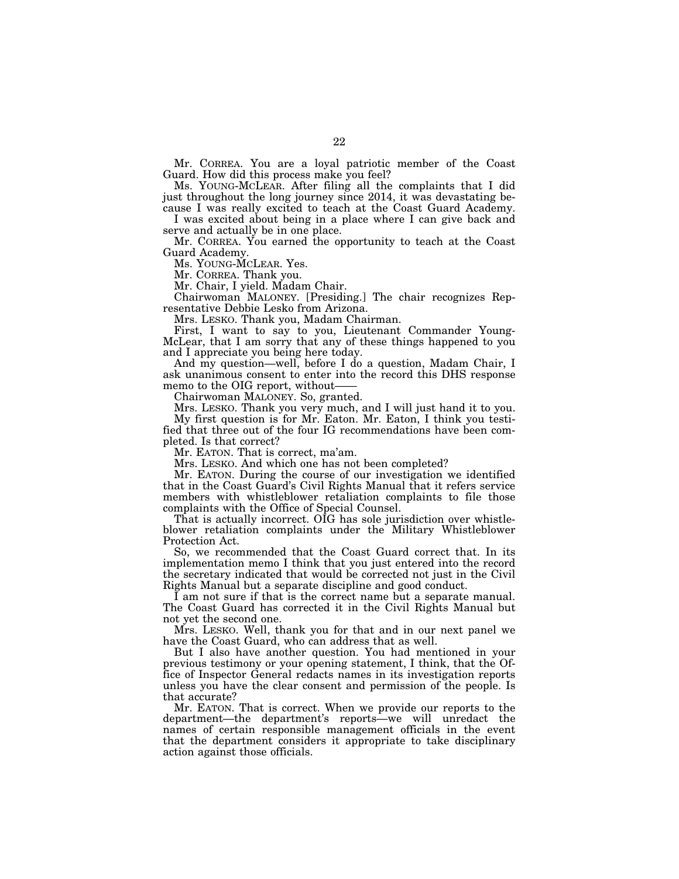Mr. CORREA. You are a loyal patriotic member of the Coast Guard. How did this process make you feel?

Ms. YOUNG-MCLEAR. After filing all the complaints that I did just throughout the long journey since 2014, it was devastating because I was really excited to teach at the Coast Guard Academy.

I was excited about being in a place where I can give back and serve and actually be in one place.

Mr. CORREA. You earned the opportunity to teach at the Coast Guard Academy.

Ms. YOUNG-MCLEAR. Yes.

Mr. CORREA. Thank you.

Mr. Chair, I yield. Madam Chair.

Chairwoman MALONEY. [Presiding.] The chair recognizes Representative Debbie Lesko from Arizona.

Mrs. LESKO. Thank you, Madam Chairman.

First, I want to say to you, Lieutenant Commander Young-McLear, that I am sorry that any of these things happened to you and I appreciate you being here today.

And my question—well, before I do a question, Madam Chair, I ask unanimous consent to enter into the record this DHS response memo to the OIG report, without——

Chairwoman MALONEY. So, granted.

Mrs. LESKO. Thank you very much, and I will just hand it to you.

My first question is for Mr. Eaton. Mr. Eaton, I think you testified that three out of the four IG recommendations have been completed. Is that correct?

Mr. EATON. That is correct, ma'am.

Mrs. LESKO. And which one has not been completed?

Mr. EATON. During the course of our investigation we identified that in the Coast Guard's Civil Rights Manual that it refers service members with whistleblower retaliation complaints to file those complaints with the Office of Special Counsel.

That is actually incorrect. OIG has sole jurisdiction over whistleblower retaliation complaints under the Military Whistleblower Protection Act.

So, we recommended that the Coast Guard correct that. In its implementation memo I think that you just entered into the record the secretary indicated that would be corrected not just in the Civil Rights Manual but a separate discipline and good conduct.

I am not sure if that is the correct name but a separate manual. The Coast Guard has corrected it in the Civil Rights Manual but not yet the second one.

Mrs. LESKO. Well, thank you for that and in our next panel we have the Coast Guard, who can address that as well.

But I also have another question. You had mentioned in your previous testimony or your opening statement, I think, that the Office of Inspector General redacts names in its investigation reports unless you have the clear consent and permission of the people. Is that accurate?

Mr. EATON. That is correct. When we provide our reports to the department—the department's reports—we will unredact the names of certain responsible management officials in the event that the department considers it appropriate to take disciplinary action against those officials.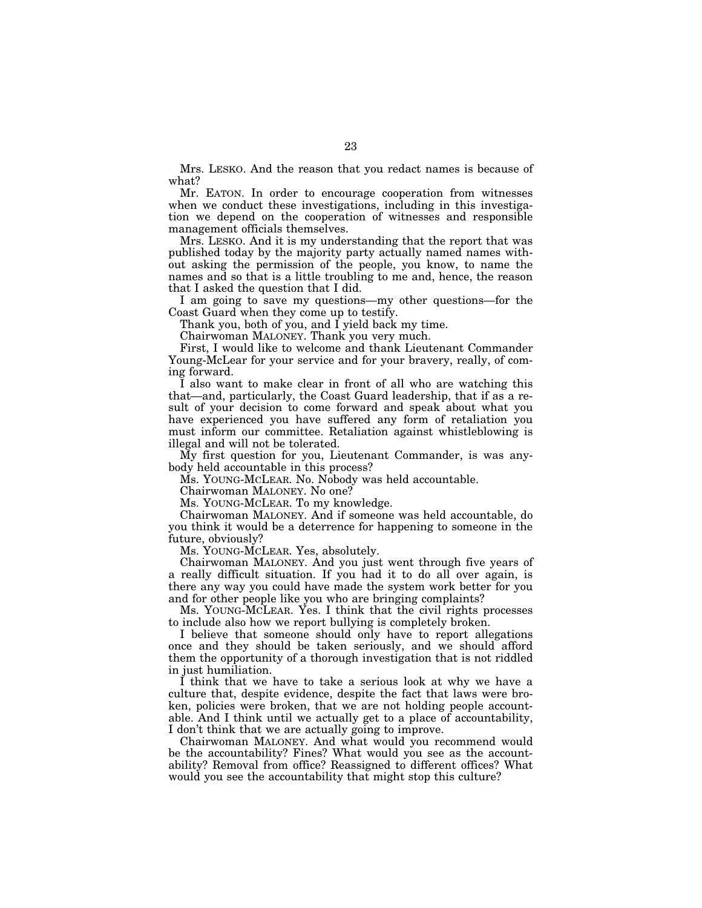Mrs. LESKO. And the reason that you redact names is because of what?

Mr. EATON. In order to encourage cooperation from witnesses when we conduct these investigations, including in this investigation we depend on the cooperation of witnesses and responsible management officials themselves.

Mrs. LESKO. And it is my understanding that the report that was published today by the majority party actually named names without asking the permission of the people, you know, to name the names and so that is a little troubling to me and, hence, the reason that I asked the question that I did.

I am going to save my questions—my other questions—for the Coast Guard when they come up to testify.

Thank you, both of you, and I yield back my time.

Chairwoman MALONEY. Thank you very much.

First, I would like to welcome and thank Lieutenant Commander Young-McLear for your service and for your bravery, really, of coming forward.

I also want to make clear in front of all who are watching this that—and, particularly, the Coast Guard leadership, that if as a result of your decision to come forward and speak about what you have experienced you have suffered any form of retaliation you must inform our committee. Retaliation against whistleblowing is illegal and will not be tolerated.

My first question for you, Lieutenant Commander, is was anybody held accountable in this process?

Ms. YOUNG-MCLEAR. No. Nobody was held accountable.

Chairwoman MALONEY. No one?

Ms. YOUNG-MCLEAR. To my knowledge.

Chairwoman MALONEY. And if someone was held accountable, do you think it would be a deterrence for happening to someone in the future, obviously?

Ms. YOUNG-MCLEAR. Yes, absolutely.

Chairwoman MALONEY. And you just went through five years of a really difficult situation. If you had it to do all over again, is there any way you could have made the system work better for you and for other people like you who are bringing complaints?

Ms. YOUNG-MCLEAR. Yes. I think that the civil rights processes to include also how we report bullying is completely broken.

I believe that someone should only have to report allegations once and they should be taken seriously, and we should afford them the opportunity of a thorough investigation that is not riddled in just humiliation.

I think that we have to take a serious look at why we have a culture that, despite evidence, despite the fact that laws were broken, policies were broken, that we are not holding people accountable. And I think until we actually get to a place of accountability, I don't think that we are actually going to improve.

Chairwoman MALONEY. And what would you recommend would be the accountability? Fines? What would you see as the accountability? Removal from office? Reassigned to different offices? What would you see the accountability that might stop this culture?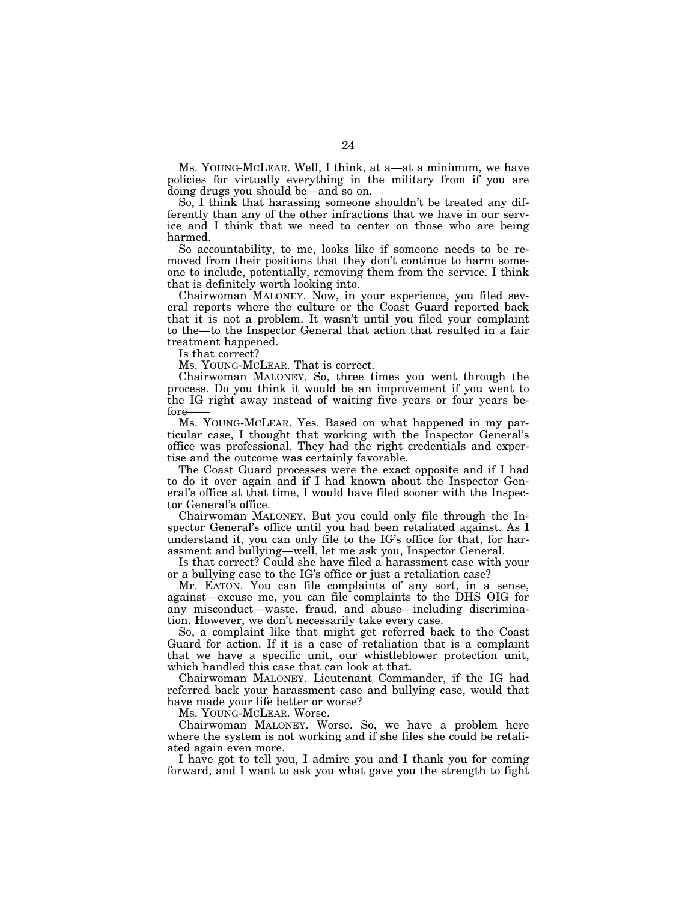Ms. YOUNG-MCLEAR. Well, I think, at a—at a minimum, we have policies for virtually everything in the military from if you are doing drugs you should be—and so on.

So, I think that harassing someone shouldn't be treated any differently than any of the other infractions that we have in our service and I think that we need to center on those who are being harmed.

So accountability, to me, looks like if someone needs to be removed from their positions that they don't continue to harm someone to include, potentially, removing them from the service. I think that is definitely worth looking into.

Chairwoman MALONEY. Now, in your experience, you filed several reports where the culture or the Coast Guard reported back that it is not a problem. It wasn't until you filed your complaint to the—to the Inspector General that action that resulted in a fair treatment happened.

Is that correct?

Ms. YOUNG-MCLEAR. That is correct.

Chairwoman MALONEY. So, three times you went through the process. Do you think it would be an improvement if you went to the IG right away instead of waiting five years or four years before——

Ms. YOUNG-MCLEAR. Yes. Based on what happened in my particular case, I thought that working with the Inspector General's office was professional. They had the right credentials and expertise and the outcome was certainly favorable.

The Coast Guard processes were the exact opposite and if I had to do it over again and if I had known about the Inspector General's office at that time, I would have filed sooner with the Inspector General's office.

Chairwoman MALONEY. But you could only file through the Inspector General's office until you had been retaliated against. As I understand it, you can only file to the IG's office for that, for harassment and bullying—well, let me ask you, Inspector General.

Is that correct? Could she have filed a harassment case with your or a bullying case to the IG's office or just a retaliation case?

Mr. EATON. You can file complaints of any sort, in a sense, against—excuse me, you can file complaints to the DHS OIG for any misconduct—waste, fraud, and abuse—including discrimination. However, we don't necessarily take every case.

So, a complaint like that might get referred back to the Coast Guard for action. If it is a case of retaliation that is a complaint that we have a specific unit, our whistleblower protection unit, which handled this case that can look at that.

Chairwoman MALONEY. Lieutenant Commander, if the IG had referred back your harassment case and bullying case, would that have made your life better or worse?

Ms. YOUNG-MCLEAR. Worse.

Chairwoman MALONEY. Worse. So, we have a problem here where the system is not working and if she files she could be retaliated again even more.

I have got to tell you, I admire you and I thank you for coming forward, and I want to ask you what gave you the strength to fight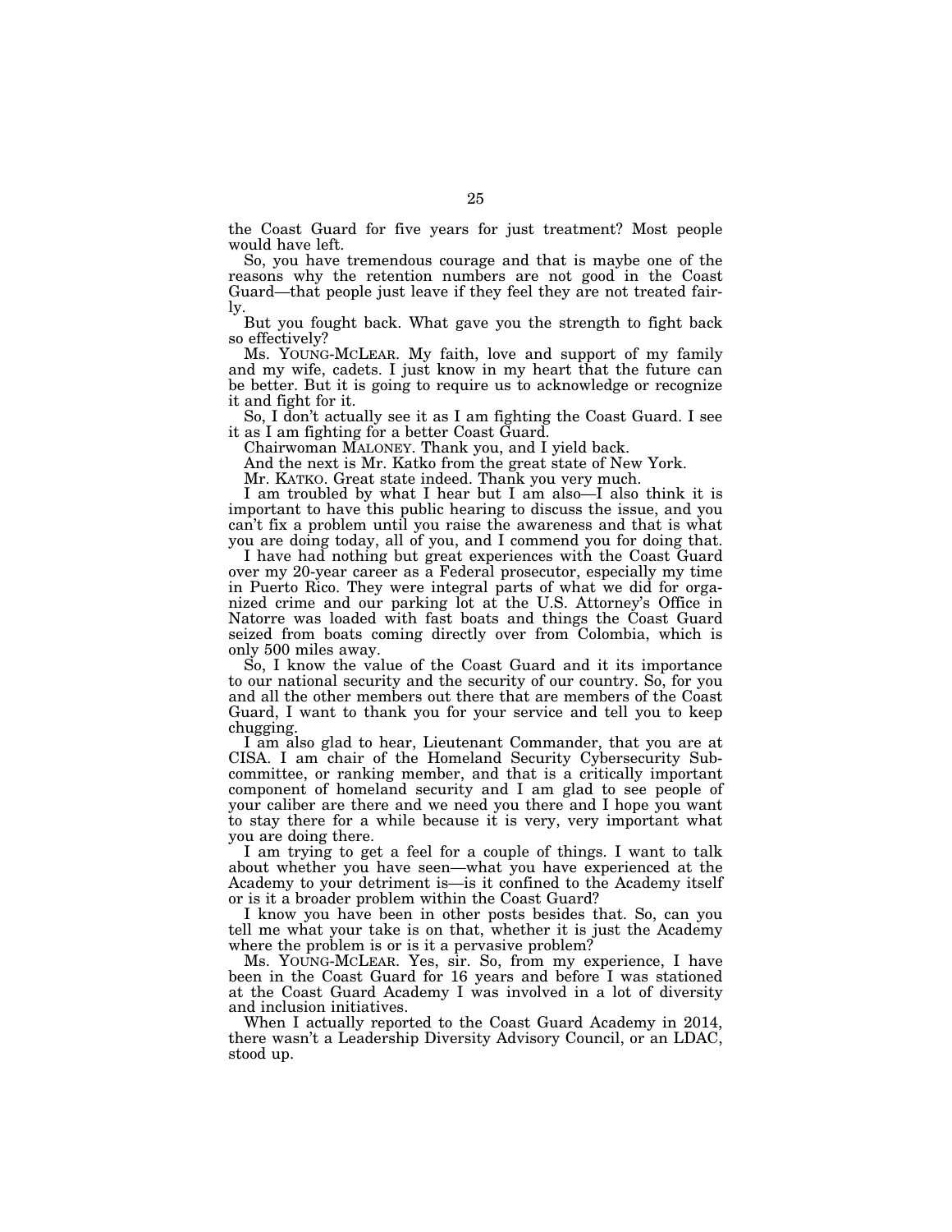the Coast Guard for five years for just treatment? Most people would have left.

So, you have tremendous courage and that is maybe one of the reasons why the retention numbers are not good in the Coast Guard—that people just leave if they feel they are not treated fairly.

But you fought back. What gave you the strength to fight back so effectively?

Ms. YOUNG-MCLEAR. My faith, love and support of my family and my wife, cadets. I just know in my heart that the future can be better. But it is going to require us to acknowledge or recognize it and fight for it.

So, I don't actually see it as I am fighting the Coast Guard. I see it as I am fighting for a better Coast Guard.

Chairwoman MALONEY. Thank you, and I yield back.

And the next is Mr. Katko from the great state of New York.

Mr. KATKO. Great state indeed. Thank you very much.

I am troubled by what I hear but I am also—I also think it is important to have this public hearing to discuss the issue, and you can't fix a problem until you raise the awareness and that is what you are doing today, all of you, and I commend you for doing that.

I have had nothing but great experiences with the Coast Guard over my 20-year career as a Federal prosecutor, especially my time in Puerto Rico. They were integral parts of what we did for organized crime and our parking lot at the U.S. Attorney's Office in Natorre was loaded with fast boats and things the Coast Guard seized from boats coming directly over from Colombia, which is only 500 miles away.

So, I know the value of the Coast Guard and it its importance to our national security and the security of our country. So, for you and all the other members out there that are members of the Coast Guard, I want to thank you for your service and tell you to keep chugging.

I am also glad to hear, Lieutenant Commander, that you are at CISA. I am chair of the Homeland Security Cybersecurity Subcommittee, or ranking member, and that is a critically important component of homeland security and I am glad to see people of your caliber are there and we need you there and I hope you want to stay there for a while because it is very, very important what you are doing there.

I am trying to get a feel for a couple of things. I want to talk about whether you have seen—what you have experienced at the Academy to your detriment is—is it confined to the Academy itself or is it a broader problem within the Coast Guard?

I know you have been in other posts besides that. So, can you tell me what your take is on that, whether it is just the Academy where the problem is or is it a pervasive problem?

Ms. YOUNG-MCLEAR. Yes, sir. So, from my experience, I have been in the Coast Guard for 16 years and before I was stationed at the Coast Guard Academy I was involved in a lot of diversity and inclusion initiatives.

When I actually reported to the Coast Guard Academy in 2014, there wasn't a Leadership Diversity Advisory Council, or an LDAC, stood up.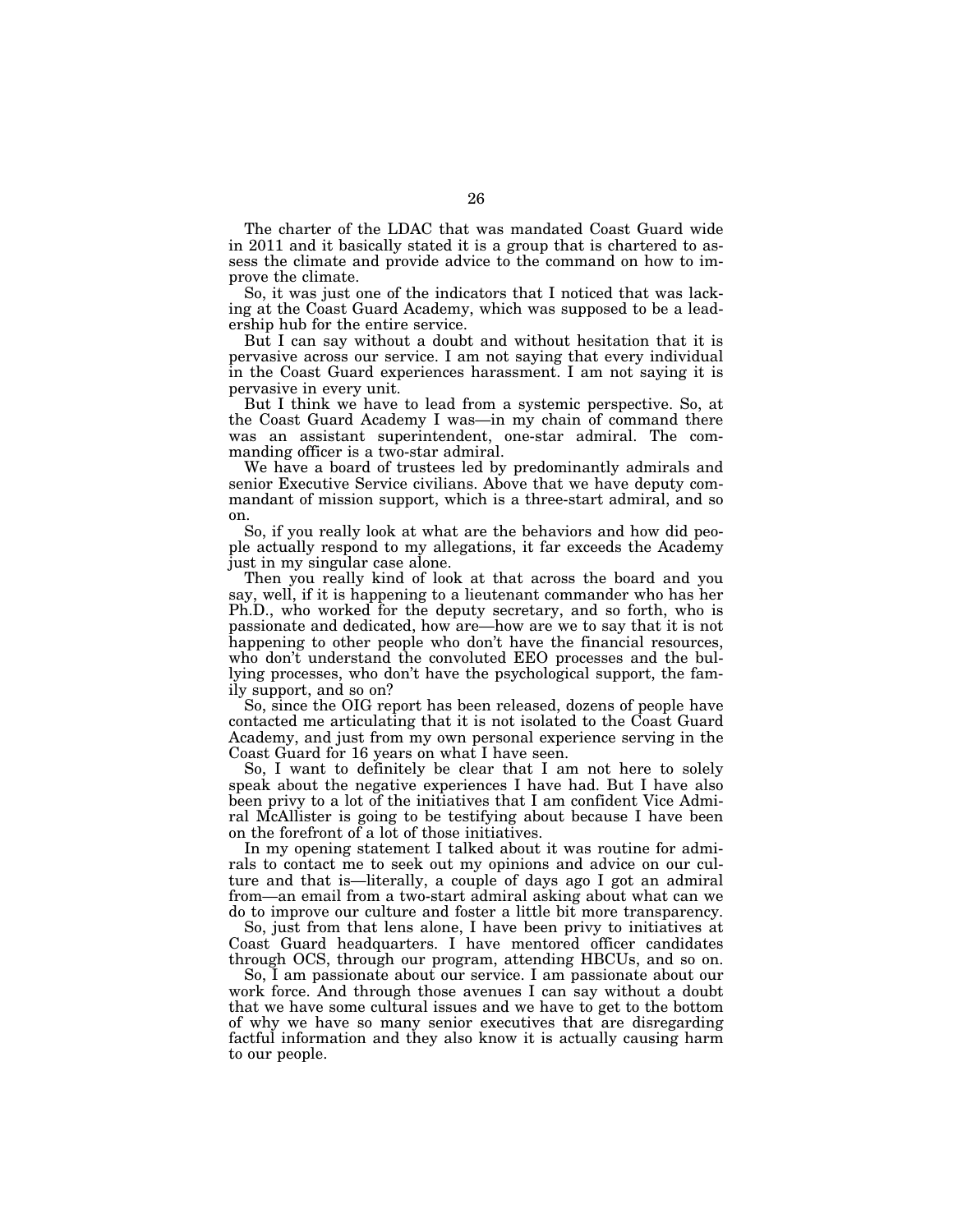The charter of the LDAC that was mandated Coast Guard wide in 2011 and it basically stated it is a group that is chartered to assess the climate and provide advice to the command on how to improve the climate.

So, it was just one of the indicators that I noticed that was lacking at the Coast Guard Academy, which was supposed to be a leadership hub for the entire service.

But I can say without a doubt and without hesitation that it is pervasive across our service. I am not saying that every individual in the Coast Guard experiences harassment. I am not saying it is pervasive in every unit.

But I think we have to lead from a systemic perspective. So, at the Coast Guard Academy I was—in my chain of command there was an assistant superintendent, one-star admiral. The commanding officer is a two-star admiral.

We have a board of trustees led by predominantly admirals and senior Executive Service civilians. Above that we have deputy commandant of mission support, which is a three-start admiral, and so on.

So, if you really look at what are the behaviors and how did people actually respond to my allegations, it far exceeds the Academy just in my singular case alone.

Then you really kind of look at that across the board and you say, well, if it is happening to a lieutenant commander who has her Ph.D., who worked for the deputy secretary, and so forth, who is passionate and dedicated, how are—how are we to say that it is not happening to other people who don't have the financial resources, who don't understand the convoluted EEO processes and the bullying processes, who don't have the psychological support, the family support, and so on?

So, since the OIG report has been released, dozens of people have contacted me articulating that it is not isolated to the Coast Guard Academy, and just from my own personal experience serving in the Coast Guard for 16 years on what I have seen.

So, I want to definitely be clear that I am not here to solely speak about the negative experiences I have had. But I have also been privy to a lot of the initiatives that I am confident Vice Admiral McAllister is going to be testifying about because I have been on the forefront of a lot of those initiatives.

In my opening statement I talked about it was routine for admirals to contact me to seek out my opinions and advice on our culture and that is—literally, a couple of days ago I got an admiral from—an email from a two-start admiral asking about what can we do to improve our culture and foster a little bit more transparency.

So, just from that lens alone, I have been privy to initiatives at Coast Guard headquarters. I have mentored officer candidates through OCS, through our program, attending HBCUs, and so on.

So, I am passionate about our service. I am passionate about our work force. And through those avenues I can say without a doubt that we have some cultural issues and we have to get to the bottom of why we have so many senior executives that are disregarding factful information and they also know it is actually causing harm to our people.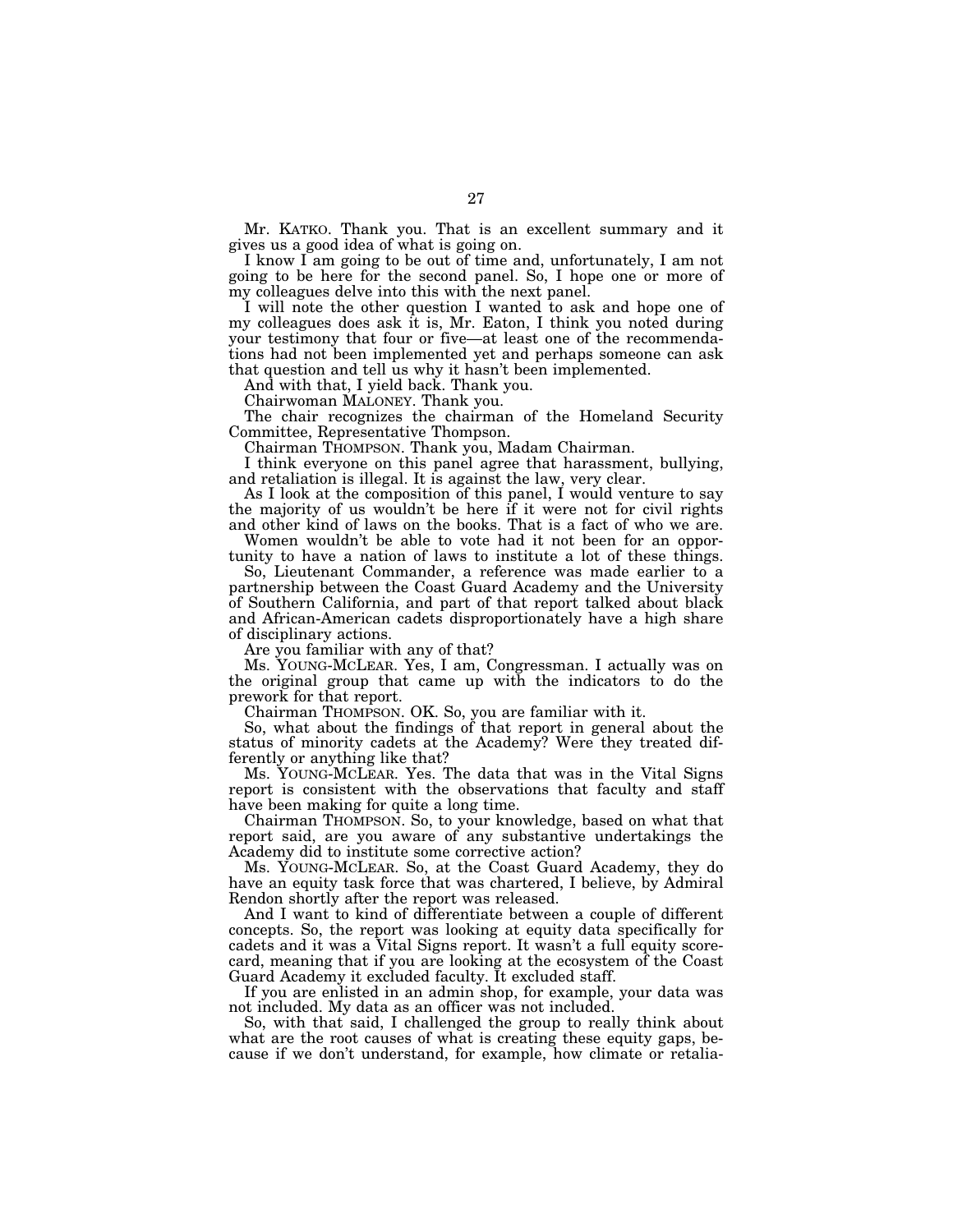Mr. KATKO. Thank you. That is an excellent summary and it gives us a good idea of what is going on.

I know I am going to be out of time and, unfortunately, I am not going to be here for the second panel. So, I hope one or more of my colleagues delve into this with the next panel.

I will note the other question I wanted to ask and hope one of my colleagues does ask it is, Mr. Eaton, I think you noted during your testimony that four or five—at least one of the recommendations had not been implemented yet and perhaps someone can ask that question and tell us why it hasn't been implemented.

And with that, I yield back. Thank you.

Chairwoman MALONEY. Thank you.

The chair recognizes the chairman of the Homeland Security Committee, Representative Thompson.

Chairman THOMPSON. Thank you, Madam Chairman.

I think everyone on this panel agree that harassment, bullying, and retaliation is illegal. It is against the law, very clear.

As I look at the composition of this panel, I would venture to say the majority of us wouldn't be here if it were not for civil rights and other kind of laws on the books. That is a fact of who we are.

Women wouldn't be able to vote had it not been for an opportunity to have a nation of laws to institute a lot of these things.

So, Lieutenant Commander, a reference was made earlier to a partnership between the Coast Guard Academy and the University of Southern California, and part of that report talked about black and African-American cadets disproportionately have a high share of disciplinary actions.

Are you familiar with any of that?

Ms. YOUNG-MCLEAR. Yes, I am, Congressman. I actually was on the original group that came up with the indicators to do the prework for that report.

Chairman THOMPSON. OK. So, you are familiar with it.

So, what about the findings of that report in general about the status of minority cadets at the Academy? Were they treated differently or anything like that?

Ms. YOUNG-MCLEAR. Yes. The data that was in the Vital Signs report is consistent with the observations that faculty and staff have been making for quite a long time.

Chairman THOMPSON. So, to your knowledge, based on what that report said, are you aware of any substantive undertakings the Academy did to institute some corrective action?

Ms. YOUNG-MCLEAR. So, at the Coast Guard Academy, they do have an equity task force that was chartered, I believe, by Admiral Rendon shortly after the report was released.

And I want to kind of differentiate between a couple of different concepts. So, the report was looking at equity data specifically for cadets and it was a Vital Signs report. It wasn't a full equity scorecard, meaning that if you are looking at the ecosystem of the Coast Guard Academy it excluded faculty. It excluded staff.

If you are enlisted in an admin shop, for example, your data was not included. My data as an officer was not included.

So, with that said, I challenged the group to really think about what are the root causes of what is creating these equity gaps, because if we don't understand, for example, how climate or retalia-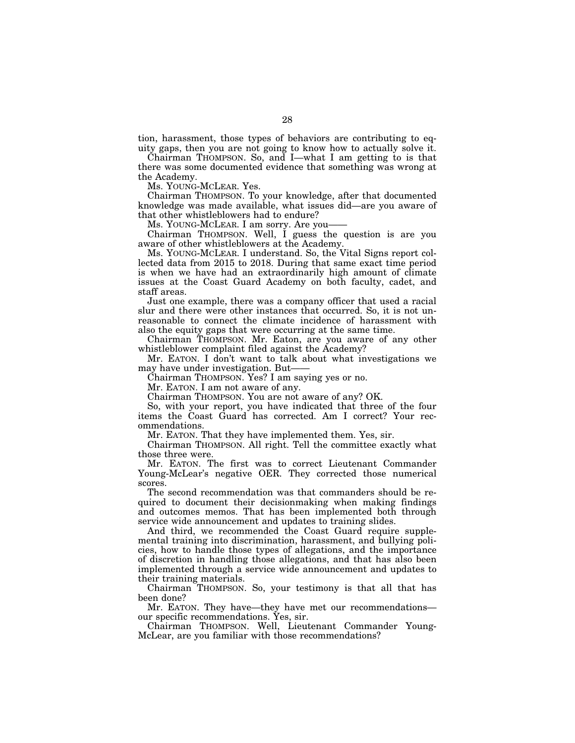tion, harassment, those types of behaviors are contributing to equity gaps, then you are not going to know how to actually solve it.

Chairman THOMPSON. So, and I—what I am getting to is that there was some documented evidence that something was wrong at the Academy.

Ms. YOUNG-MCLEAR. Yes.

Chairman THOMPSON. To your knowledge, after that documented knowledge was made available, what issues did—are you aware of that other whistleblowers had to endure?

Ms. YOUNG-MCLEAR. I am sorry. Are you——

Chairman THOMPSON. Well, I guess the question is are you aware of other whistleblowers at the Academy.

Ms. YOUNG-MCLEAR. I understand. So, the Vital Signs report collected data from 2015 to 2018. During that same exact time period is when we have had an extraordinarily high amount of climate issues at the Coast Guard Academy on both faculty, cadet, and staff areas.

Just one example, there was a company officer that used a racial slur and there were other instances that occurred. So, it is not unreasonable to connect the climate incidence of harassment with also the equity gaps that were occurring at the same time.

Chairman THOMPSON. Mr. Eaton, are you aware of any other whistleblower complaint filed against the Academy?

Mr. EATON. I don't want to talk about what investigations we may have under investigation. But——

Chairman THOMPSON. Yes? I am saying yes or no.

Mr. EATON. I am not aware of any.

Chairman THOMPSON. You are not aware of any? OK.

So, with your report, you have indicated that three of the four items the Coast Guard has corrected. Am I correct? Your recommendations.

Mr. EATON. That they have implemented them. Yes, sir.

Chairman THOMPSON. All right. Tell the committee exactly what those three were.

Mr. EATON. The first was to correct Lieutenant Commander Young-McLear's negative OER. They corrected those numerical scores.

The second recommendation was that commanders should be required to document their decisionmaking when making findings and outcomes memos. That has been implemented both through service wide announcement and updates to training slides.

And third, we recommended the Coast Guard require supplemental training into discrimination, harassment, and bullying policies, how to handle those types of allegations, and the importance of discretion in handling those allegations, and that has also been implemented through a service wide announcement and updates to their training materials.

Chairman THOMPSON. So, your testimony is that all that has been done?

Mr. EATON. They have—they have met our recommendations—our specific recommendations. Yes, sir.

Chairman THOMPSON. Well, Lieutenant Commander Young-McLear, are you familiar with those recommendations?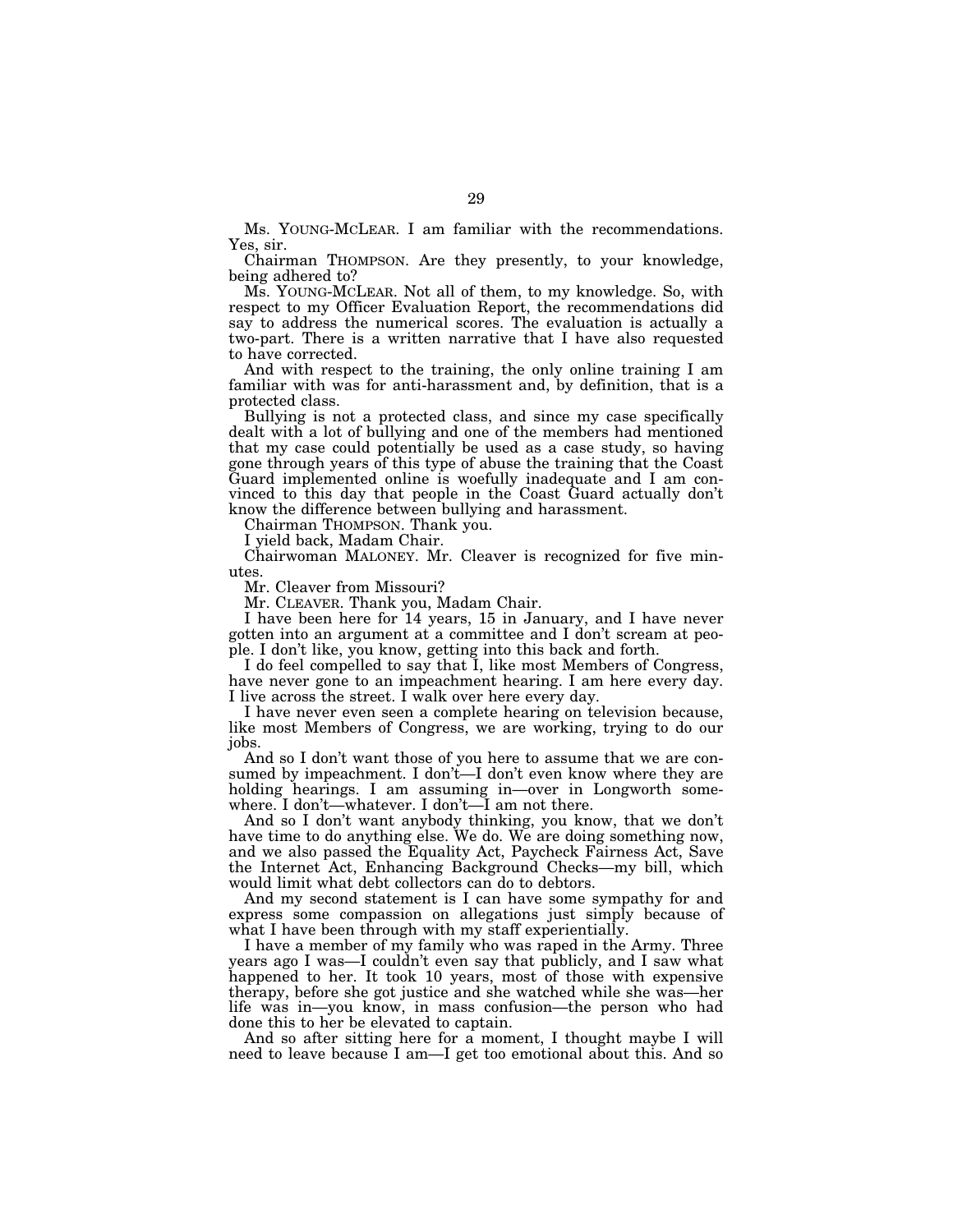Ms. YOUNG-MCLEAR. I am familiar with the recommendations. Yes, sir.

Chairman THOMPSON. Are they presently, to your knowledge, being adhered to?

Ms. YOUNG-MCLEAR. Not all of them, to my knowledge. So, with respect to my Officer Evaluation Report, the recommendations did say to address the numerical scores. The evaluation is actually a two-part. There is a written narrative that I have also requested to have corrected.

And with respect to the training, the only online training I am familiar with was for anti-harassment and, by definition, that is a protected class.

Bullying is not a protected class, and since my case specifically dealt with a lot of bullying and one of the members had mentioned that my case could potentially be used as a case study, so having gone through years of this type of abuse the training that the Coast Guard implemented online is woefully inadequate and I am convinced to this day that people in the Coast Guard actually don't know the difference between bullying and harassment.

Chairman THOMPSON. Thank you.

I yield back, Madam Chair.

Chairwoman MALONEY. Mr. Cleaver is recognized for five minutes.

Mr. Cleaver from Missouri?

Mr. CLEAVER. Thank you, Madam Chair.

I have been here for 14 years, 15 in January, and I have never gotten into an argument at a committee and I don't scream at people. I don't like, you know, getting into this back and forth.

I do feel compelled to say that I, like most Members of Congress, have never gone to an impeachment hearing. I am here every day. I live across the street. I walk over here every day.

I have never even seen a complete hearing on television because, like most Members of Congress, we are working, trying to do our jobs.

And so I don't want those of you here to assume that we are consumed by impeachment. I don't—I don't even know where they are holding hearings. I am assuming in—over in Longworth somewhere. I don't—whatever. I don't—I am not there.

And so I don't want anybody thinking, you know, that we don't have time to do anything else. We do. We are doing something now, and we also passed the Equality Act, Paycheck Fairness Act, Save the Internet Act, Enhancing Background Checks—my bill, which would limit what debt collectors can do to debtors.

And my second statement is I can have some sympathy for and express some compassion on allegations just simply because of what I have been through with my staff experientially.

I have a member of my family who was raped in the Army. Three years ago I was—I couldn't even say that publicly, and I saw what happened to her. It took 10 years, most of those with expensive therapy, before she got justice and she watched while she was—her life was in—you know, in mass confusion—the person who had done this to her be elevated to captain.

And so after sitting here for a moment, I thought maybe I will need to leave because I am—I get too emotional about this. And so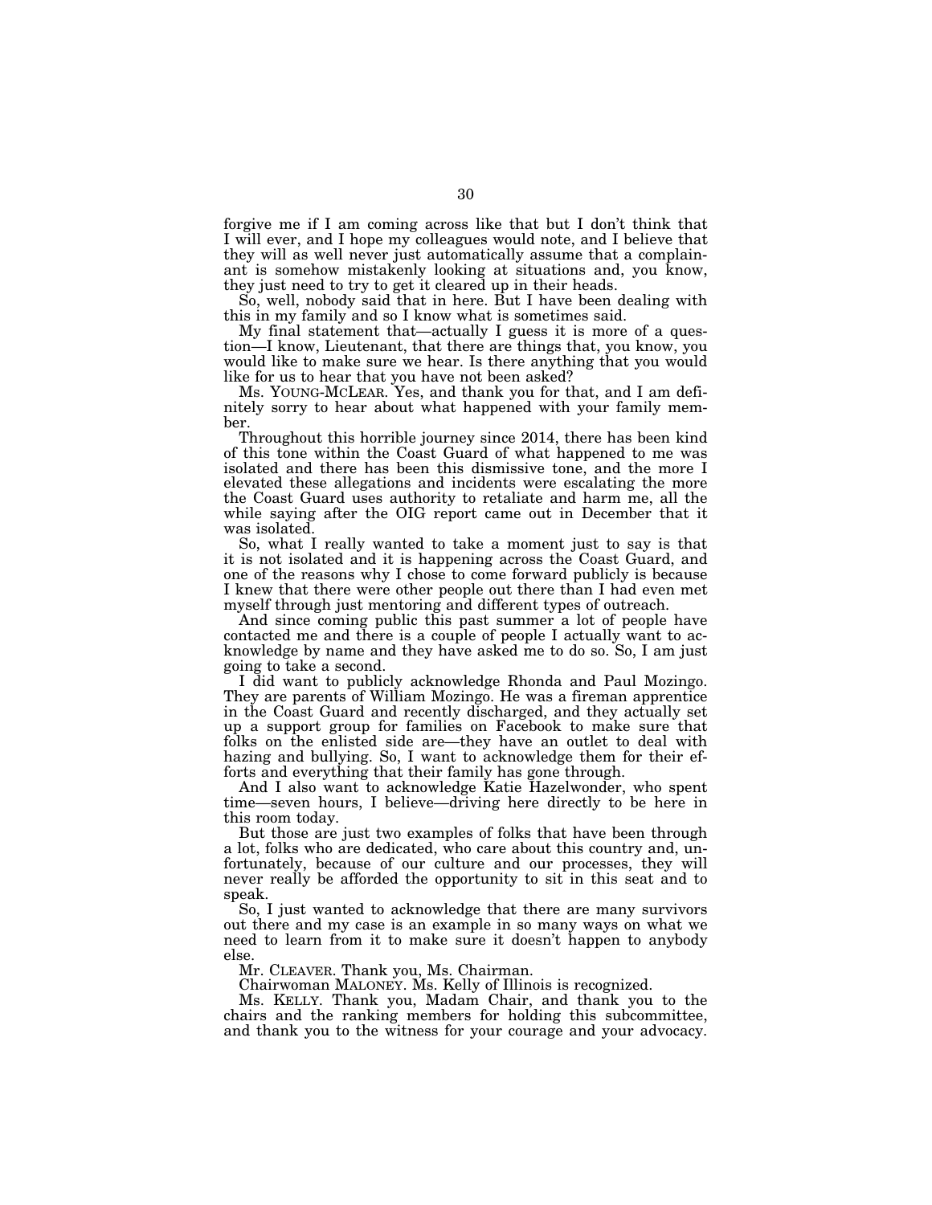forgive me if I am coming across like that but I don't think that I will ever, and I hope my colleagues would note, and I believe that they will as well never just automatically assume that a complainant is somehow mistakenly looking at situations and, you know, they just need to try to get it cleared up in their heads.

So, well, nobody said that in here. But I have been dealing with this in my family and so I know what is sometimes said.

My final statement that—actually I guess it is more of a question—I know, Lieutenant, that there are things that, you know, you would like to make sure we hear. Is there anything that you would like for us to hear that you have not been asked?

Ms. YOUNG-MCLEAR. Yes, and thank you for that, and I am definitely sorry to hear about what happened with your family member.

Throughout this horrible journey since 2014, there has been kind of this tone within the Coast Guard of what happened to me was isolated and there has been this dismissive tone, and the more I elevated these allegations and incidents were escalating the more the Coast Guard uses authority to retaliate and harm me, all the while saying after the OIG report came out in December that it was isolated.

So, what I really wanted to take a moment just to say is that it is not isolated and it is happening across the Coast Guard, and one of the reasons why I chose to come forward publicly is because I knew that there were other people out there than I had even met myself through just mentoring and different types of outreach.

And since coming public this past summer a lot of people have contacted me and there is a couple of people I actually want to acknowledge by name and they have asked me to do so. So, I am just going to take a second.

I did want to publicly acknowledge Rhonda and Paul Mozingo. They are parents of William Mozingo. He was a fireman apprentice in the Coast Guard and recently discharged, and they actually set up a support group for families on Facebook to make sure that folks on the enlisted side are—they have an outlet to deal with hazing and bullying. So, I want to acknowledge them for their efforts and everything that their family has gone through.

And I also want to acknowledge Katie Hazelwonder, who spent time—seven hours, I believe—driving here directly to be here in this room today.

But those are just two examples of folks that have been through a lot, folks who are dedicated, who care about this country and, unfortunately, because of our culture and our processes, they will never really be afforded the opportunity to sit in this seat and to speak.

So, I just wanted to acknowledge that there are many survivors out there and my case is an example in so many ways on what we need to learn from it to make sure it doesn't happen to anybody else.

Mr. CLEAVER. Thank you, Ms. Chairman.

Chairwoman MALONEY. Ms. Kelly of Illinois is recognized.

Ms. KELLY. Thank you, Madam Chair, and thank you to the chairs and the ranking members for holding this subcommittee, and thank you to the witness for your courage and your advocacy.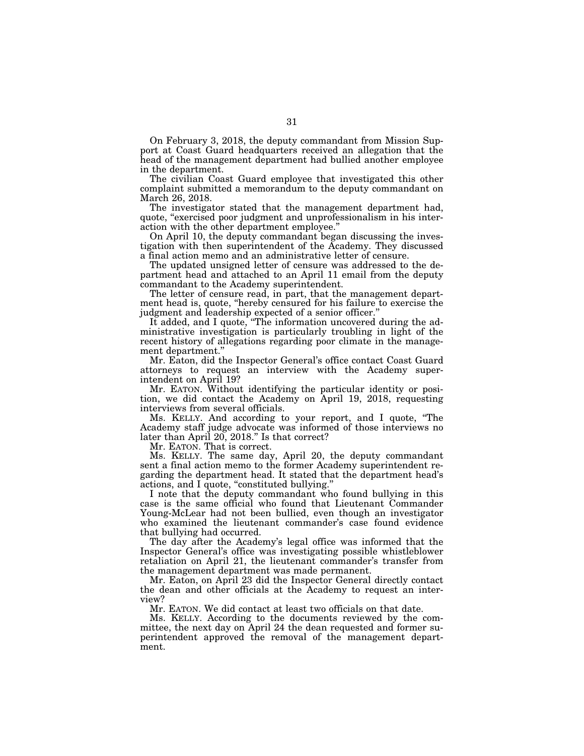On February 3, 2018, the deputy commandant from Mission Support at Coast Guard headquarters received an allegation that the head of the management department had bullied another employee in the department.

The civilian Coast Guard employee that investigated this other complaint submitted a memorandum to the deputy commandant on March 26, 2018.

The investigator stated that the management department had, quote, "exercised poor judgment and unprofessionalism in his interaction with the other department employee."

On April 10, the deputy commandant began discussing the investigation with then superintendent of the Academy. They discussed a final action memo and an administrative letter of censure.

The updated unsigned letter of censure was addressed to the department head and attached to an April 11 email from the deputy commandant to the Academy superintendent.

The letter of censure read, in part, that the management department head is, quote, "hereby censured for his failure to exercise the judgment and leadership expected of a senior officer."

It added, and I quote, "The information uncovered during the administrative investigation is particularly troubling in light of the recent history of allegations regarding poor climate in the management department."

Mr. Eaton, did the Inspector General's office contact Coast Guard attorneys to request an interview with the Academy superintendent on April 19?

Mr. EATON. Without identifying the particular identity or position, we did contact the Academy on April 19, 2018, requesting interviews from several officials.

Ms. KELLY. And according to your report, and I quote, "The Academy staff judge advocate was informed of those interviews no later than April 20, 2018." Is that correct?

Mr. EATON. That is correct.

Ms. KELLY. The same day, April 20, the deputy commandant sent a final action memo to the former Academy superintendent regarding the department head. It stated that the department head's actions, and I quote, "constituted bullying."

I note that the deputy commandant who found bullying in this case is the same official who found that Lieutenant Commander Young-McLear had not been bullied, even though an investigator who examined the lieutenant commander's case found evidence that bullying had occurred.

The day after the Academy's legal office was informed that the Inspector General's office was investigating possible whistleblower retaliation on April 21, the lieutenant commander's transfer from the management department was made permanent.

Mr. Eaton, on April 23 did the Inspector General directly contact the dean and other officials at the Academy to request an interview?

Mr. EATON. We did contact at least two officials on that date.

Ms. KELLY. According to the documents reviewed by the committee, the next day on April 24 the dean requested and former superintendent approved the removal of the management department.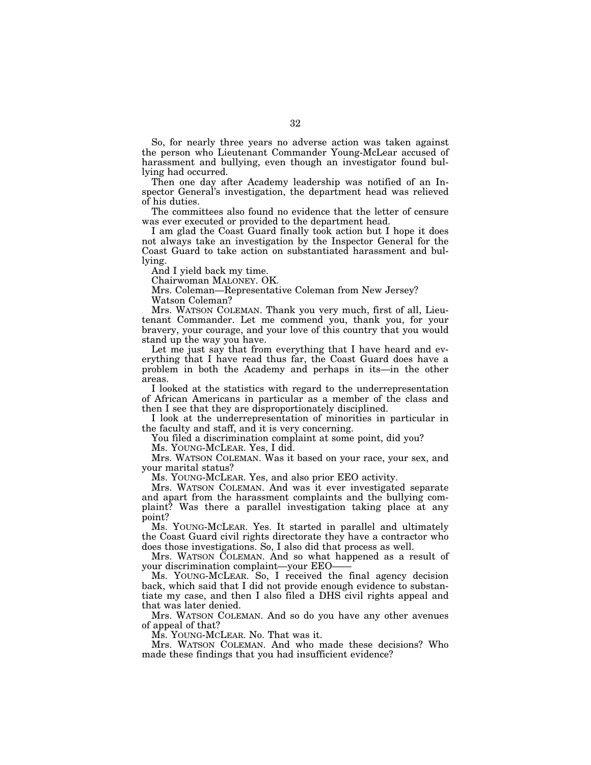So, for nearly three years no adverse action was taken against the person who Lieutenant Commander Young-McLear accused of harassment and bullying, even though an investigator found bullying had occurred.

Then one day after Academy leadership was notified of an Inspector General's investigation, the department head was relieved of his duties.

The committees also found no evidence that the letter of censure was ever executed or provided to the department head.

I am glad the Coast Guard finally took action but I hope it does not always take an investigation by the Inspector General for the Coast Guard to take action on substantiated harassment and bullying.

And I yield back my time.

Chairwoman MALONEY. OK.

Mrs. Coleman—Representative Coleman from New Jersey?

Watson Coleman?

Mrs. WATSON COLEMAN. Thank you very much, first of all, Lieutenant Commander. Let me commend you, thank you, for your bravery, your courage, and your love of this country that you would stand up the way you have.

Let me just say that from everything that I have heard and everything that I have read thus far, the Coast Guard does have a problem in both the Academy and perhaps in its—in the other areas.

I looked at the statistics with regard to the underrepresentation of African Americans in particular as a member of the class and then I see that they are disproportionately disciplined.

I look at the underrepresentation of minorities in particular in the faculty and staff, and it is very concerning.

You filed a discrimination complaint at some point, did you?

Ms. YOUNG-MCLEAR. Yes, I did.

Mrs. WATSON COLEMAN. Was it based on your race, your sex, and your marital status?

Ms. YOUNG-MCLEAR. Yes, and also prior EEO activity.

Mrs. WATSON COLEMAN. And was it ever investigated separate and apart from the harassment complaints and the bullying complaint? Was there a parallel investigation taking place at any point?

Ms. YOUNG-MCLEAR. Yes. It started in parallel and ultimately the Coast Guard civil rights directorate they have a contractor who does those investigations. So, I also did that process as well.

Mrs. WATSON COLEMAN. And so what happened as a result of your discrimination complaint—your EEO——

Ms. YOUNG-MCLEAR. So, I received the final agency decision back, which said that I did not provide enough evidence to substantiate my case, and then I also filed a DHS civil rights appeal and that was later denied.

Mrs. WATSON COLEMAN. And so do you have any other avenues of appeal of that?

Ms. YOUNG-MCLEAR. No. That was it.

Mrs. WATSON COLEMAN. And who made these decisions? Who made these findings that you had insufficient evidence?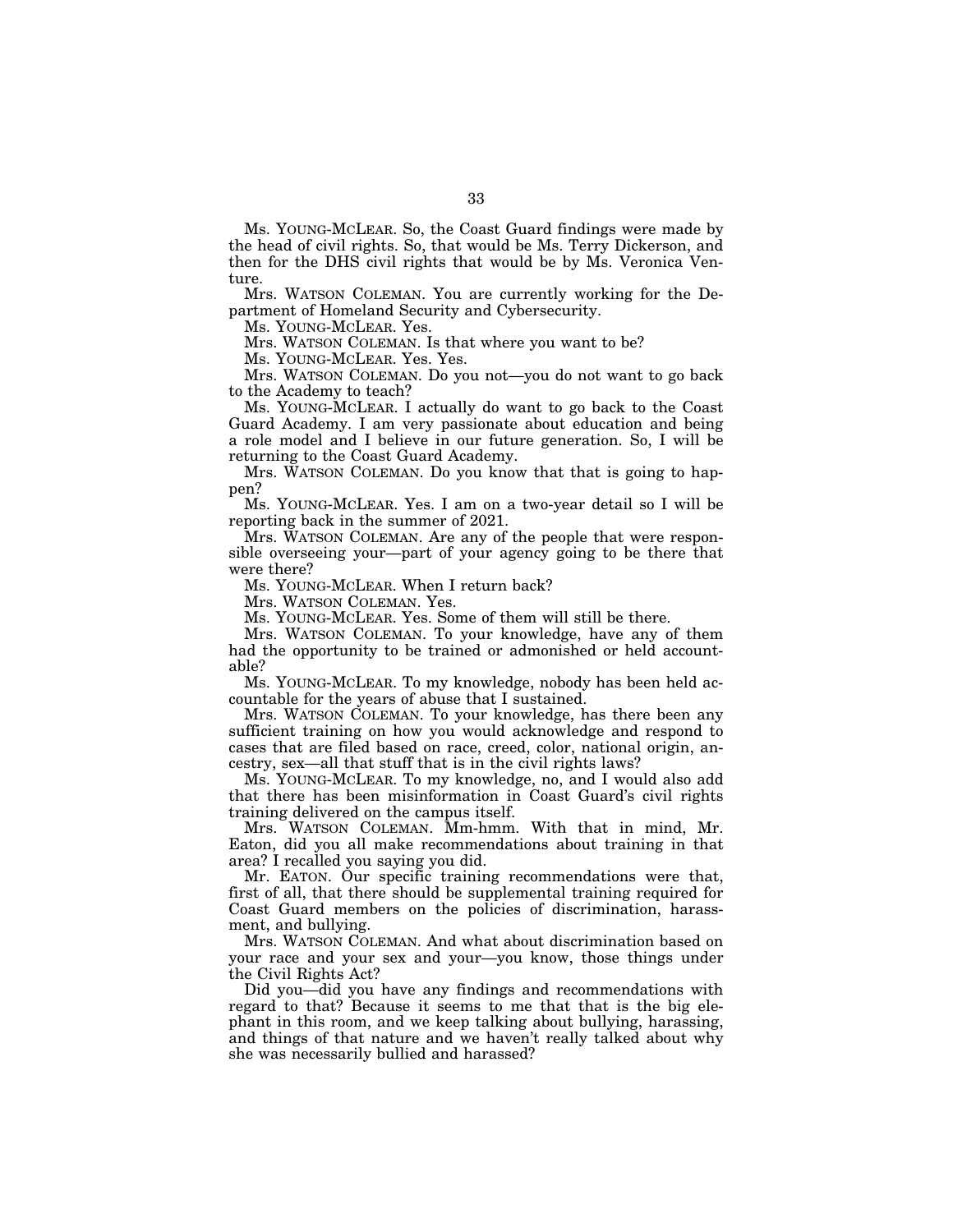Ms. YOUNG-MCLEAR. So, the Coast Guard findings were made by the head of civil rights. So, that would be Ms. Terry Dickerson, and then for the DHS civil rights that would be by Ms. Veronica Venture.

Mrs. WATSON COLEMAN. You are currently working for the Department of Homeland Security and Cybersecurity.

Ms. YOUNG-MCLEAR. Yes.

Mrs. WATSON COLEMAN. Is that where you want to be?

Ms. YOUNG-MCLEAR. Yes. Yes.

Mrs. WATSON COLEMAN. Do you not—you do not want to go back to the Academy to teach?

Ms. YOUNG-MCLEAR. I actually do want to go back to the Coast Guard Academy. I am very passionate about education and being a role model and I believe in our future generation. So, I will be returning to the Coast Guard Academy.

Mrs. WATSON COLEMAN. Do you know that that is going to happen?

Ms. YOUNG-MCLEAR. Yes. I am on a two-year detail so I will be reporting back in the summer of 2021.

Mrs. WATSON COLEMAN. Are any of the people that were responsible overseeing your—part of your agency going to be there that were there?

Ms. YOUNG-MCLEAR. When I return back?

Mrs. WATSON COLEMAN. Yes.

Ms. YOUNG-MCLEAR. Yes. Some of them will still be there.

Mrs. WATSON COLEMAN. To your knowledge, have any of them had the opportunity to be trained or admonished or held accountable?

Ms. YOUNG-MCLEAR. To my knowledge, nobody has been held accountable for the years of abuse that I sustained.

Mrs. WATSON COLEMAN. To your knowledge, has there been any sufficient training on how you would acknowledge and respond to cases that are filed based on race, creed, color, national origin, ancestry, sex—all that stuff that is in the civil rights laws?

Ms. YOUNG-MCLEAR. To my knowledge, no, and I would also add that there has been misinformation in Coast Guard's civil rights training delivered on the campus itself.

Mrs. WATSON COLEMAN. Mm-hmm. With that in mind, Mr. Eaton, did you all make recommendations about training in that area? I recalled you saying you did.

Mr. EATON. Our specific training recommendations were that, first of all, that there should be supplemental training required for Coast Guard members on the policies of discrimination, harassment, and bullying.

Mrs. WATSON COLEMAN. And what about discrimination based on your race and your sex and your—you know, those things under the Civil Rights Act?

Did you—did you have any findings and recommendations with regard to that? Because it seems to me that that is the big elephant in this room, and we keep talking about bullying, harassing, and things of that nature and we haven't really talked about why she was necessarily bullied and harassed?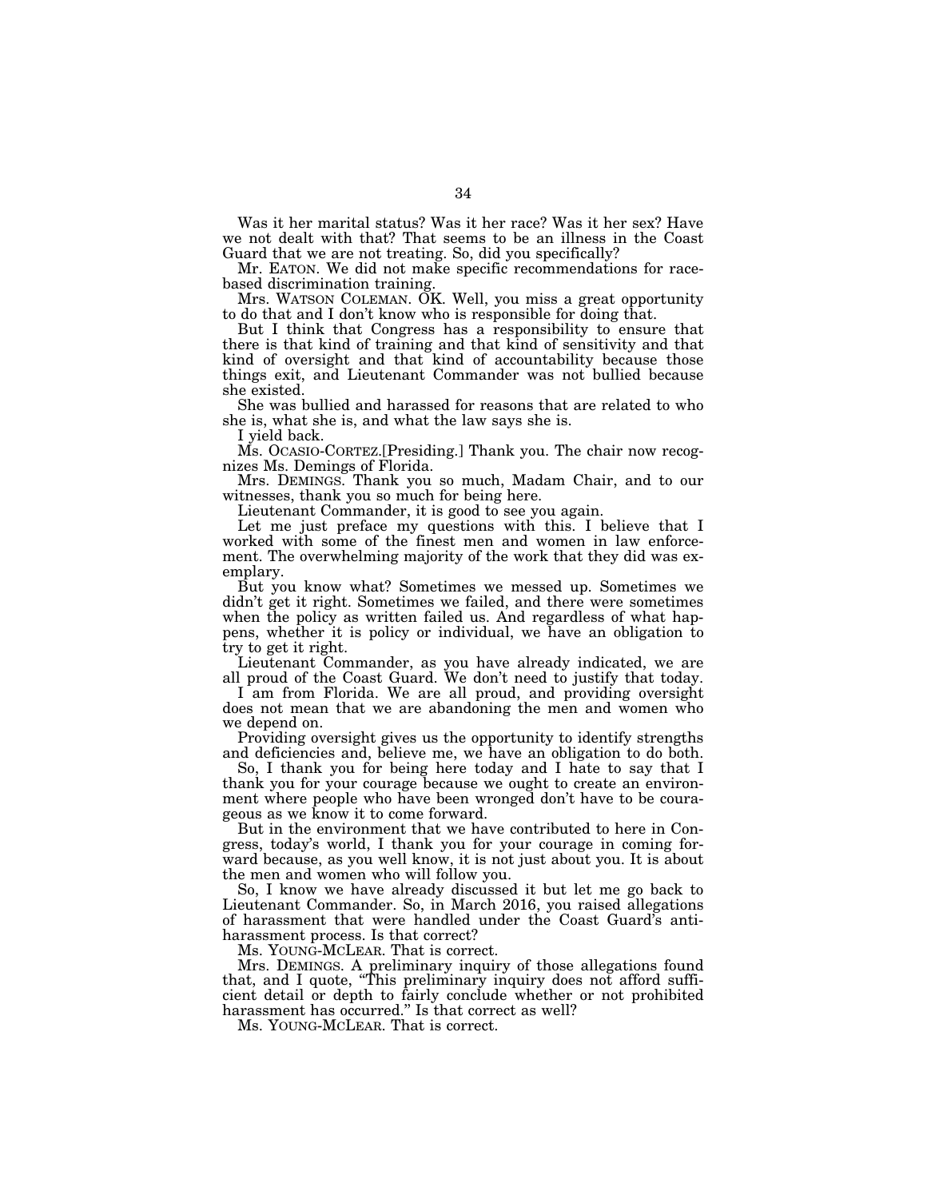Was it her marital status? Was it her race? Was it her sex? Have we not dealt with that? That seems to be an illness in the Coast Guard that we are not treating. So, did you specifically?

Mr. EATON. We did not make specific recommendations for race-based discrimination training.

Mrs. WATSON COLEMAN. OK. Well, you miss a great opportunity to do that and I don't know who is responsible for doing that.

But I think that Congress has a responsibility to ensure that there is that kind of training and that kind of sensitivity and that kind of oversight and that kind of accountability because those things exit, and Lieutenant Commander was not bullied because she existed.

She was bullied and harassed for reasons that are related to who she is, what she is, and what the law says she is.

I yield back.

Ms. OCASIO-CORTEZ.[Presiding.] Thank you. The chair now recognizes Ms. Demings of Florida.

Mrs. DEMINGS. Thank you so much, Madam Chair, and to our witnesses, thank you so much for being here.

Lieutenant Commander, it is good to see you again.

Let me just preface my questions with this. I believe that I worked with some of the finest men and women in law enforcement. The overwhelming majority of the work that they did was exemplary.

But you know what? Sometimes we messed up. Sometimes we didn't get it right. Sometimes we failed, and there were sometimes when the policy as written failed us. And regardless of what happens, whether it is policy or individual, we have an obligation to try to get it right.

Lieutenant Commander, as you have already indicated, we are all proud of the Coast Guard. We don't need to justify that today.

I am from Florida. We are all proud, and providing oversight does not mean that we are abandoning the men and women who we depend on.

Providing oversight gives us the opportunity to identify strengths and deficiencies and, believe me, we have an obligation to do both.

So, I thank you for being here today and I hate to say that I thank you for your courage because we ought to create an environment where people who have been wronged don't have to be courageous as we know it to come forward.

But in the environment that we have contributed to here in Congress, today's world, I thank you for your courage in coming forward because, as you well know, it is not just about you. It is about the men and women who will follow you.

So, I know we have already discussed it but let me go back to Lieutenant Commander. So, in March 2016, you raised allegations of harassment that were handled under the Coast Guard's anti-harassment process. Is that correct?

Ms. YOUNG-MCLEAR. That is correct.

Mrs. DEMINGS. A preliminary inquiry of those allegations found that, and I quote, "This preliminary inquiry does not afford sufficient detail or depth to fairly conclude whether or not prohibited harassment has occurred." Is that correct as well?

Ms. YOUNG-MCLEAR. That is correct.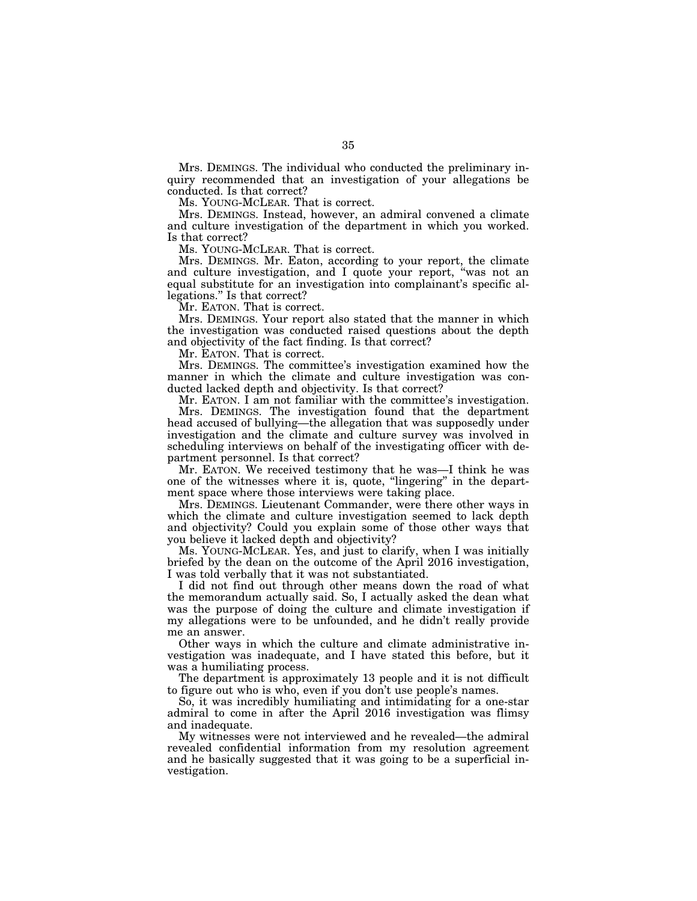Mrs. DEMINGS. The individual who conducted the preliminary inquiry recommended that an investigation of your allegations be conducted. Is that correct?

Ms. YOUNG-MCLEAR. That is correct.

Mrs. DEMINGS. Instead, however, an admiral convened a climate and culture investigation of the department in which you worked. Is that correct?

Ms. YOUNG-MCLEAR. That is correct.

Mrs. DEMINGS. Mr. Eaton, according to your report, the climate and culture investigation, and I quote your report, "was not an equal substitute for an investigation into complainant's specific allegations." Is that correct?

Mr. EATON. That is correct.

Mrs. DEMINGS. Your report also stated that the manner in which the investigation was conducted raised questions about the depth and objectivity of the fact finding. Is that correct?

Mr. EATON. That is correct.

Mrs. DEMINGS. The committee's investigation examined how the manner in which the climate and culture investigation was conducted lacked depth and objectivity. Is that correct?

Mr. EATON. I am not familiar with the committee's investigation.

Mrs. DEMINGS. The investigation found that the department head accused of bullying—the allegation that was supposedly under investigation and the climate and culture survey was involved in scheduling interviews on behalf of the investigating officer with department personnel. Is that correct?

Mr. EATON. We received testimony that he was—I think he was one of the witnesses where it is, quote, "lingering" in the department space where those interviews were taking place.

Mrs. DEMINGS. Lieutenant Commander, were there other ways in which the climate and culture investigation seemed to lack depth and objectivity? Could you explain some of those other ways that you believe it lacked depth and objectivity?

Ms. YOUNG-MCLEAR. Yes, and just to clarify, when I was initially briefed by the dean on the outcome of the April 2016 investigation, I was told verbally that it was not substantiated.

I did not find out through other means down the road of what the memorandum actually said. So, I actually asked the dean what was the purpose of doing the culture and climate investigation if my allegations were to be unfounded, and he didn't really provide me an answer.

Other ways in which the culture and climate administrative investigation was inadequate, and I have stated this before, but it was a humiliating process.

The department is approximately 13 people and it is not difficult to figure out who is who, even if you don't use people's names.

So, it was incredibly humiliating and intimidating for a one-star admiral to come in after the April 2016 investigation was flimsy and inadequate.

My witnesses were not interviewed and he revealed—the admiral revealed confidential information from my resolution agreement and he basically suggested that it was going to be a superficial investigation.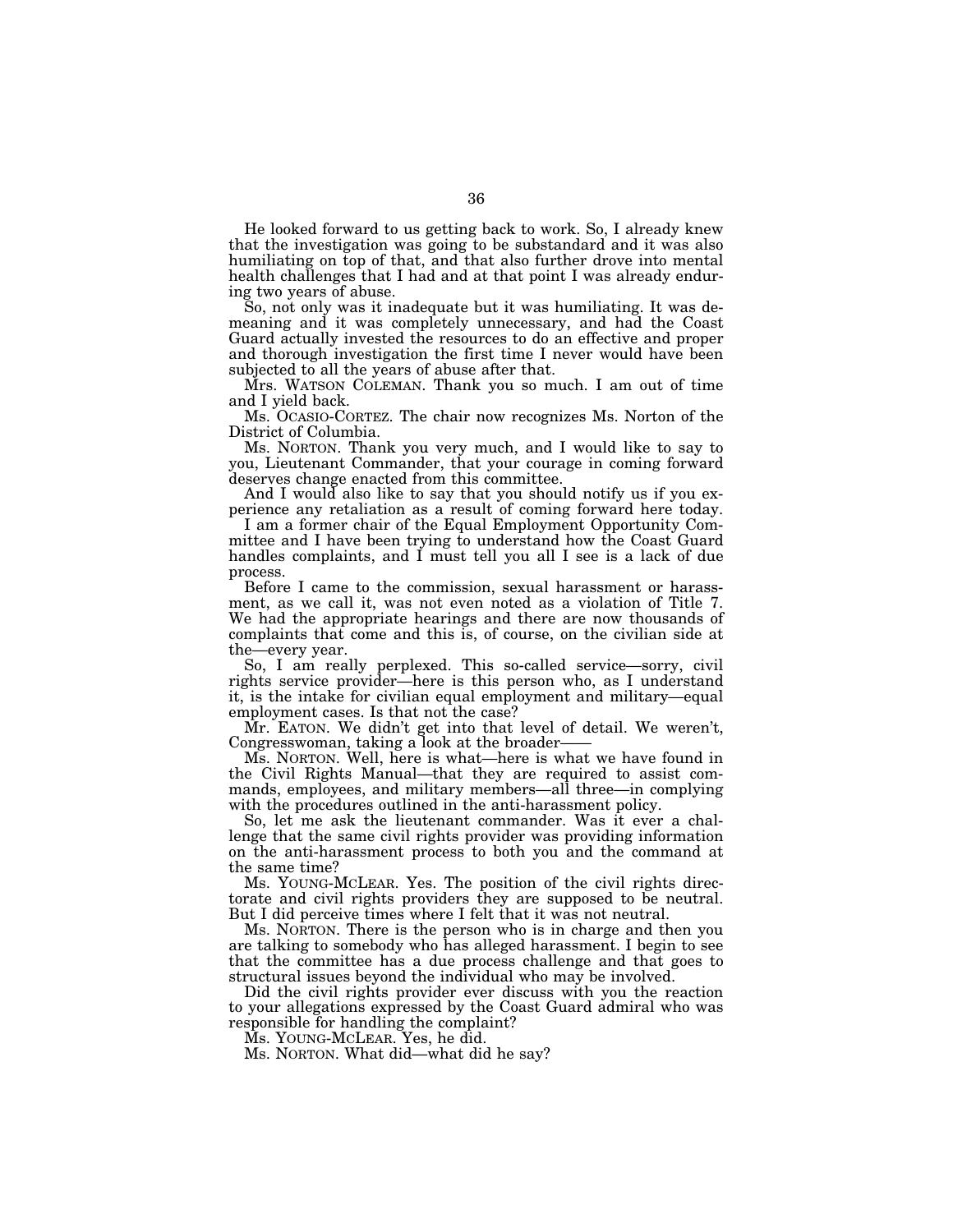He looked forward to us getting back to work. So, I already knew that the investigation was going to be substandard and it was also humiliating on top of that, and that also further drove into mental health challenges that I had and at that point I was already enduring two years of abuse.

So, not only was it inadequate but it was humiliating. It was demeaning and it was completely unnecessary, and had the Coast Guard actually invested the resources to do an effective and proper and thorough investigation the first time I never would have been subjected to all the years of abuse after that.

Mrs. WATSON COLEMAN. Thank you so much. I am out of time and I yield back.

Ms. OCASIO-CORTEZ. The chair now recognizes Ms. Norton of the District of Columbia.

Ms. NORTON. Thank you very much, and I would like to say to you, Lieutenant Commander, that your courage in coming forward deserves change enacted from this committee.

And I would also like to say that you should notify us if you experience any retaliation as a result of coming forward here today.

I am a former chair of the Equal Employment Opportunity Committee and I have been trying to understand how the Coast Guard handles complaints, and I must tell you all I see is a lack of due process.

Before I came to the commission, sexual harassment or harassment, as we call it, was not even noted as a violation of Title 7. We had the appropriate hearings and there are now thousands of complaints that come and this is, of course, on the civilian side at the—every year.

So, I am really perplexed. This so-called service—sorry, civil rights service provider—here is this person who, as I understand it, is the intake for civilian equal employment and military—equal employment cases. Is that not the case?

Mr. EATON. We didn't get into that level of detail. We weren't, Congresswoman, taking a look at the broader——

Ms. NORTON. Well, here is what—here is what we have found in the Civil Rights Manual—that they are required to assist commands, employees, and military members—all three—in complying with the procedures outlined in the anti-harassment policy.

So, let me ask the lieutenant commander. Was it ever a challenge that the same civil rights provider was providing information on the anti-harassment process to both you and the command at the same time?

Ms. YOUNG-MCLEAR. Yes. The position of the civil rights directorate and civil rights providers they are supposed to be neutral. But I did perceive times where I felt that it was not neutral.

Ms. NORTON. There is the person who is in charge and then you are talking to somebody who has alleged harassment. I begin to see that the committee has a due process challenge and that goes to structural issues beyond the individual who may be involved.

Did the civil rights provider ever discuss with you the reaction to your allegations expressed by the Coast Guard admiral who was responsible for handling the complaint?

Ms. YOUNG-MCLEAR. Yes, he did.

Ms. NORTON. What did—what did he say?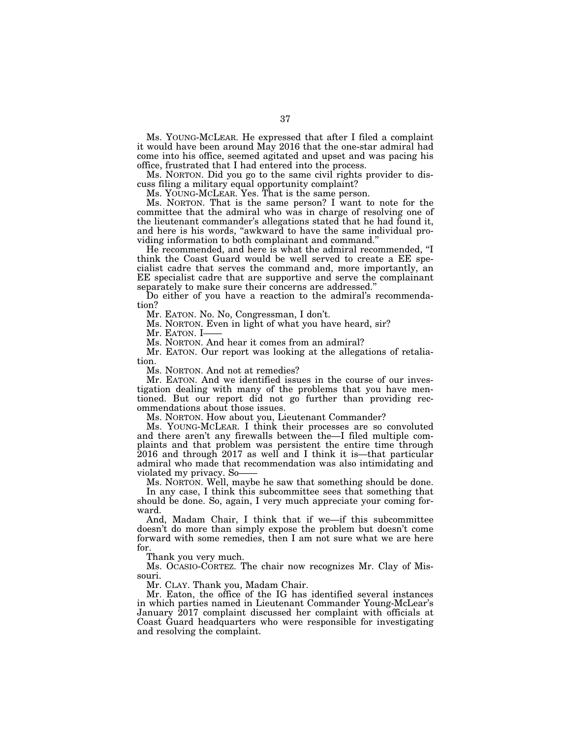Ms. YOUNG-MCLEAR. He expressed that after I filed a complaint it would have been around May 2016 that the one-star admiral had come into his office, seemed agitated and upset and was pacing his office, frustrated that I had entered into the process.

Ms. NORTON. Did you go to the same civil rights provider to discuss filing a military equal opportunity complaint?

Ms. YOUNG-MCLEAR. Yes. That is the same person.

Ms. NORTON. That is the same person? I want to note for the committee that the admiral who was in charge of resolving one of the lieutenant commander's allegations stated that he had found it, and here is his words, "awkward to have the same individual providing information to both complainant and command."

He recommended, and here is what the admiral recommended, "I think the Coast Guard would be well served to create a EE specialist cadre that serves the command and, more importantly, an EE specialist cadre that are supportive and serve the complainant separately to make sure their concerns are addressed."

Do either of you have a reaction to the admiral's recommendation?

Mr. EATON. No. No, Congressman, I don't.

Ms. NORTON. Even in light of what you have heard, sir?

Mr. EATON. I——

Ms. NORTON. And hear it comes from an admiral?

Mr. EATON. Our report was looking at the allegations of retaliation.

Ms. NORTON. And not at remedies?

Mr. EATON. And we identified issues in the course of our investigation dealing with many of the problems that you have mentioned. But our report did not go further than providing recommendations about those issues.

Ms. NORTON. How about you, Lieutenant Commander?

Ms. YOUNG-MCLEAR. I think their processes are so convoluted and there aren't any firewalls between the—I filed multiple complaints and that problem was persistent the entire time through 2016 and through 2017 as well and I think it is—that particular admiral who made that recommendation was also intimidating and violated my privacy. So——

Ms. NORTON. Well, maybe he saw that something should be done.

In any case, I think this subcommittee sees that something that should be done. So, again, I very much appreciate your coming forward.

And, Madam Chair, I think that if we—if this subcommittee doesn't do more than simply expose the problem but doesn't come forward with some remedies, then I am not sure what we are here for.

Thank you very much.

Ms. OCASIO-CORTEZ. The chair now recognizes Mr. Clay of Missouri.

Mr. CLAY. Thank you, Madam Chair.

Mr. Eaton, the office of the IG has identified several instances in which parties named in Lieutenant Commander Young-McLear's January 2017 complaint discussed her complaint with officials at Coast Guard headquarters who were responsible for investigating and resolving the complaint.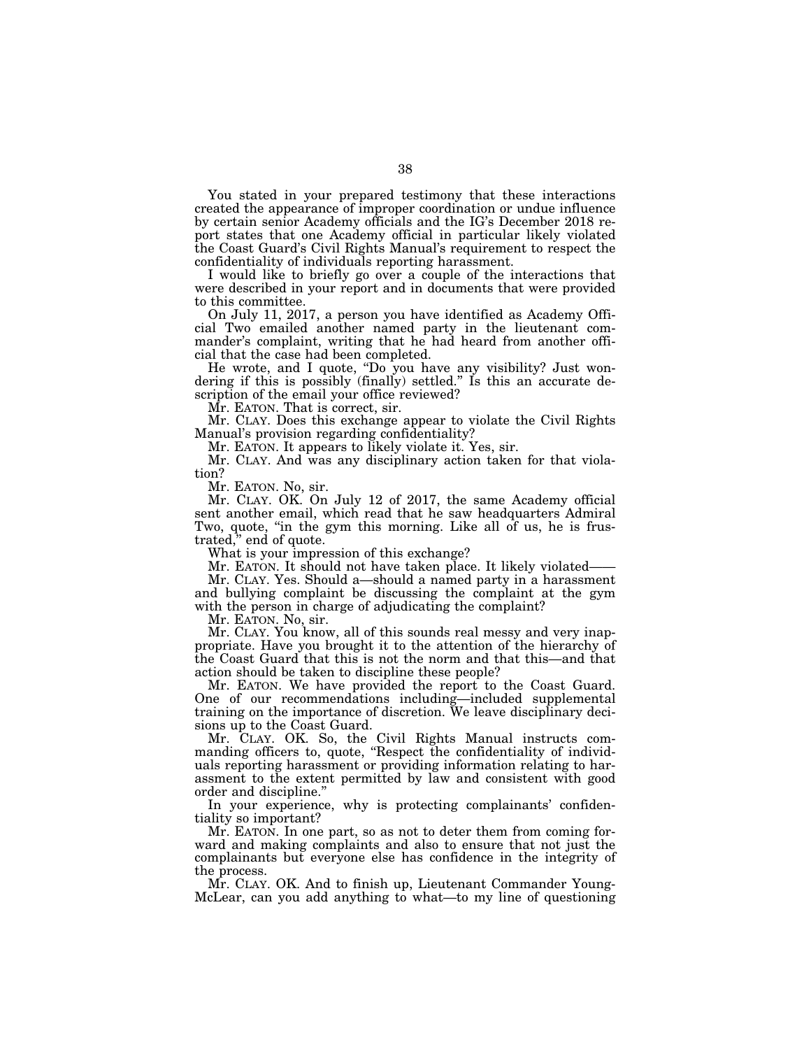You stated in your prepared testimony that these interactions created the appearance of improper coordination or undue influence by certain senior Academy officials and the IG's December 2018 report states that one Academy official in particular likely violated the Coast Guard's Civil Rights Manual's requirement to respect the confidentiality of individuals reporting harassment.

I would like to briefly go over a couple of the interactions that were described in your report and in documents that were provided to this committee.

On July 11, 2017, a person you have identified as Academy Official Two emailed another named party in the lieutenant commander's complaint, writing that he had heard from another official that the case had been completed.

He wrote, and I quote, "Do you have any visibility? Just wondering if this is possibly (finally) settled." Is this an accurate description of the email your office reviewed?

Mr. EATON. That is correct, sir.

Mr. CLAY. Does this exchange appear to violate the Civil Rights Manual's provision regarding confidentiality?

Mr. EATON. It appears to likely violate it. Yes, sir.

Mr. CLAY. And was any disciplinary action taken for that violation?

Mr. EATON. No, sir.

Mr. CLAY. OK. On July 12 of 2017, the same Academy official sent another email, which read that he saw headquarters Admiral Two, quote, "in the gym this morning. Like all of us, he is frustrated," end of quote.

What is your impression of this exchange?

Mr. EATON. It should not have taken place. It likely violated——

Mr. CLAY. Yes. Should a—should a named party in a harassment and bullying complaint be discussing the complaint at the gym with the person in charge of adjudicating the complaint?

Mr. EATON. No, sir.

Mr. CLAY. You know, all of this sounds real messy and very inappropriate. Have you brought it to the attention of the hierarchy of the Coast Guard that this is not the norm and that this—and that action should be taken to discipline these people?

Mr. EATON. We have provided the report to the Coast Guard. One of our recommendations including—included supplemental training on the importance of discretion. We leave disciplinary decisions up to the Coast Guard.

Mr. CLAY. OK. So, the Civil Rights Manual instructs commanding officers to, quote, "Respect the confidentiality of individuals reporting harassment or providing information relating to harassment to the extent permitted by law and consistent with good order and discipline."

In your experience, why is protecting complainants' confidentiality so important?

Mr. EATON. In one part, so as not to deter them from coming forward and making complaints and also to ensure that not just the complainants but everyone else has confidence in the integrity of the process.

Mr. CLAY. OK. And to finish up, Lieutenant Commander Young-McLear, can you add anything to what—to my line of questioning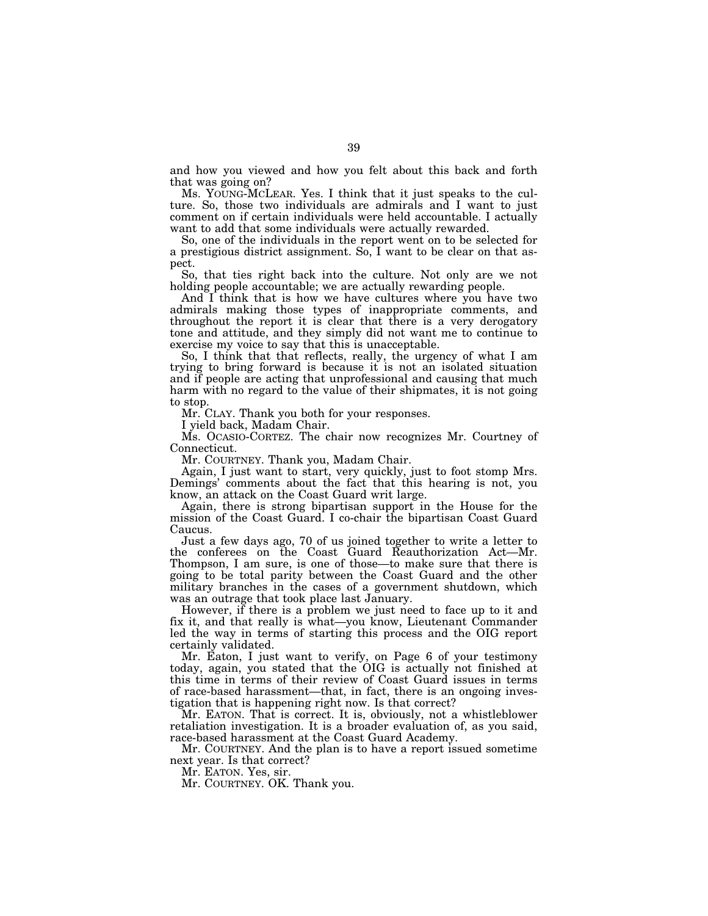and how you viewed and how you felt about this back and forth that was going on?

Ms. YOUNG-MCLEAR. Yes. I think that it just speaks to the culture. So, those two individuals are admirals and I want to just comment on if certain individuals were held accountable. I actually want to add that some individuals were actually rewarded.

So, one of the individuals in the report went on to be selected for a prestigious district assignment. So, I want to be clear on that aspect.

So, that ties right back into the culture. Not only are we not holding people accountable; we are actually rewarding people.

And I think that is how we have cultures where you have two admirals making those types of inappropriate comments, and throughout the report it is clear that there is a very derogatory tone and attitude, and they simply did not want me to continue to exercise my voice to say that this is unacceptable.

So, I think that that reflects, really, the urgency of what I am trying to bring forward is because it is not an isolated situation and if people are acting that unprofessional and causing that much harm with no regard to the value of their shipmates, it is not going to stop.

Mr. CLAY. Thank you both for your responses.

I yield back, Madam Chair.

Ms. OCASIO-CORTEZ. The chair now recognizes Mr. Courtney of Connecticut.

Mr. COURTNEY. Thank you, Madam Chair.

Again, I just want to start, very quickly, just to foot stomp Mrs. Demings' comments about the fact that this hearing is not, you know, an attack on the Coast Guard writ large.

Again, there is strong bipartisan support in the House for the mission of the Coast Guard. I co-chair the bipartisan Coast Guard Caucus.

Just a few days ago, 70 of us joined together to write a letter to the conferees on the Coast Guard Reauthorization Act—Mr. Thompson, I am sure, is one of those—to make sure that there is going to be total parity between the Coast Guard and the other military branches in the cases of a government shutdown, which was an outrage that took place last January.

However, if there is a problem we just need to face up to it and fix it, and that really is what—you know, Lieutenant Commander led the way in terms of starting this process and the OIG report certainly validated.

Mr. Eaton, I just want to verify, on Page 6 of your testimony today, again, you stated that the OIG is actually not finished at this time in terms of their review of Coast Guard issues in terms of race-based harassment—that, in fact, there is an ongoing investigation that is happening right now. Is that correct?

Mr. EATON. That is correct. It is, obviously, not a whistleblower retaliation investigation. It is a broader evaluation of, as you said, race-based harassment at the Coast Guard Academy.

Mr. COURTNEY. And the plan is to have a report issued sometime next year. Is that correct?

Mr. EATON. Yes, sir.

Mr. COURTNEY. OK. Thank you.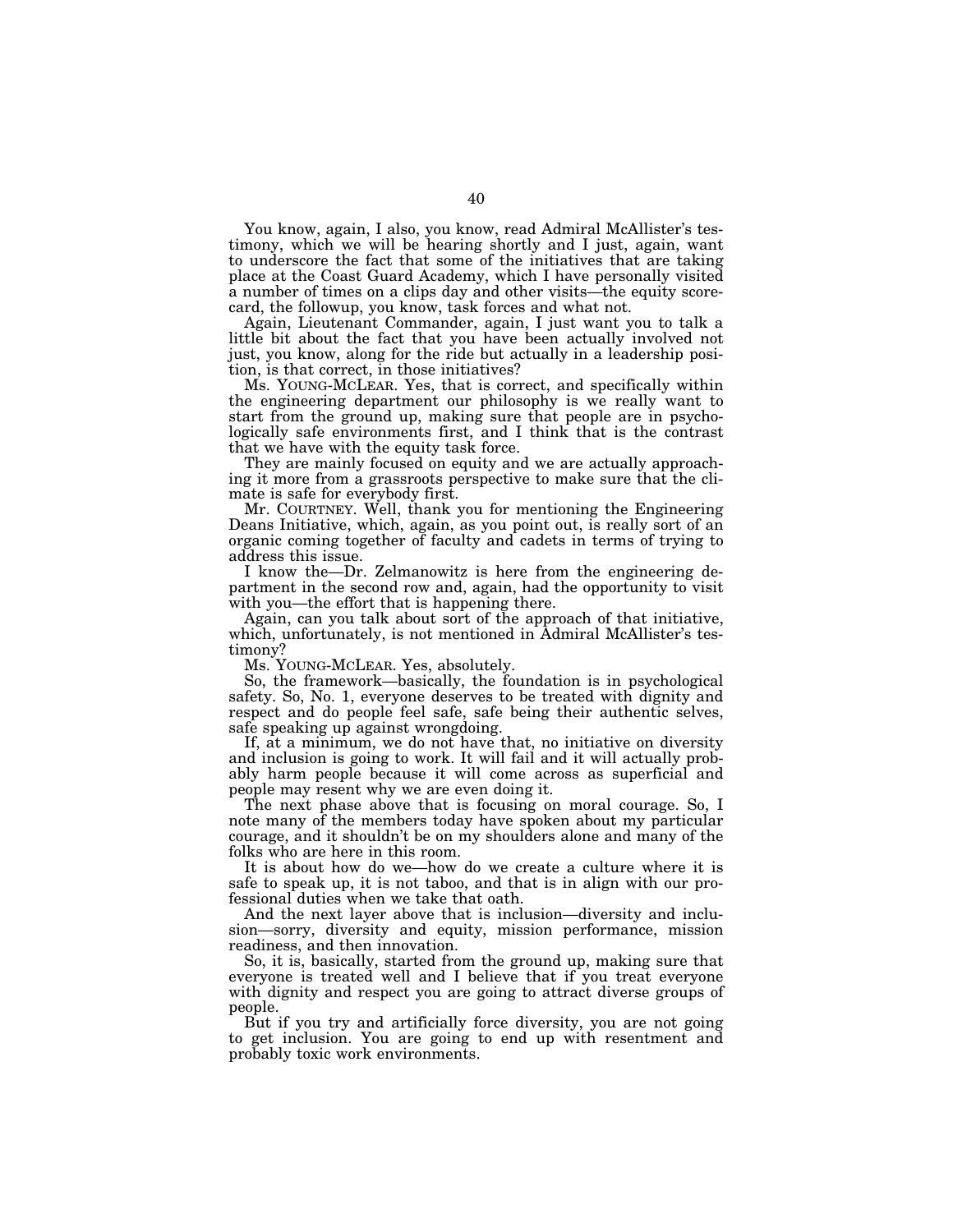You know, again, I also, you know, read Admiral McAllister's testimony, which we will be hearing shortly and I just, again, want to underscore the fact that some of the initiatives that are taking place at the Coast Guard Academy, which I have personally visited a number of times on a clips day and other visits—the equity scorecard, the followup, you know, task forces and what not.

Again, Lieutenant Commander, again, I just want you to talk a little bit about the fact that you have been actually involved not just, you know, along for the ride but actually in a leadership position, is that correct, in those initiatives?

Ms. YOUNG-MCLEAR. Yes, that is correct, and specifically within the engineering department our philosophy is we really want to start from the ground up, making sure that people are in psychologically safe environments first, and I think that is the contrast that we have with the equity task force.

They are mainly focused on equity and we are actually approaching it more from a grassroots perspective to make sure that the climate is safe for everybody first.

Mr. COURTNEY. Well, thank you for mentioning the Engineering Deans Initiative, which, again, as you point out, is really sort of an organic coming together of faculty and cadets in terms of trying to address this issue.

I know the—Dr. Zelmanowitz is here from the engineering department in the second row and, again, had the opportunity to visit with you—the effort that is happening there.

Again, can you talk about sort of the approach of that initiative, which, unfortunately, is not mentioned in Admiral McAllister's testimony?

Ms. YOUNG-MCLEAR. Yes, absolutely.

So, the framework—basically, the foundation is in psychological safety. So, No. 1, everyone deserves to be treated with dignity and respect and do people feel safe, safe being their authentic selves, safe speaking up against wrongdoing.

If, at a minimum, we do not have that, no initiative on diversity and inclusion is going to work. It will fail and it will actually probably harm people because it will come across as superficial and people may resent why we are even doing it.

The next phase above that is focusing on moral courage. So, I note many of the members today have spoken about my particular courage, and it shouldn't be on my shoulders alone and many of the folks who are here in this room.

It is about how do we—how do we create a culture where it is safe to speak up, it is not taboo, and that is in align with our professional duties when we take that oath.

And the next layer above that is inclusion—diversity and inclusion—sorry, diversity and equity, mission performance, mission readiness, and then innovation.

So, it is, basically, started from the ground up, making sure that everyone is treated well and I believe that if you treat everyone with dignity and respect you are going to attract diverse groups of people.

But if you try and artificially force diversity, you are not going to get inclusion. You are going to end up with resentment and probably toxic work environments.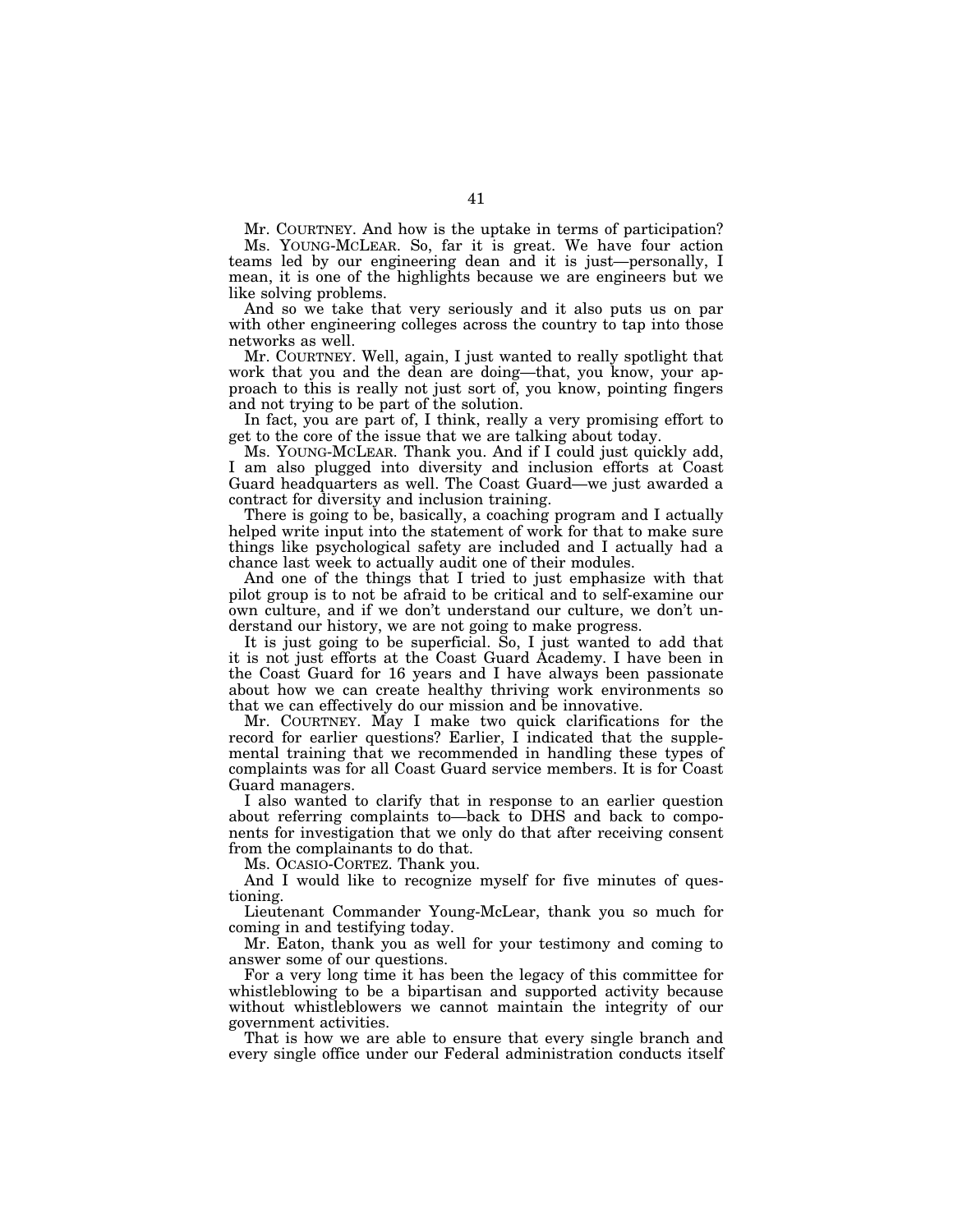Mr. COURTNEY. And how is the uptake in terms of participation?

Ms. YOUNG-MCLEAR. So, far it is great. We have four action teams led by our engineering dean and it is just—personally, I mean, it is one of the highlights because we are engineers but we like solving problems.

And so we take that very seriously and it also puts us on par with other engineering colleges across the country to tap into those networks as well.

Mr. COURTNEY. Well, again, I just wanted to really spotlight that work that you and the dean are doing—that, you know, your approach to this is really not just sort of, you know, pointing fingers and not trying to be part of the solution.

In fact, you are part of, I think, really a very promising effort to get to the core of the issue that we are talking about today.

Ms. YOUNG-MCLEAR. Thank you. And if I could just quickly add, I am also plugged into diversity and inclusion efforts at Coast Guard headquarters as well. The Coast Guard—we just awarded a contract for diversity and inclusion training.

There is going to be, basically, a coaching program and I actually helped write input into the statement of work for that to make sure things like psychological safety are included and I actually had a chance last week to actually audit one of their modules.

And one of the things that I tried to just emphasize with that pilot group is to not be afraid to be critical and to self-examine our own culture, and if we don't understand our culture, we don't understand our history, we are not going to make progress.

It is just going to be superficial. So, I just wanted to add that it is not just efforts at the Coast Guard Academy. I have been in the Coast Guard for 16 years and I have always been passionate about how we can create healthy thriving work environments so that we can effectively do our mission and be innovative.

Mr. COURTNEY. May I make two quick clarifications for the record for earlier questions? Earlier, I indicated that the supplemental training that we recommended in handling these types of complaints was for all Coast Guard service members. It is for Coast Guard managers.

I also wanted to clarify that in response to an earlier question about referring complaints to—back to DHS and back to components for investigation that we only do that after receiving consent from the complainants to do that.

Ms. OCASIO-CORTEZ. Thank you.

And I would like to recognize myself for five minutes of questioning.

Lieutenant Commander Young-McLear, thank you so much for coming in and testifying today.

Mr. Eaton, thank you as well for your testimony and coming to answer some of our questions.

For a very long time it has been the legacy of this committee for whistleblowing to be a bipartisan and supported activity because without whistleblowers we cannot maintain the integrity of our government activities.

That is how we are able to ensure that every single branch and every single office under our Federal administration conducts itself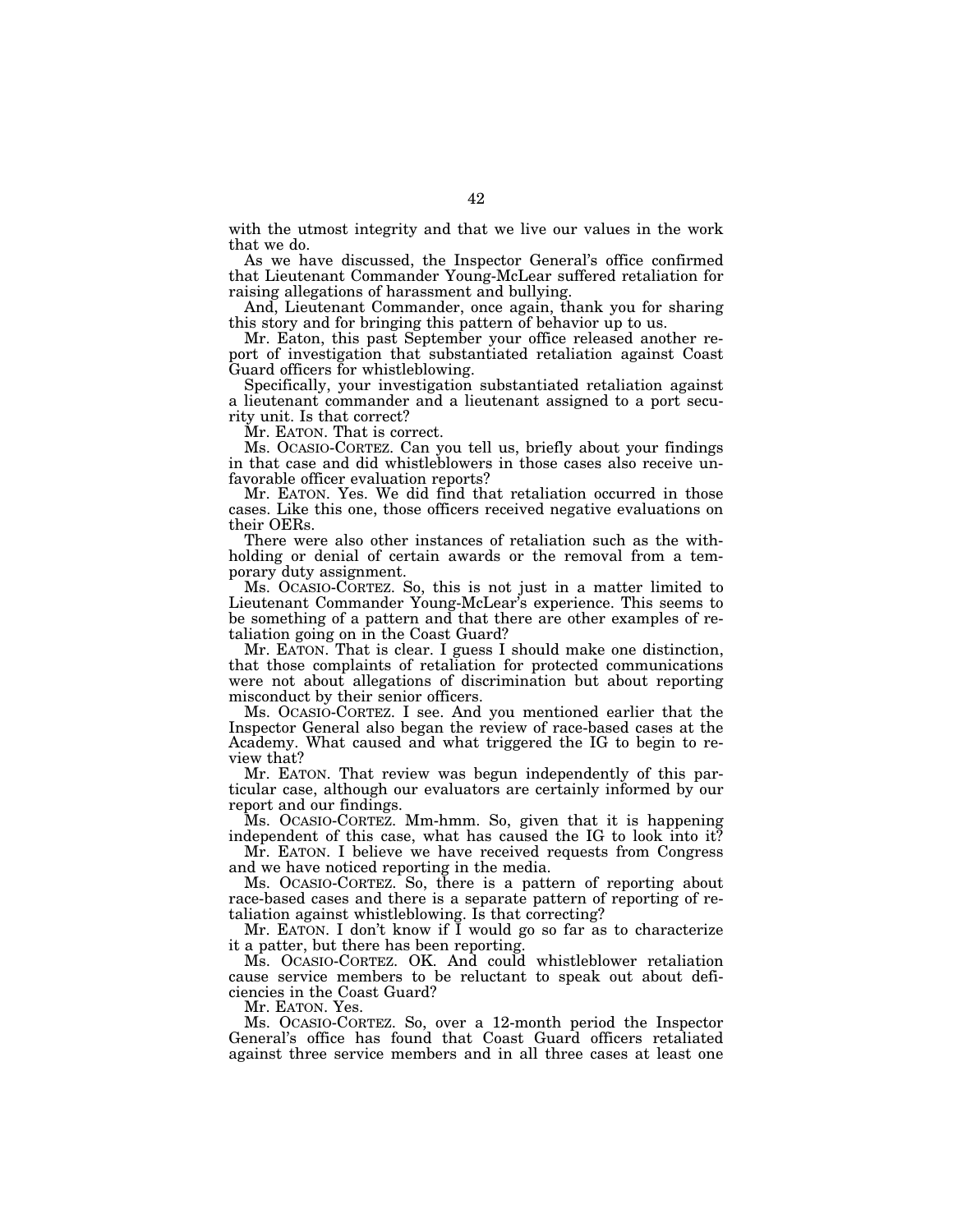with the utmost integrity and that we live our values in the work that we do.

As we have discussed, the Inspector General's office confirmed that Lieutenant Commander Young-McLear suffered retaliation for raising allegations of harassment and bullying.

And, Lieutenant Commander, once again, thank you for sharing this story and for bringing this pattern of behavior up to us.

Mr. Eaton, this past September your office released another report of investigation that substantiated retaliation against Coast Guard officers for whistleblowing.

Specifically, your investigation substantiated retaliation against a lieutenant commander and a lieutenant assigned to a port security unit. Is that correct?

Mr. EATON. That is correct.

Ms. OCASIO-CORTEZ. Can you tell us, briefly about your findings in that case and did whistleblowers in those cases also receive unfavorable officer evaluation reports?

Mr. EATON. Yes. We did find that retaliation occurred in those cases. Like this one, those officers received negative evaluations on their OERs.

There were also other instances of retaliation such as the withholding or denial of certain awards or the removal from a temporary duty assignment.

Ms. OCASIO-CORTEZ. So, this is not just in a matter limited to Lieutenant Commander Young-McLear's experience. This seems to be something of a pattern and that there are other examples of retaliation going on in the Coast Guard?

Mr. EATON. That is clear. I guess I should make one distinction, that those complaints of retaliation for protected communications were not about allegations of discrimination but about reporting misconduct by their senior officers.

Ms. OCASIO-CORTEZ. I see. And you mentioned earlier that the Inspector General also began the review of race-based cases at the Academy. What caused and what triggered the IG to begin to review that?

Mr. EATON. That review was begun independently of this particular case, although our evaluators are certainly informed by our report and our findings.

Ms. OCASIO-CORTEZ. Mm-hmm. So, given that it is happening independent of this case, what has caused the IG to look into it?

Mr. EATON. I believe we have received requests from Congress and we have noticed reporting in the media.

Ms. OCASIO-CORTEZ. So, there is a pattern of reporting about race-based cases and there is a separate pattern of reporting of retaliation against whistleblowing. Is that correcting?

Mr. EATON. I don't know if I would go so far as to characterize it a patter, but there has been reporting.

Ms. OCASIO-CORTEZ. OK. And could whistleblower retaliation cause service members to be reluctant to speak out about deficiencies in the Coast Guard?

Mr. EATON. Yes.

Ms. OCASIO-CORTEZ. So, over a 12-month period the Inspector General's office has found that Coast Guard officers retaliated against three service members and in all three cases at least one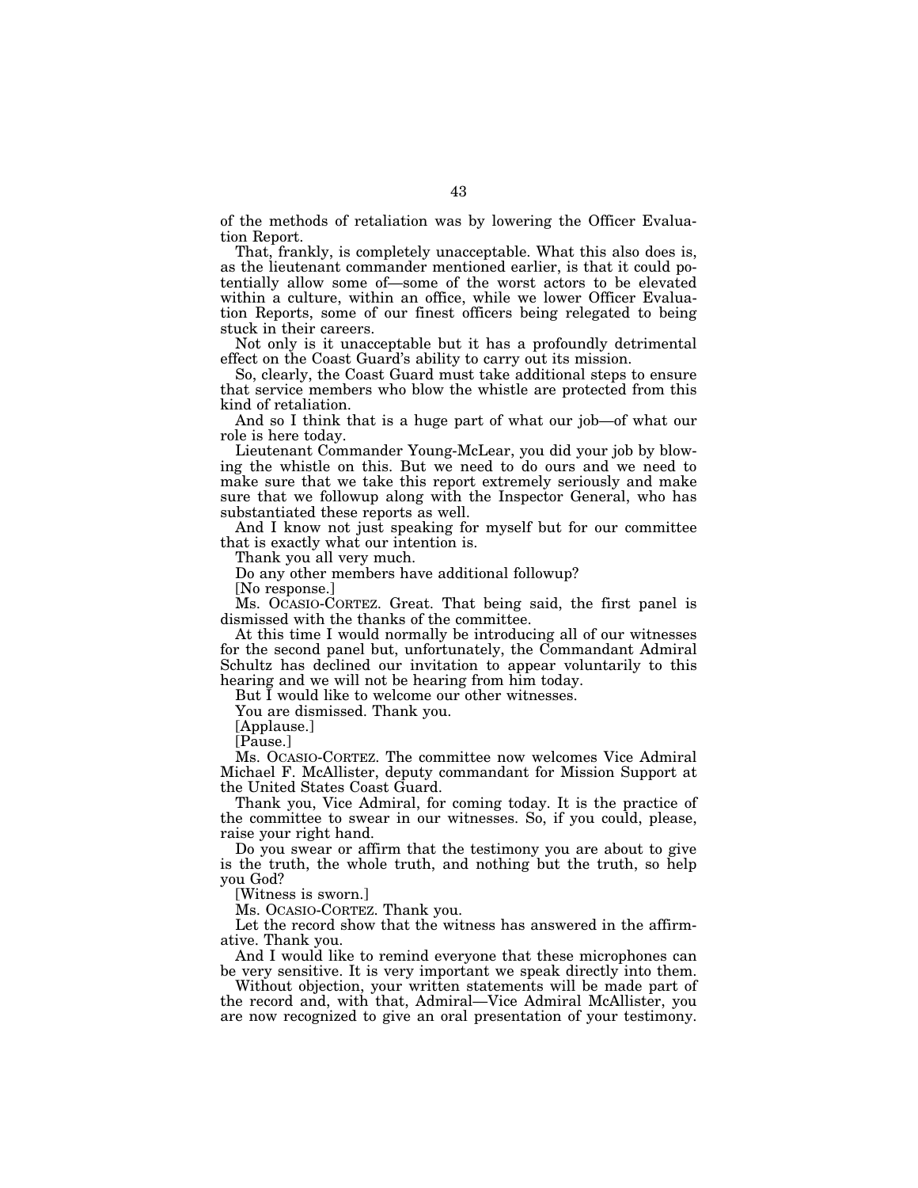of the methods of retaliation was by lowering the Officer Evaluation Report.

That, frankly, is completely unacceptable. What this also does is, as the lieutenant commander mentioned earlier, is that it could potentially allow some of—some of the worst actors to be elevated within a culture, within an office, while we lower Officer Evaluation Reports, some of our finest officers being relegated to being stuck in their careers.

Not only is it unacceptable but it has a profoundly detrimental effect on the Coast Guard's ability to carry out its mission.

So, clearly, the Coast Guard must take additional steps to ensure that service members who blow the whistle are protected from this kind of retaliation.

And so I think that is a huge part of what our job—of what our role is here today.

Lieutenant Commander Young-McLear, you did your job by blowing the whistle on this. But we need to do ours and we need to make sure that we take this report extremely seriously and make sure that we followup along with the Inspector General, who has substantiated these reports as well.

And I know not just speaking for myself but for our committee that is exactly what our intention is.

Thank you all very much.

Do any other members have additional followup?

[No response.]

Ms. OCASIO-CORTEZ. Great. That being said, the first panel is dismissed with the thanks of the committee.

At this time I would normally be introducing all of our witnesses for the second panel but, unfortunately, the Commandant Admiral Schultz has declined our invitation to appear voluntarily to this hearing and we will not be hearing from him today.

But I would like to welcome our other witnesses.

You are dismissed. Thank you.

[Applause.]

[Pause.]

Ms. OCASIO-CORTEZ. The committee now welcomes Vice Admiral Michael F. McAllister, deputy commandant for Mission Support at the United States Coast Guard.

Thank you, Vice Admiral, for coming today. It is the practice of the committee to swear in our witnesses. So, if you could, please, raise your right hand.

Do you swear or affirm that the testimony you are about to give is the truth, the whole truth, and nothing but the truth, so help you God?

[Witness is sworn.]

Ms. OCASIO-CORTEZ. Thank you.

Let the record show that the witness has answered in the affirmative. Thank you.

And I would like to remind everyone that these microphones can be very sensitive. It is very important we speak directly into them.

Without objection, your written statements will be made part of the record and, with that, Admiral—Vice Admiral McAllister, you are now recognized to give an oral presentation of your testimony.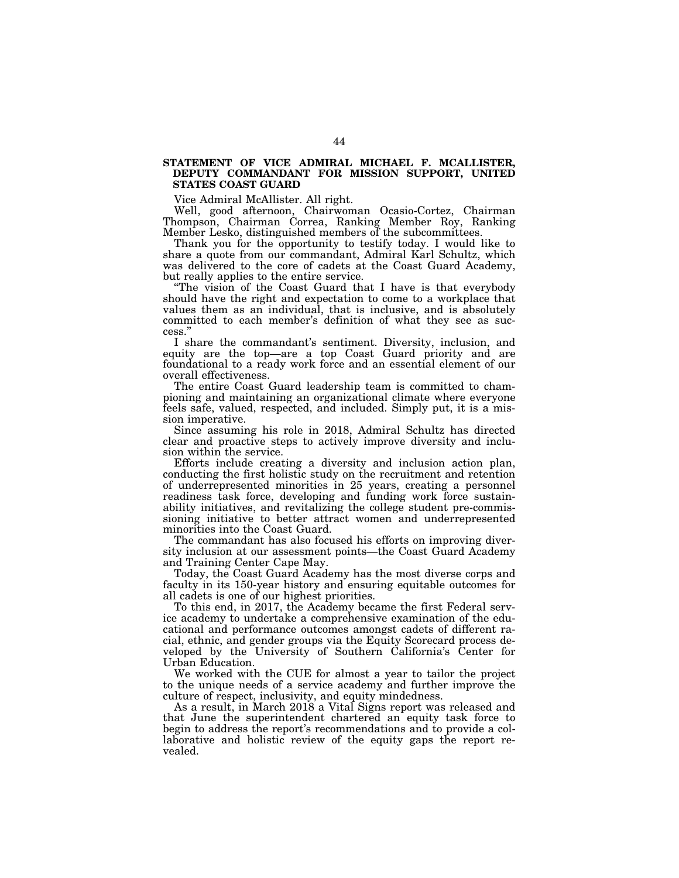## STATEMENT OF VICE ADMIRAL MICHAEL F. MCALLISTER, DEPUTY COMMANDANT FOR MISSION SUPPORT, UNITED STATES COAST GUARD

Vice Admiral McAllister. All right.

Well, good afternoon, Chairwoman Ocasio-Cortez, Chairman Thompson, Chairman Correa, Ranking Member Roy, Ranking Member Lesko, distinguished members of the subcommittees.

Thank you for the opportunity to testify today. I would like to share a quote from our commandant, Admiral Karl Schultz, which was delivered to the core of cadets at the Coast Guard Academy, but really applies to the entire service.

"The vision of the Coast Guard that I have is that everybody should have the right and expectation to come to a workplace that values them as an individual, that is inclusive, and is absolutely committed to each member's definition of what they see as success."

I share the commandant's sentiment. Diversity, inclusion, and equity are the top—are a top Coast Guard priority and are foundational to a ready work force and an essential element of our overall effectiveness.

The entire Coast Guard leadership team is committed to championing and maintaining an organizational climate where everyone feels safe, valued, respected, and included. Simply put, it is a mission imperative.

Since assuming his role in 2018, Admiral Schultz has directed clear and proactive steps to actively improve diversity and inclusion within the service.

Efforts include creating a diversity and inclusion action plan, conducting the first holistic study on the recruitment and retention of underrepresented minorities in 25 years, creating a personnel readiness task force, developing and funding work force sustainability initiatives, and revitalizing the college student pre-commissioning initiative to better attract women and underrepresented minorities into the Coast Guard.

The commandant has also focused his efforts on improving diversity inclusion at our assessment points—the Coast Guard Academy and Training Center Cape May.

Today, the Coast Guard Academy has the most diverse corps and faculty in its 150-year history and ensuring equitable outcomes for all cadets is one of our highest priorities.

To this end, in 2017, the Academy became the first Federal service academy to undertake a comprehensive examination of the educational and performance outcomes amongst cadets of different racial, ethnic, and gender groups via the Equity Scorecard process developed by the University of Southern California's Center for Urban Education.

We worked with the CUE for almost a year to tailor the project to the unique needs of a service academy and further improve the culture of respect, inclusivity, and equity mindedness.

As a result, in March 2018 a Vital Signs report was released and that June the superintendent chartered an equity task force to begin to address the report's recommendations and to provide a collaborative and holistic review of the equity gaps the report revealed.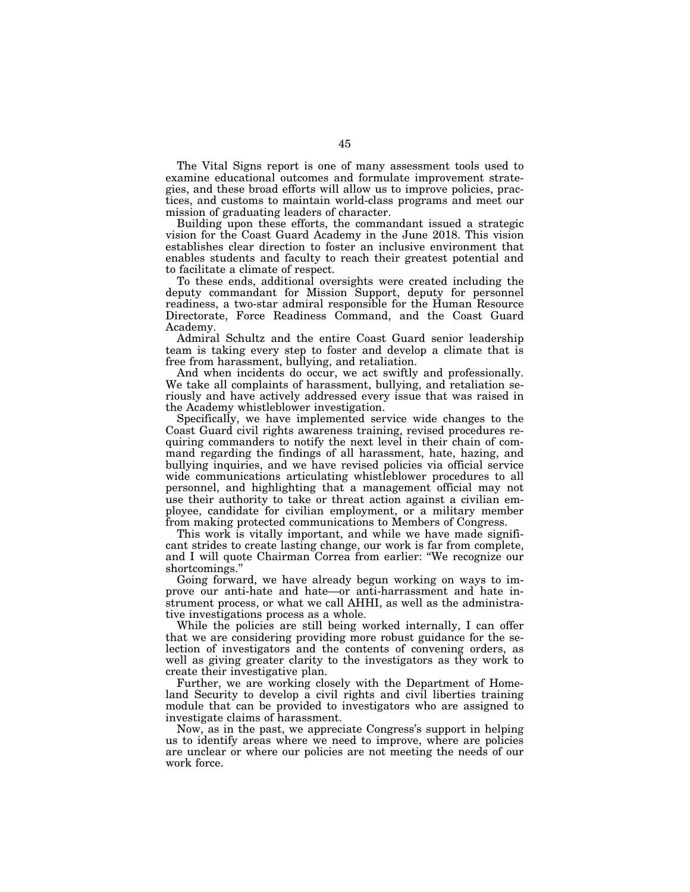The Vital Signs report is one of many assessment tools used to examine educational outcomes and formulate improvement strategies, and these broad efforts will allow us to improve policies, practices, and customs to maintain world-class programs and meet our mission of graduating leaders of character.

Building upon these efforts, the commandant issued a strategic vision for the Coast Guard Academy in the June 2018. This vision establishes clear direction to foster an inclusive environment that enables students and faculty to reach their greatest potential and to facilitate a climate of respect.

To these ends, additional oversights were created including the deputy commandant for Mission Support, deputy for personnel readiness, a two-star admiral responsible for the Human Resource Directorate, Force Readiness Command, and the Coast Guard Academy.

Admiral Schultz and the entire Coast Guard senior leadership team is taking every step to foster and develop a climate that is free from harassment, bullying, and retaliation.

And when incidents do occur, we act swiftly and professionally. We take all complaints of harassment, bullying, and retaliation seriously and have actively addressed every issue that was raised in the Academy whistleblower investigation.

Specifically, we have implemented service wide changes to the Coast Guard civil rights awareness training, revised procedures requiring commanders to notify the next level in their chain of command regarding the findings of all harassment, hate, hazing, and bullying inquiries, and we have revised policies via official service wide communications articulating whistleblower procedures to all personnel, and highlighting that a management official may not use their authority to take or threat action against a civilian employee, candidate for civilian employment, or a military member from making protected communications to Members of Congress.

This work is vitally important, and while we have made significant strides to create lasting change, our work is far from complete, and I will quote Chairman Correa from earlier: "We recognize our shortcomings."

Going forward, we have already begun working on ways to improve our anti-hate and hate—or anti-harrassment and hate instrument process, or what we call AHHI, as well as the administrative investigations process as a whole.

While the policies are still being worked internally, I can offer that we are considering providing more robust guidance for the selection of investigators and the contents of convening orders, as well as giving greater clarity to the investigators as they work to create their investigative plan.

Further, we are working closely with the Department of Homeland Security to develop a civil rights and civil liberties training module that can be provided to investigators who are assigned to investigate claims of harassment.

Now, as in the past, we appreciate Congress's support in helping us to identify areas where we need to improve, where are policies are unclear or where our policies are not meeting the needs of our work force.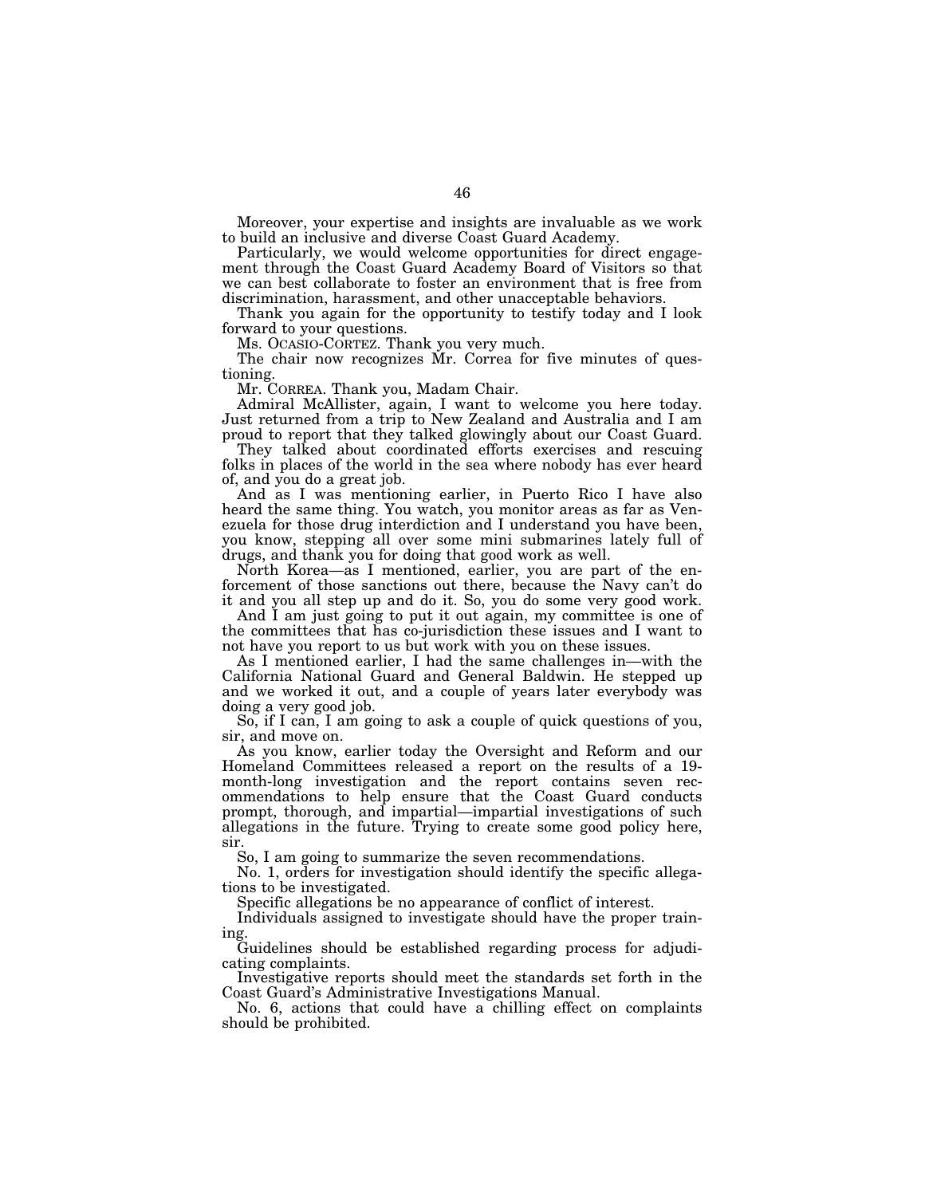Moreover, your expertise and insights are invaluable as we work to build an inclusive and diverse Coast Guard Academy.

Particularly, we would welcome opportunities for direct engagement through the Coast Guard Academy Board of Visitors so that we can best collaborate to foster an environment that is free from discrimination, harassment, and other unacceptable behaviors.

Thank you again for the opportunity to testify today and I look forward to your questions.

Ms. OCASIO-CORTEZ. Thank you very much.

The chair now recognizes Mr. Correa for five minutes of questioning.

Mr. CORREA. Thank you, Madam Chair.

Admiral McAllister, again, I want to welcome you here today. Just returned from a trip to New Zealand and Australia and I am proud to report that they talked glowingly about our Coast Guard.

They talked about coordinated efforts exercises and rescuing folks in places of the world in the sea where nobody has ever heard of, and you do a great job.

And as I was mentioning earlier, in Puerto Rico I have also heard the same thing. You watch, you monitor areas as far as Venezuela for those drug interdiction and I understand you have been, you know, stepping all over some mini submarines lately full of drugs, and thank you for doing that good work as well.

North Korea—as I mentioned, earlier, you are part of the enforcement of those sanctions out there, because the Navy can't do it and you all step up and do it. So, you do some very good work.

And I am just going to put it out again, my committee is one of the committees that has co-jurisdiction these issues and I want to not have you report to us but work with you on these issues.

As I mentioned earlier, I had the same challenges in—with the California National Guard and General Baldwin. He stepped up and we worked it out, and a couple of years later everybody was doing a very good job.

So, if I can, I am going to ask a couple of quick questions of you, sir, and move on.

As you know, earlier today the Oversight and Reform and our Homeland Committees released a report on the results of a 19-month-long investigation and the report contains seven recommendations to help ensure that the Coast Guard conducts prompt, thorough, and impartial—impartial investigations of such allegations in the future. Trying to create some good policy here, sir.

So, I am going to summarize the seven recommendations.

No. 1, orders for investigation should identify the specific allegations to be investigated.

Specific allegations be no appearance of conflict of interest.

Individuals assigned to investigate should have the proper training.

Guidelines should be established regarding process for adjudicating complaints.

Investigative reports should meet the standards set forth in the Coast Guard's Administrative Investigations Manual.

No. 6, actions that could have a chilling effect on complaints should be prohibited.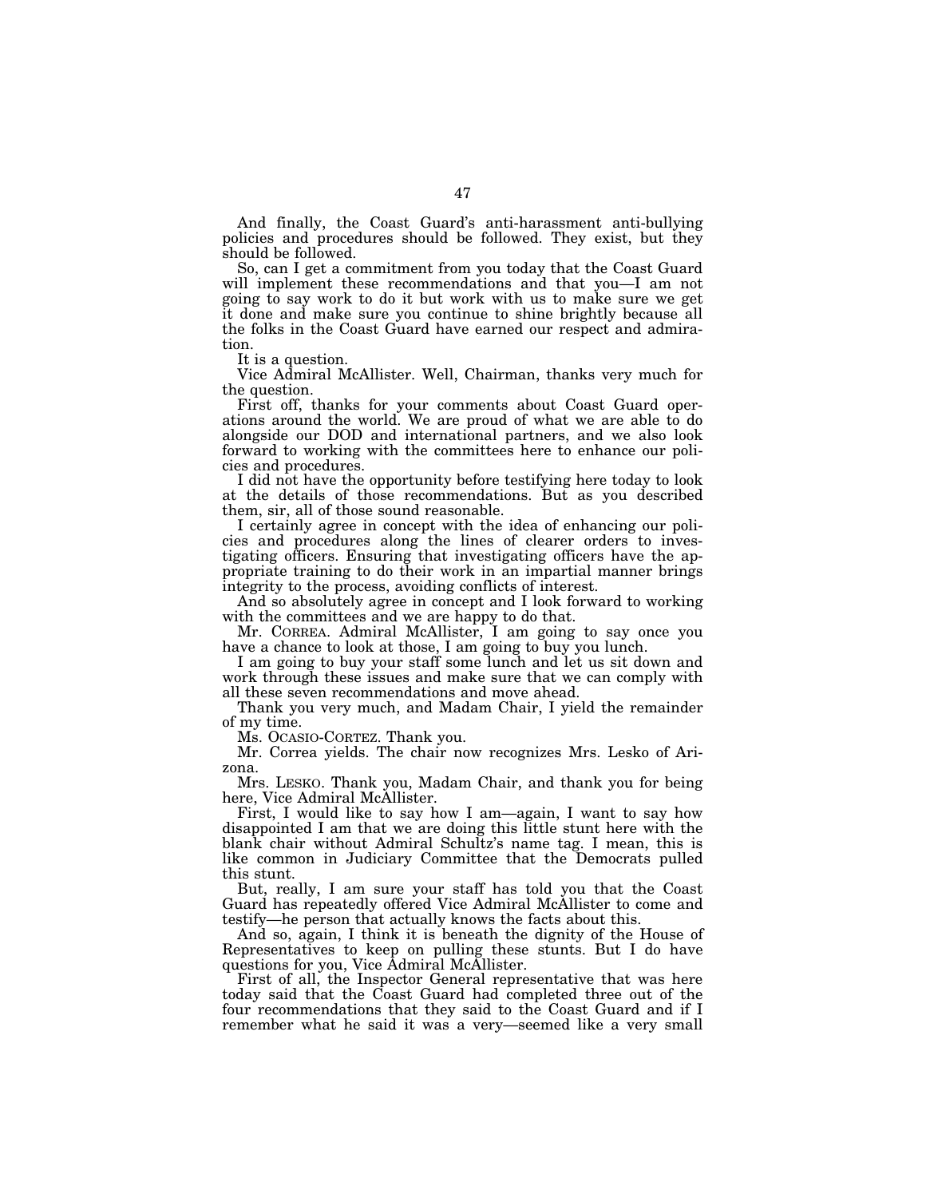And finally, the Coast Guard's anti-harassment anti-bullying policies and procedures should be followed. They exist, but they should be followed.

So, can I get a commitment from you today that the Coast Guard will implement these recommendations and that you—I am not going to say work to do it but work with us to make sure we get it done and make sure you continue to shine brightly because all the folks in the Coast Guard have earned our respect and admiration.

It is a question.

Vice Admiral McAllister. Well, Chairman, thanks very much for the question.

First off, thanks for your comments about Coast Guard operations around the world. We are proud of what we are able to do alongside our DOD and international partners, and we also look forward to working with the committees here to enhance our policies and procedures.

I did not have the opportunity before testifying here today to look at the details of those recommendations. But as you described them, sir, all of those sound reasonable.

I certainly agree in concept with the idea of enhancing our policies and procedures along the lines of clearer orders to investigating officers. Ensuring that investigating officers have the appropriate training to do their work in an impartial manner brings integrity to the process, avoiding conflicts of interest.

And so absolutely agree in concept and I look forward to working with the committees and we are happy to do that.

Mr. CORREA. Admiral McAllister, I am going to say once you have a chance to look at those, I am going to buy you lunch.

I am going to buy your staff some lunch and let us sit down and work through these issues and make sure that we can comply with all these seven recommendations and move ahead.

Thank you very much, and Madam Chair, I yield the remainder of my time.

Ms. OCASIO-CORTEZ. Thank you.

Mr. Correa yields. The chair now recognizes Mrs. Lesko of Arizona.

Mrs. LESKO. Thank you, Madam Chair, and thank you for being here, Vice Admiral McAllister.

First, I would like to say how I am—again, I want to say how disappointed I am that we are doing this little stunt here with the blank chair without Admiral Schultz's name tag. I mean, this is like common in Judiciary Committee that the Democrats pulled this stunt.

But, really, I am sure your staff has told you that the Coast Guard has repeatedly offered Vice Admiral McAllister to come and testify—he person that actually knows the facts about this.

And so, again, I think it is beneath the dignity of the House of Representatives to keep on pulling these stunts. But I do have questions for you, Vice Admiral McAllister.

First of all, the Inspector General representative that was here today said that the Coast Guard had completed three out of the four recommendations that they said to the Coast Guard and if I remember what he said it was a very—seemed like a very small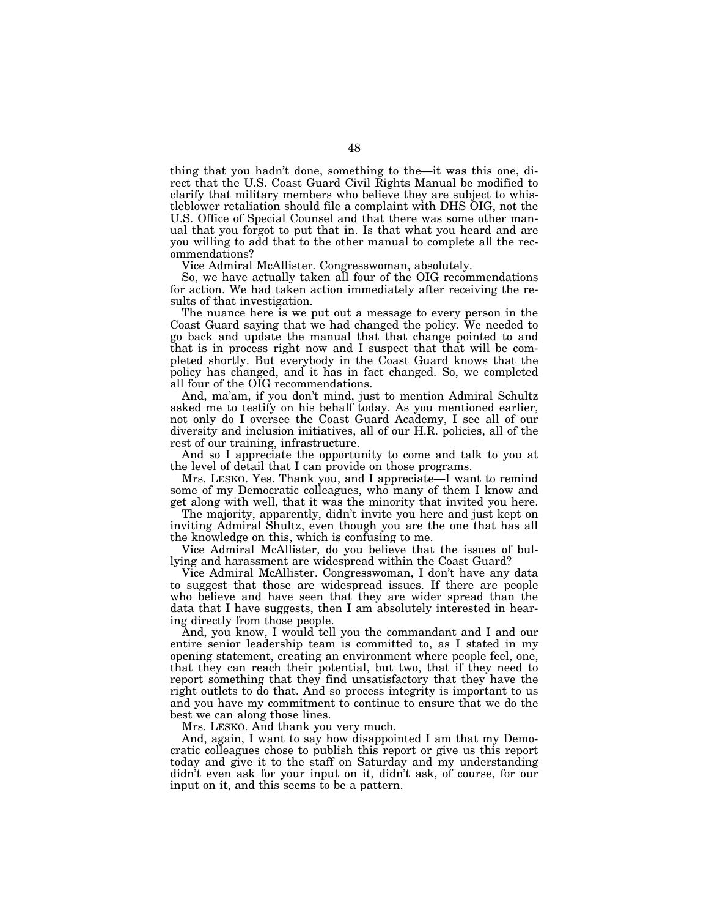thing that you hadn't done, something to the—it was this one, direct that the U.S. Coast Guard Civil Rights Manual be modified to clarify that military members who believe they are subject to whistleblower retaliation should file a complaint with DHS OIG, not the U.S. Office of Special Counsel and that there was some other manual that you forgot to put that in. Is that what you heard and are you willing to add that to the other manual to complete all the recommendations?

Vice Admiral McAllister. Congresswoman, absolutely.

So, we have actually taken all four of the OIG recommendations for action. We had taken action immediately after receiving the results of that investigation.

The nuance here is we put out a message to every person in the Coast Guard saying that we had changed the policy. We needed to go back and update the manual that that change pointed to and that is in process right now and I suspect that that will be completed shortly. But everybody in the Coast Guard knows that the policy has changed, and it has in fact changed. So, we completed all four of the OIG recommendations.

And, ma'am, if you don't mind, just to mention Admiral Schultz asked me to testify on his behalf today. As you mentioned earlier, not only do I oversee the Coast Guard Academy, I see all of our diversity and inclusion initiatives, all of our H.R. policies, all of the rest of our training, infrastructure.

And so I appreciate the opportunity to come and talk to you at the level of detail that I can provide on those programs.

Mrs. LESKO. Yes. Thank you, and I appreciate—I want to remind some of my Democratic colleagues, who many of them I know and get along with well, that it was the minority that invited you here.

The majority, apparently, didn't invite you here and just kept on inviting Admiral Shultz, even though you are the one that has all the knowledge on this, which is confusing to me.

Vice Admiral McAllister, do you believe that the issues of bullying and harassment are widespread within the Coast Guard?

Vice Admiral McAllister. Congresswoman, I don't have any data to suggest that those are widespread issues. If there are people who believe and have seen that they are wider spread than the data that I have suggests, then I am absolutely interested in hearing directly from those people.

And, you know, I would tell you the commandant and I and our entire senior leadership team is committed to, as I stated in my opening statement, creating an environment where people feel, one, that they can reach their potential, but two, that if they need to report something that they find unsatisfactory that they have the right outlets to do that. And so process integrity is important to us and you have my commitment to continue to ensure that we do the best we can along those lines.

Mrs. LESKO. And thank you very much.

And, again, I want to say how disappointed I am that my Democratic colleagues chose to publish this report or give us this report today and give it to the staff on Saturday and my understanding didn't even ask for your input on it, didn't ask, of course, for our input on it, and this seems to be a pattern.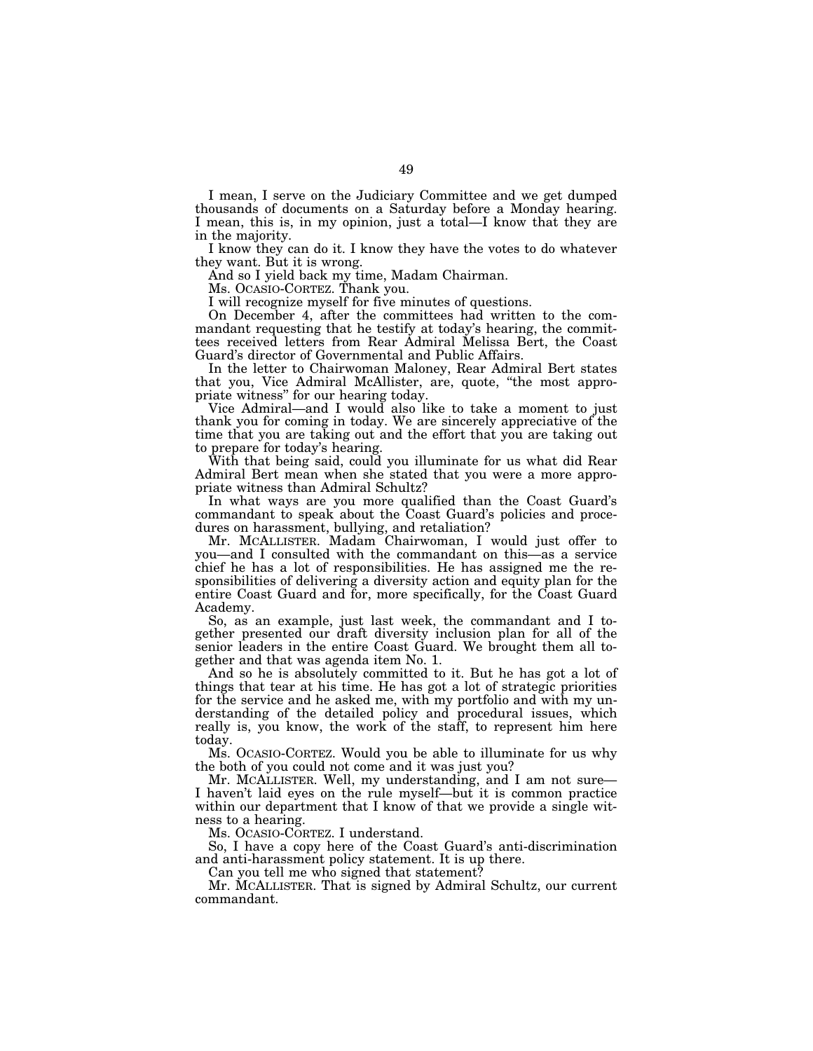I mean, I serve on the Judiciary Committee and we get dumped thousands of documents on a Saturday before a Monday hearing. I mean, this is, in my opinion, just a total—I know that they are in the majority.

I know they can do it. I know they have the votes to do whatever they want. But it is wrong.

And so I yield back my time, Madam Chairman.

Ms. OCASIO-CORTEZ. Thank you.

I will recognize myself for five minutes of questions.

On December 4, after the committees had written to the commandant requesting that he testify at today's hearing, the committees received letters from Rear Admiral Melissa Bert, the Coast Guard's director of Governmental and Public Affairs.

In the letter to Chairwoman Maloney, Rear Admiral Bert states that you, Vice Admiral McAllister, are, quote, "the most appropriate witness" for our hearing today.

Vice Admiral—and I would also like to take a moment to just thank you for coming in today. We are sincerely appreciative of the time that you are taking out and the effort that you are taking out to prepare for today's hearing.

With that being said, could you illuminate for us what did Rear Admiral Bert mean when she stated that you were a more appropriate witness than Admiral Schultz?

In what ways are you more qualified than the Coast Guard's commandant to speak about the Coast Guard's policies and procedures on harassment, bullying, and retaliation?

Mr. MCALLISTER. Madam Chairwoman, I would just offer to you—and I consulted with the commandant on this—as a service chief he has a lot of responsibilities. He has assigned me the responsibilities of delivering a diversity action and equity plan for the entire Coast Guard and for, more specifically, for the Coast Guard Academy.

So, as an example, just last week, the commandant and I together presented our draft diversity inclusion plan for all of the senior leaders in the entire Coast Guard. We brought them all together and that was agenda item No. 1.

And so he is absolutely committed to it. But he has got a lot of things that tear at his time. He has got a lot of strategic priorities for the service and he asked me, with my portfolio and with my understanding of the detailed policy and procedural issues, which really is, you know, the work of the staff, to represent him here today.

Ms. OCASIO-CORTEZ. Would you be able to illuminate for us why the both of you could not come and it was just you?

Mr. MCALLISTER. Well, my understanding, and I am not sure—I haven't laid eyes on the rule myself—but it is common practice within our department that I know of that we provide a single witness to a hearing.

Ms. OCASIO-CORTEZ. I understand.

So, I have a copy here of the Coast Guard's anti-discrimination and anti-harassment policy statement. It is up there.

Can you tell me who signed that statement?

Mr. MCALLISTER. That is signed by Admiral Schultz, our current commandant.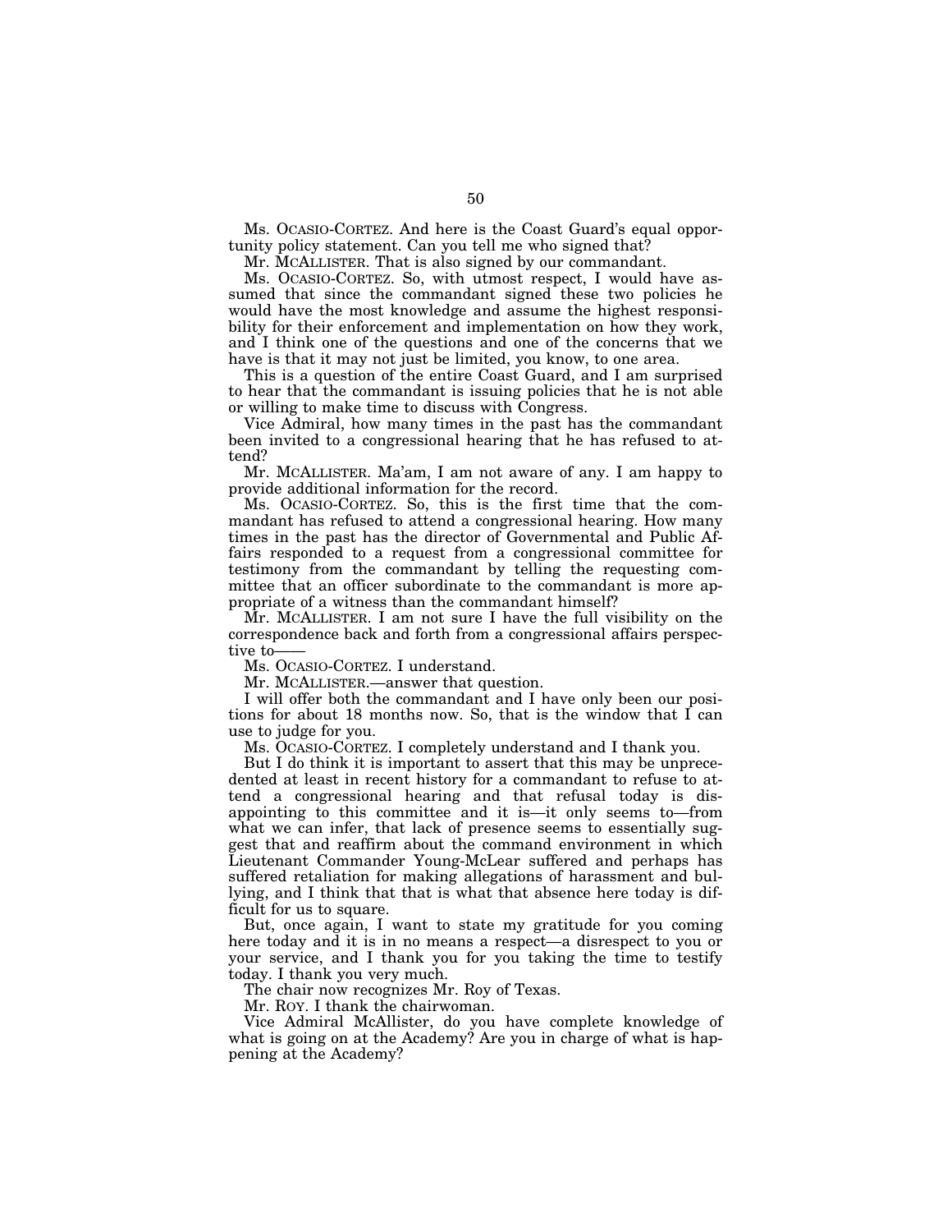Ms. OCASIO-CORTEZ. And here is the Coast Guard's equal opportunity policy statement. Can you tell me who signed that?

Mr. MCALLISTER. That is also signed by our commandant.

Ms. OCASIO-CORTEZ. So, with utmost respect, I would have assumed that since the commandant signed these two policies he would have the most knowledge and assume the highest responsibility for their enforcement and implementation on how they work, and I think one of the questions and one of the concerns that we have is that it may not just be limited, you know, to one area.

This is a question of the entire Coast Guard, and I am surprised to hear that the commandant is issuing policies that he is not able or willing to make time to discuss with Congress.

Vice Admiral, how many times in the past has the commandant been invited to a congressional hearing that he has refused to attend?

Mr. MCALLISTER. Ma'am, I am not aware of any. I am happy to provide additional information for the record.

Ms. OCASIO-CORTEZ. So, this is the first time that the commandant has refused to attend a congressional hearing. How many times in the past has the director of Governmental and Public Affairs responded to a request from a congressional committee for testimony from the commandant by telling the requesting committee that an officer subordinate to the commandant is more appropriate of a witness than the commandant himself?

Mr. MCALLISTER. I am not sure I have the full visibility on the correspondence back and forth from a congressional affairs perspective to——

Ms. OCASIO-CORTEZ. I understand.

Mr. MCALLISTER.—answer that question.

I will offer both the commandant and I have only been our positions for about 18 months now. So, that is the window that I can use to judge for you.

Ms. OCASIO-CORTEZ. I completely understand and I thank you.

But I do think it is important to assert that this may be unprecedented at least in recent history for a commandant to refuse to attend a congressional hearing and that refusal today is disappointing to this committee and it is—it only seems to—from what we can infer, that lack of presence seems to essentially suggest that and reaffirm about the command environment in which Lieutenant Commander Young-McLear suffered and perhaps has suffered retaliation for making allegations of harassment and bullying, and I think that that is what that absence here today is difficult for us to square.

But, once again, I want to state my gratitude for you coming here today and it is in no means a respect—a disrespect to you or your service, and I thank you for you taking the time to testify today. I thank you very much.

The chair now recognizes Mr. Roy of Texas.

Mr. ROY. I thank the chairwoman.

Vice Admiral McAllister, do you have complete knowledge of what is going on at the Academy? Are you in charge of what is happening at the Academy?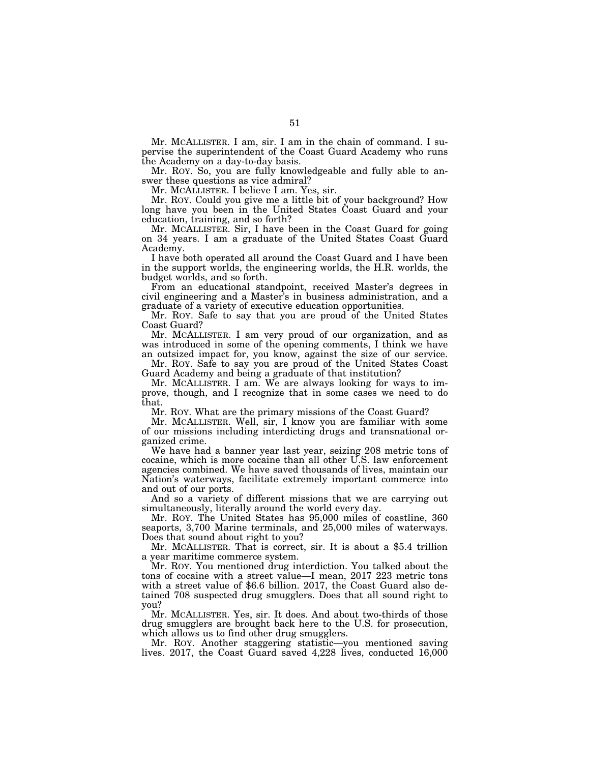Mr. MCALLISTER. I am, sir. I am in the chain of command. I supervise the superintendent of the Coast Guard Academy who runs the Academy on a day-to-day basis.

Mr. ROY. So, you are fully knowledgeable and fully able to answer these questions as vice admiral?

Mr. MCALLISTER. I believe I am. Yes, sir.

Mr. ROY. Could you give me a little bit of your background? How long have you been in the United States Coast Guard and your education, training, and so forth?

Mr. MCALLISTER. Sir, I have been in the Coast Guard for going on 34 years. I am a graduate of the United States Coast Guard Academy.

I have both operated all around the Coast Guard and I have been in the support worlds, the engineering worlds, the H.R. worlds, the budget worlds, and so forth.

From an educational standpoint, received Master's degrees in civil engineering and a Master's in business administration, and a graduate of a variety of executive education opportunities.

Mr. ROY. Safe to say that you are proud of the United States Coast Guard?

Mr. MCALLISTER. I am very proud of our organization, and as was introduced in some of the opening comments, I think we have an outsized impact for, you know, against the size of our service.

Mr. ROY. Safe to say you are proud of the United States Coast Guard Academy and being a graduate of that institution?

Mr. MCALLISTER. I am. We are always looking for ways to improve, though, and I recognize that in some cases we need to do that.

Mr. ROY. What are the primary missions of the Coast Guard?

Mr. MCALLISTER. Well, sir, I know you are familiar with some of our missions including interdicting drugs and transnational organized crime.

We have had a banner year last year, seizing 208 metric tons of cocaine, which is more cocaine than all other U.S. law enforcement agencies combined. We have saved thousands of lives, maintain our Nation's waterways, facilitate extremely important commerce into and out of our ports.

And so a variety of different missions that we are carrying out simultaneously, literally around the world every day.

Mr. ROY. The United States has 95,000 miles of coastline, 360 seaports, 3,700 Marine terminals, and 25,000 miles of waterways. Does that sound about right to you?

Mr. MCALLISTER. That is correct, sir. It is about a $5.4 trillion a year maritime commerce system.

Mr. ROY. You mentioned drug interdiction. You talked about the tons of cocaine with a street value—I mean, 2017 223 metric tons with a street value of $6.6 billion. 2017, the Coast Guard also detained 708 suspected drug smugglers. Does that all sound right to you?

Mr. MCALLISTER. Yes, sir. It does. And about two-thirds of those drug smugglers are brought back here to the U.S. for prosecution, which allows us to find other drug smugglers.

Mr. ROY. Another staggering statistic—you mentioned saving lives. 2017, the Coast Guard saved 4,228 lives, conducted 16,000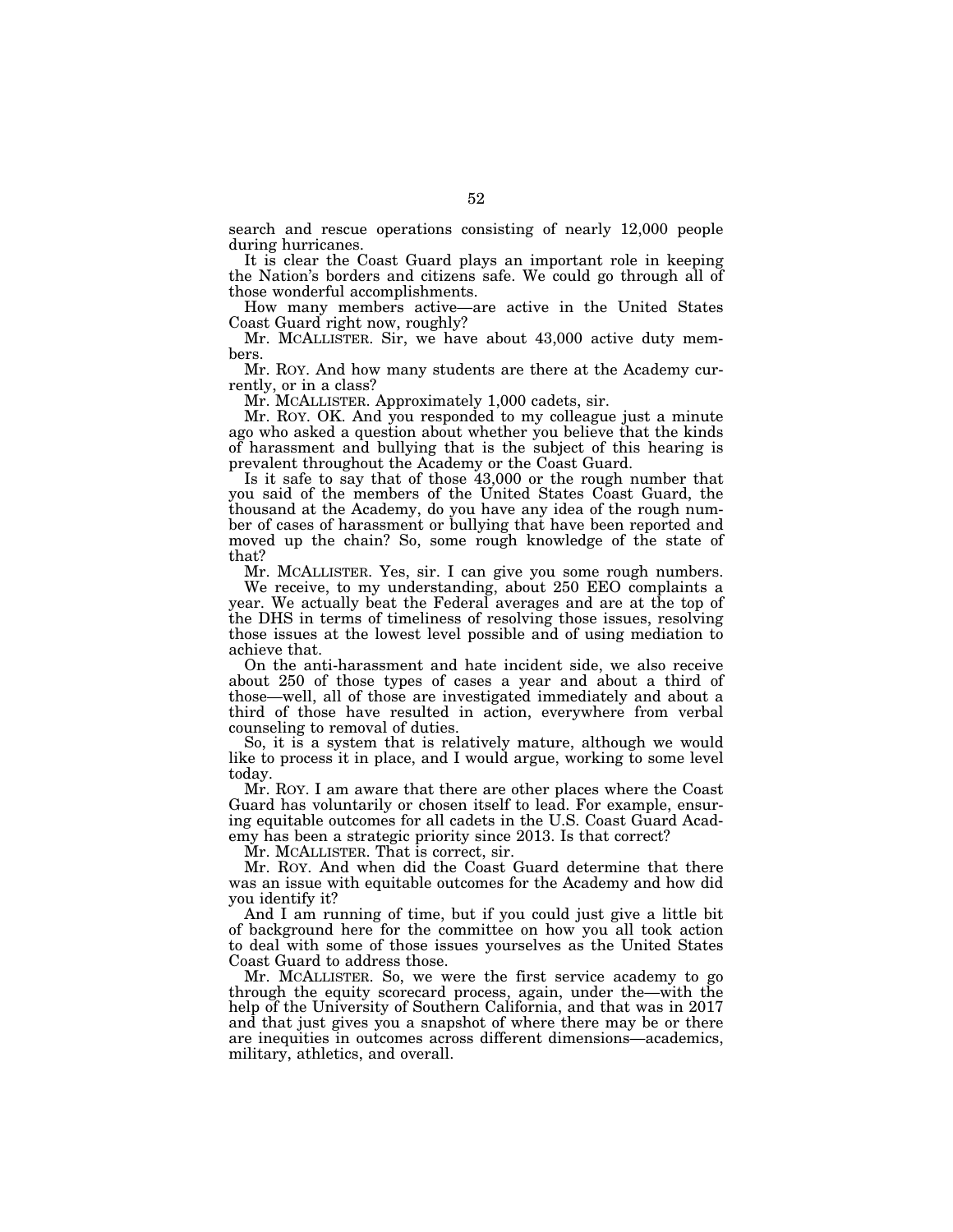search and rescue operations consisting of nearly 12,000 people during hurricanes.

It is clear the Coast Guard plays an important role in keeping the Nation's borders and citizens safe. We could go through all of those wonderful accomplishments.

How many members active—are active in the United States Coast Guard right now, roughly?

Mr. MCALLISTER. Sir, we have about 43,000 active duty members.

Mr. ROY. And how many students are there at the Academy currently, or in a class?

Mr. MCALLISTER. Approximately 1,000 cadets, sir.

Mr. ROY. OK. And you responded to my colleague just a minute ago who asked a question about whether you believe that the kinds of harassment and bullying that is the subject of this hearing is prevalent throughout the Academy or the Coast Guard.

Is it safe to say that of those 43,000 or the rough number that you said of the members of the United States Coast Guard, the thousand at the Academy, do you have any idea of the rough number of cases of harassment or bullying that have been reported and moved up the chain? So, some rough knowledge of the state of that?

Mr. MCALLISTER. Yes, sir. I can give you some rough numbers.

We receive, to my understanding, about 250 EEO complaints a year. We actually beat the Federal averages and are at the top of the DHS in terms of timeliness of resolving those issues, resolving those issues at the lowest level possible and of using mediation to achieve that.

On the anti-harassment and hate incident side, we also receive about 250 of those types of cases a year and about a third of those—well, all of those are investigated immediately and about a third of those have resulted in action, everywhere from verbal counseling to removal of duties.

So, it is a system that is relatively mature, although we would like to process it in place, and I would argue, working to some level today.

Mr. ROY. I am aware that there are other places where the Coast Guard has voluntarily or chosen itself to lead. For example, ensuring equitable outcomes for all cadets in the U.S. Coast Guard Academy has been a strategic priority since 2013. Is that correct?

Mr. MCALLISTER. That is correct, sir.

Mr. ROY. And when did the Coast Guard determine that there was an issue with equitable outcomes for the Academy and how did you identify it?

And I am running of time, but if you could just give a little bit of background here for the committee on how you all took action to deal with some of those issues yourselves as the United States Coast Guard to address those.

Mr. MCALLISTER. So, we were the first service academy to go through the equity scorecard process, again, under the—with the help of the University of Southern California, and that was in 2017 and that just gives you a snapshot of where there may be or there are inequities in outcomes across different dimensions—academics, military, athletics, and overall.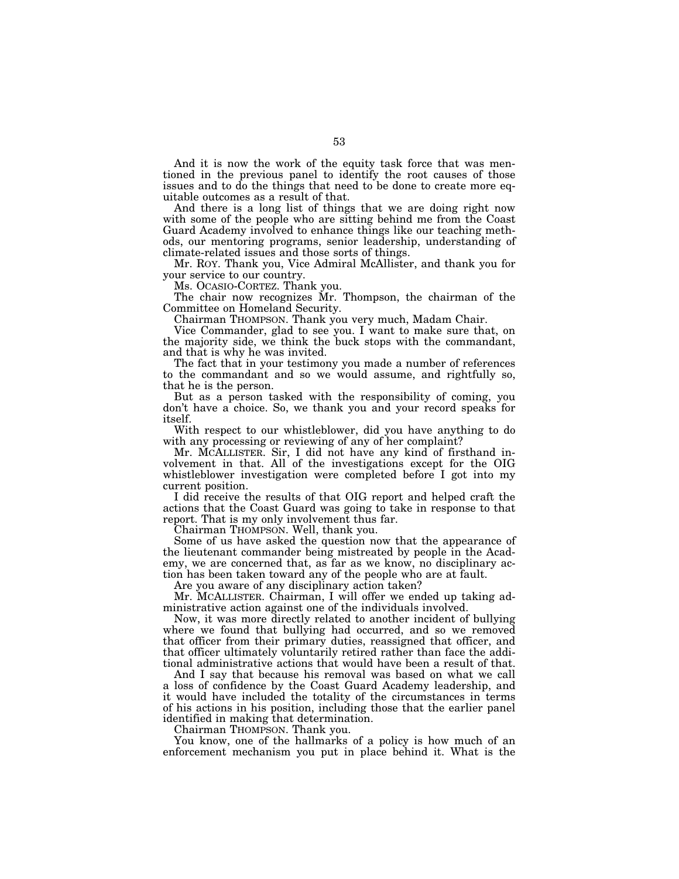And it is now the work of the equity task force that was mentioned in the previous panel to identify the root causes of those issues and to do the things that need to be done to create more equitable outcomes as a result of that.

And there is a long list of things that we are doing right now with some of the people who are sitting behind me from the Coast Guard Academy involved to enhance things like our teaching methods, our mentoring programs, senior leadership, understanding of climate-related issues and those sorts of things.

Mr. ROY. Thank you, Vice Admiral McAllister, and thank you for your service to our country.

Ms. OCASIO-CORTEZ. Thank you.

The chair now recognizes Mr. Thompson, the chairman of the Committee on Homeland Security.

Chairman THOMPSON. Thank you very much, Madam Chair.

Vice Commander, glad to see you. I want to make sure that, on the majority side, we think the buck stops with the commandant, and that is why he was invited.

The fact that in your testimony you made a number of references to the commandant and so we would assume, and rightfully so, that he is the person.

But as a person tasked with the responsibility of coming, you don't have a choice. So, we thank you and your record speaks for itself.

With respect to our whistleblower, did you have anything to do with any processing or reviewing of any of her complaint?

Mr. MCALLISTER. Sir, I did not have any kind of firsthand involvement in that. All of the investigations except for the OIG whistleblower investigation were completed before I got into my current position.

I did receive the results of that OIG report and helped craft the actions that the Coast Guard was going to take in response to that report. That is my only involvement thus far.

Chairman THOMPSON. Well, thank you.

Some of us have asked the question now that the appearance of the lieutenant commander being mistreated by people in the Academy, we are concerned that, as far as we know, no disciplinary action has been taken toward any of the people who are at fault.

Are you aware of any disciplinary action taken?

Mr. MCALLISTER. Chairman, I will offer we ended up taking administrative action against one of the individuals involved.

Now, it was more directly related to another incident of bullying where we found that bullying had occurred, and so we removed that officer from their primary duties, reassigned that officer, and that officer ultimately voluntarily retired rather than face the additional administrative actions that would have been a result of that.

And I say that because his removal was based on what we call a loss of confidence by the Coast Guard Academy leadership, and it would have included the totality of the circumstances in terms of his actions in his position, including those that the earlier panel identified in making that determination.

Chairman THOMPSON. Thank you.

You know, one of the hallmarks of a policy is how much of an enforcement mechanism you put in place behind it. What is the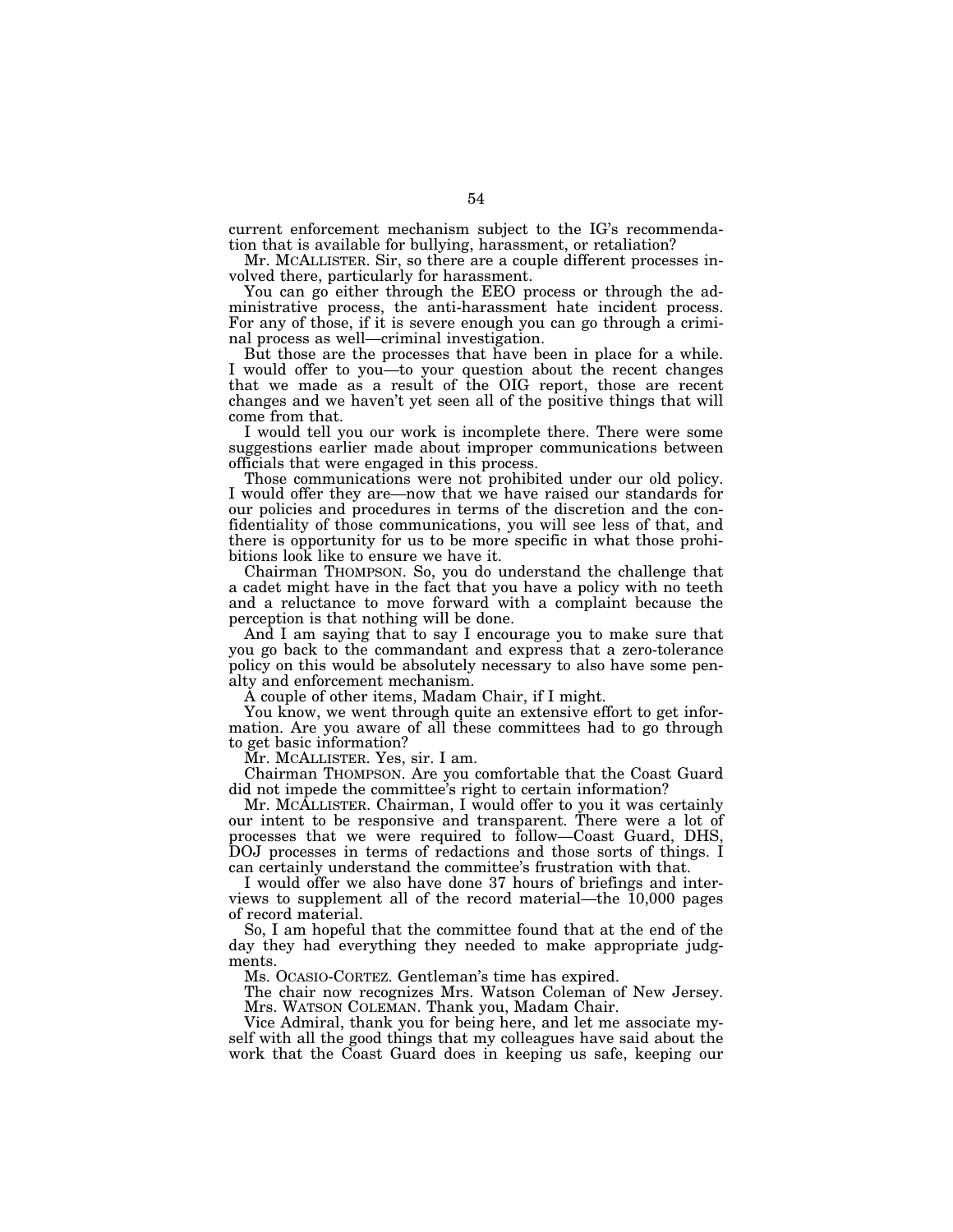current enforcement mechanism subject to the IG's recommendation that is available for bullying, harassment, or retaliation?

Mr. MCALLISTER. Sir, so there are a couple different processes involved there, particularly for harassment.

You can go either through the EEO process or through the administrative process, the anti-harassment hate incident process. For any of those, if it is severe enough you can go through a criminal process as well—criminal investigation.

But those are the processes that have been in place for a while. I would offer to you—to your question about the recent changes that we made as a result of the OIG report, those are recent changes and we haven't yet seen all of the positive things that will come from that.

I would tell you our work is incomplete there. There were some suggestions earlier made about improper communications between officials that were engaged in this process.

Those communications were not prohibited under our old policy. I would offer they are—now that we have raised our standards for our policies and procedures in terms of the discretion and the confidentiality of those communications, you will see less of that, and there is opportunity for us to be more specific in what those prohibitions look like to ensure we have it.

Chairman THOMPSON. So, you do understand the challenge that a cadet might have in the fact that you have a policy with no teeth and a reluctance to move forward with a complaint because the perception is that nothing will be done.

And I am saying that to say I encourage you to make sure that you go back to the commandant and express that a zero-tolerance policy on this would be absolutely necessary to also have some penalty and enforcement mechanism.

A couple of other items, Madam Chair, if I might.

You know, we went through quite an extensive effort to get information. Are you aware of all these committees had to go through to get basic information?

Mr. MCALLISTER. Yes, sir. I am.

Chairman THOMPSON. Are you comfortable that the Coast Guard did not impede the committee's right to certain information?

Mr. MCALLISTER. Chairman, I would offer to you it was certainly our intent to be responsive and transparent. There were a lot of processes that we were required to follow—Coast Guard, DHS, DOJ processes in terms of redactions and those sorts of things. I can certainly understand the committee's frustration with that.

I would offer we also have done 37 hours of briefings and interviews to supplement all of the record material—the 10,000 pages of record material.

So, I am hopeful that the committee found that at the end of the day they had everything they needed to make appropriate judgments.

Ms. OCASIO-CORTEZ. Gentleman's time has expired.

The chair now recognizes Mrs. Watson Coleman of New Jersey.

Mrs. WATSON COLEMAN. Thank you, Madam Chair.

Vice Admiral, thank you for being here, and let me associate myself with all the good things that my colleagues have said about the work that the Coast Guard does in keeping us safe, keeping our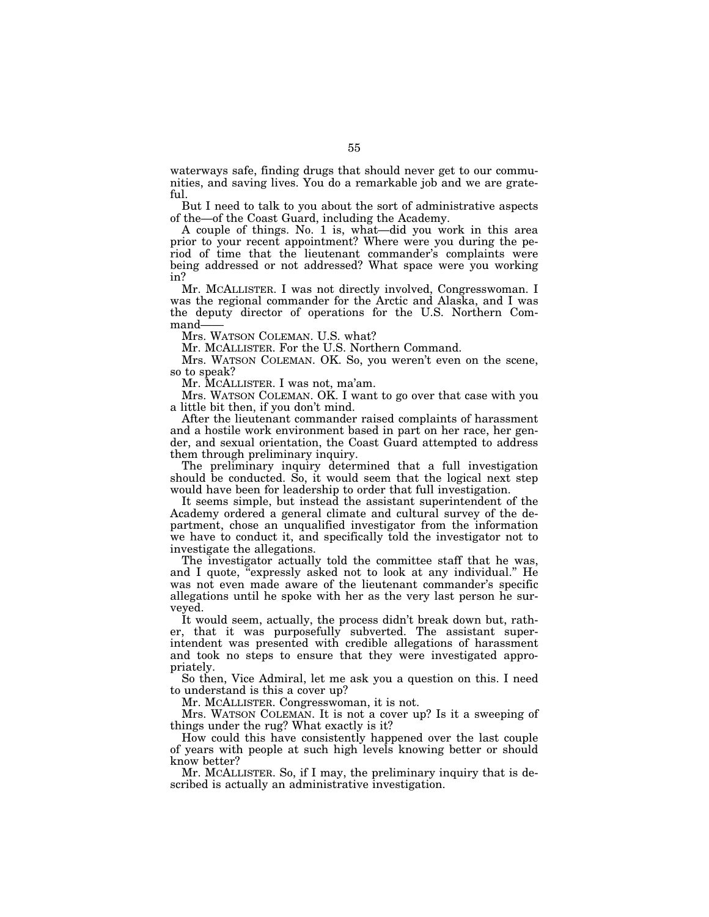waterways safe, finding drugs that should never get to our communities, and saving lives. You do a remarkable job and we are grateful.

But I need to talk to you about the sort of administrative aspects of the—of the Coast Guard, including the Academy.

A couple of things. No. 1 is, what—did you work in this area prior to your recent appointment? Where were you during the period of time that the lieutenant commander's complaints were being addressed or not addressed? What space were you working in?

Mr. MCALLISTER. I was not directly involved, Congresswoman. I was the regional commander for the Arctic and Alaska, and I was the deputy director of operations for the U.S. Northern Command——

Mrs. WATSON COLEMAN. U.S. what?

Mr. MCALLISTER. For the U.S. Northern Command.

Mrs. WATSON COLEMAN. OK. So, you weren't even on the scene, so to speak?

Mr. MCALLISTER. I was not, ma'am.

Mrs. WATSON COLEMAN. OK. I want to go over that case with you a little bit then, if you don't mind.

After the lieutenant commander raised complaints of harassment and a hostile work environment based in part on her race, her gender, and sexual orientation, the Coast Guard attempted to address them through preliminary inquiry.

The preliminary inquiry determined that a full investigation should be conducted. So, it would seem that the logical next step would have been for leadership to order that full investigation.

It seems simple, but instead the assistant superintendent of the Academy ordered a general climate and cultural survey of the department, chose an unqualified investigator from the information we have to conduct it, and specifically told the investigator not to investigate the allegations.

The investigator actually told the committee staff that he was, and I quote, "expressly asked not to look at any individual." He was not even made aware of the lieutenant commander's specific allegations until he spoke with her as the very last person he surveyed.

It would seem, actually, the process didn't break down but, rather, that it was purposefully subverted. The assistant superintendent was presented with credible allegations of harassment and took no steps to ensure that they were investigated appropriately.

So then, Vice Admiral, let me ask you a question on this. I need to understand is this a cover up?

Mr. MCALLISTER. Congresswoman, it is not.

Mrs. WATSON COLEMAN. It is not a cover up? Is it a sweeping of things under the rug? What exactly is it?

How could this have consistently happened over the last couple of years with people at such high levels knowing better or should know better?

Mr. MCALLISTER. So, if I may, the preliminary inquiry that is described is actually an administrative investigation.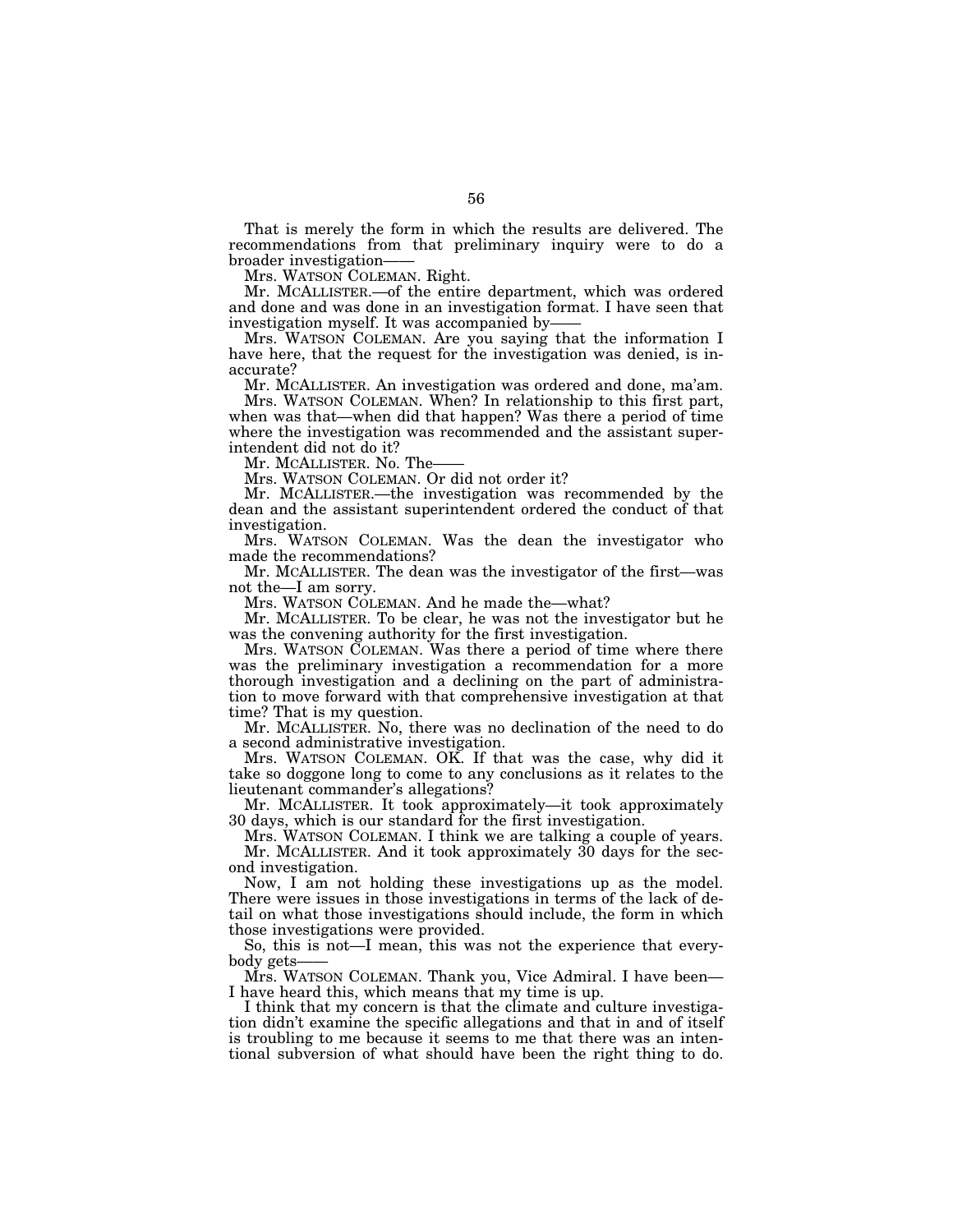That is merely the form in which the results are delivered. The recommendations from that preliminary inquiry were to do a broader investigation——

Mrs. WATSON COLEMAN. Right.

Mr. MCALLISTER.—of the entire department, which was ordered and done and was done in an investigation format. I have seen that investigation myself. It was accompanied by——

Mrs. WATSON COLEMAN. Are you saying that the information I have here, that the request for the investigation was denied, is inaccurate?

Mr. MCALLISTER. An investigation was ordered and done, ma'am.

Mrs. WATSON COLEMAN. When? In relationship to this first part, when was that—when did that happen? Was there a period of time where the investigation was recommended and the assistant superintendent did not do it?

Mr. MCALLISTER. No. The——

Mrs. WATSON COLEMAN. Or did not order it?

Mr. MCALLISTER.—the investigation was recommended by the dean and the assistant superintendent ordered the conduct of that investigation.

Mrs. WATSON COLEMAN. Was the dean the investigator who made the recommendations?

Mr. MCALLISTER. The dean was the investigator of the first—was not the—I am sorry.

Mrs. WATSON COLEMAN. And he made the—what?

Mr. MCALLISTER. To be clear, he was not the investigator but he was the convening authority for the first investigation.

Mrs. WATSON COLEMAN. Was there a period of time where there was the preliminary investigation a recommendation for a more thorough investigation and a declining on the part of administration to move forward with that comprehensive investigation at that time? That is my question.

Mr. MCALLISTER. No, there was no declination of the need to do a second administrative investigation.

Mrs. WATSON COLEMAN. OK. If that was the case, why did it take so doggone long to come to any conclusions as it relates to the lieutenant commander's allegations?

Mr. MCALLISTER. It took approximately—it took approximately 30 days, which is our standard for the first investigation.

Mrs. WATSON COLEMAN. I think we are talking a couple of years.

Mr. MCALLISTER. And it took approximately 30 days for the second investigation.

Now, I am not holding these investigations up as the model. There were issues in those investigations in terms of the lack of detail on what those investigations should include, the form in which those investigations were provided.

So, this is not—I mean, this was not the experience that everybody gets——

Mrs. WATSON COLEMAN. Thank you, Vice Admiral. I have been—I have heard this, which means that my time is up.

I think that my concern is that the climate and culture investigation didn't examine the specific allegations and that in and of itself is troubling to me because it seems to me that there was an intentional subversion of what should have been the right thing to do.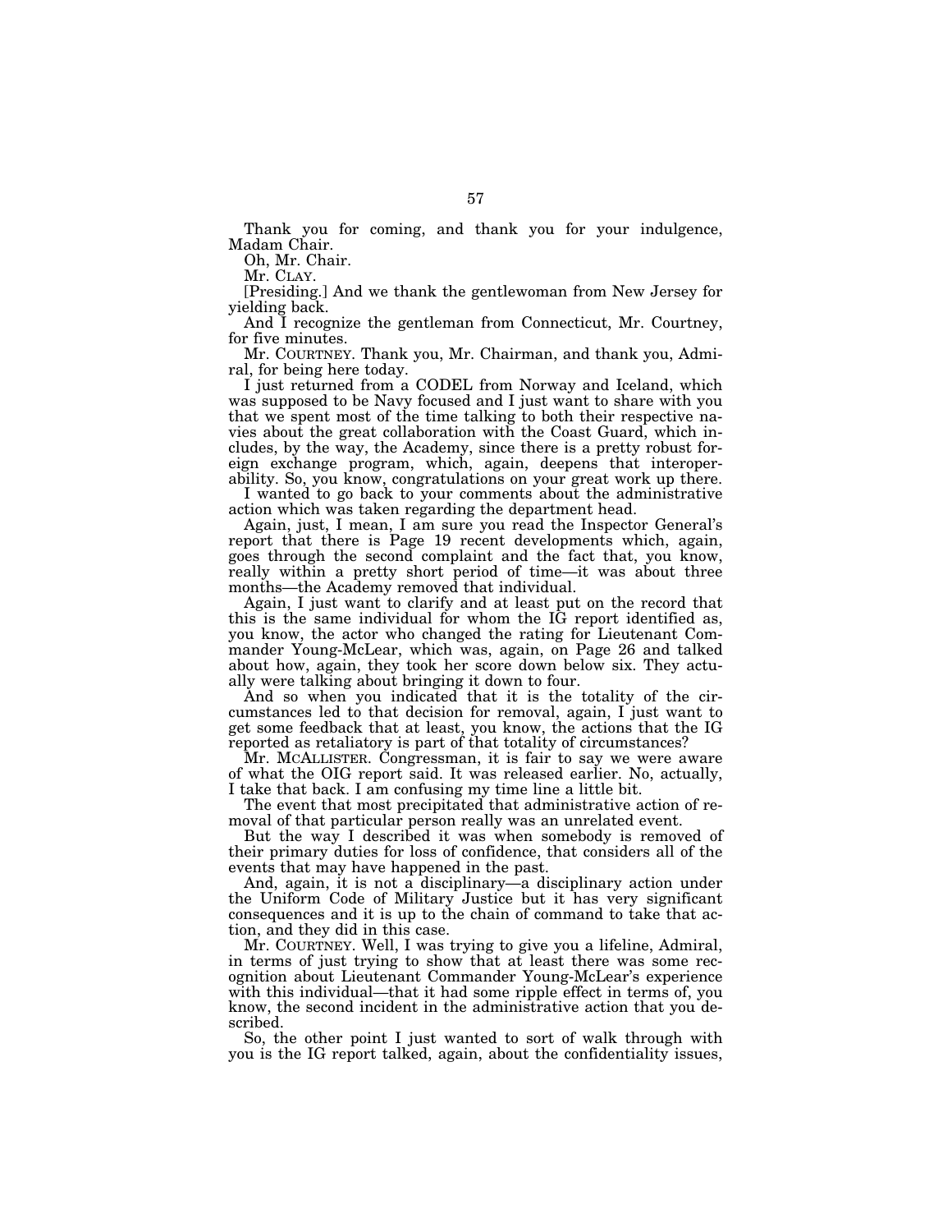Thank you for coming, and thank you for your indulgence, Madam Chair.

Oh, Mr. Chair.

Mr. CLAY.

[Presiding.] And we thank the gentlewoman from New Jersey for yielding back.

And I recognize the gentleman from Connecticut, Mr. Courtney, for five minutes.

Mr. COURTNEY. Thank you, Mr. Chairman, and thank you, Admiral, for being here today.

I just returned from a CODEL from Norway and Iceland, which was supposed to be Navy focused and I just want to share with you that we spent most of the time talking to both their respective navies about the great collaboration with the Coast Guard, which includes, by the way, the Academy, since there is a pretty robust foreign exchange program, which, again, deepens that interoperability. So, you know, congratulations on your great work up there.

I wanted to go back to your comments about the administrative action which was taken regarding the department head.

Again, just, I mean, I am sure you read the Inspector General's report that there is Page 19 recent developments which, again, goes through the second complaint and the fact that, you know, really within a pretty short period of time—it was about three months—the Academy removed that individual.

Again, I just want to clarify and at least put on the record that this is the same individual for whom the IG report identified as, you know, the actor who changed the rating for Lieutenant Commander Young-McLear, which was, again, on Page 26 and talked about how, again, they took her score down below six. They actually were talking about bringing it down to four.

And so when you indicated that it is the totality of the circumstances led to that decision for removal, again, I just want to get some feedback that at least, you know, the actions that the IG reported as retaliatory is part of that totality of circumstances?

Mr. MCALLISTER. Congressman, it is fair to say we were aware of what the OIG report said. It was released earlier. No, actually, I take that back. I am confusing my time line a little bit.

The event that most precipitated that administrative action of removal of that particular person really was an unrelated event.

But the way I described it was when somebody is removed of their primary duties for loss of confidence, that considers all of the events that may have happened in the past.

And, again, it is not a disciplinary—a disciplinary action under the Uniform Code of Military Justice but it has very significant consequences and it is up to the chain of command to take that action, and they did in this case.

Mr. COURTNEY. Well, I was trying to give you a lifeline, Admiral, in terms of just trying to show that at least there was some recognition about Lieutenant Commander Young-McLear's experience with this individual—that it had some ripple effect in terms of, you know, the second incident in the administrative action that you described.

So, the other point I just wanted to sort of walk through with you is the IG report talked, again, about the confidentiality issues,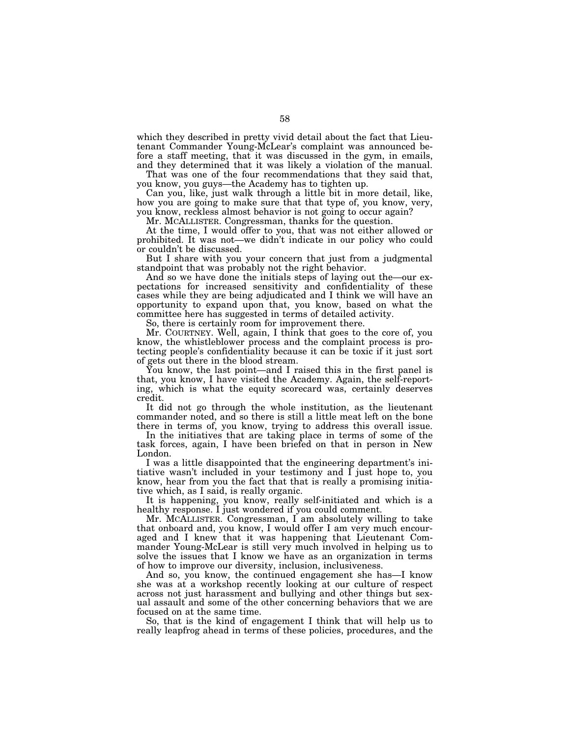which they described in pretty vivid detail about the fact that Lieutenant Commander Young-McLear's complaint was announced before a staff meeting, that it was discussed in the gym, in emails, and they determined that it was likely a violation of the manual.

That was one of the four recommendations that they said that, you know, you guys—the Academy has to tighten up.

Can you, like, just walk through a little bit in more detail, like, how you are going to make sure that that type of, you know, very, you know, reckless almost behavior is not going to occur again?

Mr. MCALLISTER. Congressman, thanks for the question.

At the time, I would offer to you, that was not either allowed or prohibited. It was not—we didn't indicate in our policy who could or couldn't be discussed.

But I share with you your concern that just from a judgmental standpoint that was probably not the right behavior.

And so we have done the initials steps of laying out the—our expectations for increased sensitivity and confidentiality of these cases while they are being adjudicated and I think we will have an opportunity to expand upon that, you know, based on what the committee here has suggested in terms of detailed activity.

So, there is certainly room for improvement there.

Mr. COURTNEY. Well, again, I think that goes to the core of, you know, the whistleblower process and the complaint process is protecting people's confidentiality because it can be toxic if it just sort of gets out there in the blood stream.

You know, the last point—and I raised this in the first panel is that, you know, I have visited the Academy. Again, the self-reporting, which is what the equity scorecard was, certainly deserves credit.

It did not go through the whole institution, as the lieutenant commander noted, and so there is still a little meat left on the bone there in terms of, you know, trying to address this overall issue.

In the initiatives that are taking place in terms of some of the task forces, again, I have been briefed on that in person in New London.

I was a little disappointed that the engineering department's initiative wasn't included in your testimony and I just hope to, you know, hear from you the fact that that is really a promising initiative which, as I said, is really organic.

It is happening, you know, really self-initiated and which is a healthy response. I just wondered if you could comment.

Mr. MCALLISTER. Congressman, I am absolutely willing to take that onboard and, you know, I would offer I am very much encouraged and I knew that it was happening that Lieutenant Commander Young-McLear is still very much involved in helping us to solve the issues that I know we have as an organization in terms of how to improve our diversity, inclusion, inclusiveness.

And so, you know, the continued engagement she has—I know she was at a workshop recently looking at our culture of respect across not just harassment and bullying and other things but sexual assault and some of the other concerning behaviors that we are focused on at the same time.

So, that is the kind of engagement I think that will help us to really leapfrog ahead in terms of these policies, procedures, and the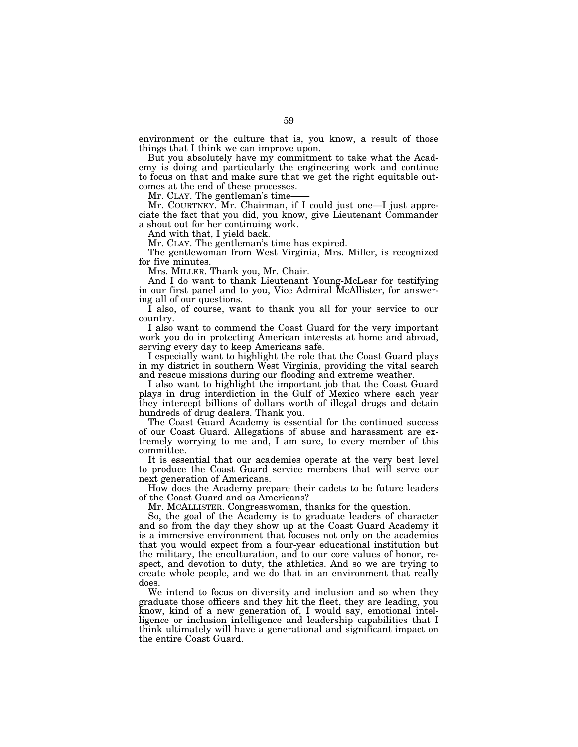environment or the culture that is, you know, a result of those things that I think we can improve upon.

But you absolutely have my commitment to take what the Academy is doing and particularly the engineering work and continue to focus on that and make sure that we get the right equitable outcomes at the end of these processes.

Mr. CLAY. The gentleman's time——

Mr. COURTNEY. Mr. Chairman, if I could just one—I just appreciate the fact that you did, you know, give Lieutenant Commander a shout out for her continuing work.

And with that, I yield back.

Mr. CLAY. The gentleman's time has expired.

The gentlewoman from West Virginia, Mrs. Miller, is recognized for five minutes.

Mrs. MILLER. Thank you, Mr. Chair.

And I do want to thank Lieutenant Young-McLear for testifying in our first panel and to you, Vice Admiral McAllister, for answering all of our questions.

I also, of course, want to thank you all for your service to our country.

I also want to commend the Coast Guard for the very important work you do in protecting American interests at home and abroad, serving every day to keep Americans safe.

I especially want to highlight the role that the Coast Guard plays in my district in southern West Virginia, providing the vital search and rescue missions during our flooding and extreme weather.

I also want to highlight the important job that the Coast Guard plays in drug interdiction in the Gulf of Mexico where each year they intercept billions of dollars worth of illegal drugs and detain hundreds of drug dealers. Thank you.

The Coast Guard Academy is essential for the continued success of our Coast Guard. Allegations of abuse and harassment are extremely worrying to me and, I am sure, to every member of this committee.

It is essential that our academies operate at the very best level to produce the Coast Guard service members that will serve our next generation of Americans.

How does the Academy prepare their cadets to be future leaders of the Coast Guard and as Americans?

Mr. MCALLISTER. Congresswoman, thanks for the question.

So, the goal of the Academy is to graduate leaders of character and so from the day they show up at the Coast Guard Academy it is a immersive environment that focuses not only on the academics that you would expect from a four-year educational institution but the military, the enculturation, and to our core values of honor, respect, and devotion to duty, the athletics. And so we are trying to create whole people, and we do that in an environment that really does.

We intend to focus on diversity and inclusion and so when they graduate those officers and they hit the fleet, they are leading, you know, kind of a new generation of, I would say, emotional intelligence or inclusion intelligence and leadership capabilities that I think ultimately will have a generational and significant impact on the entire Coast Guard.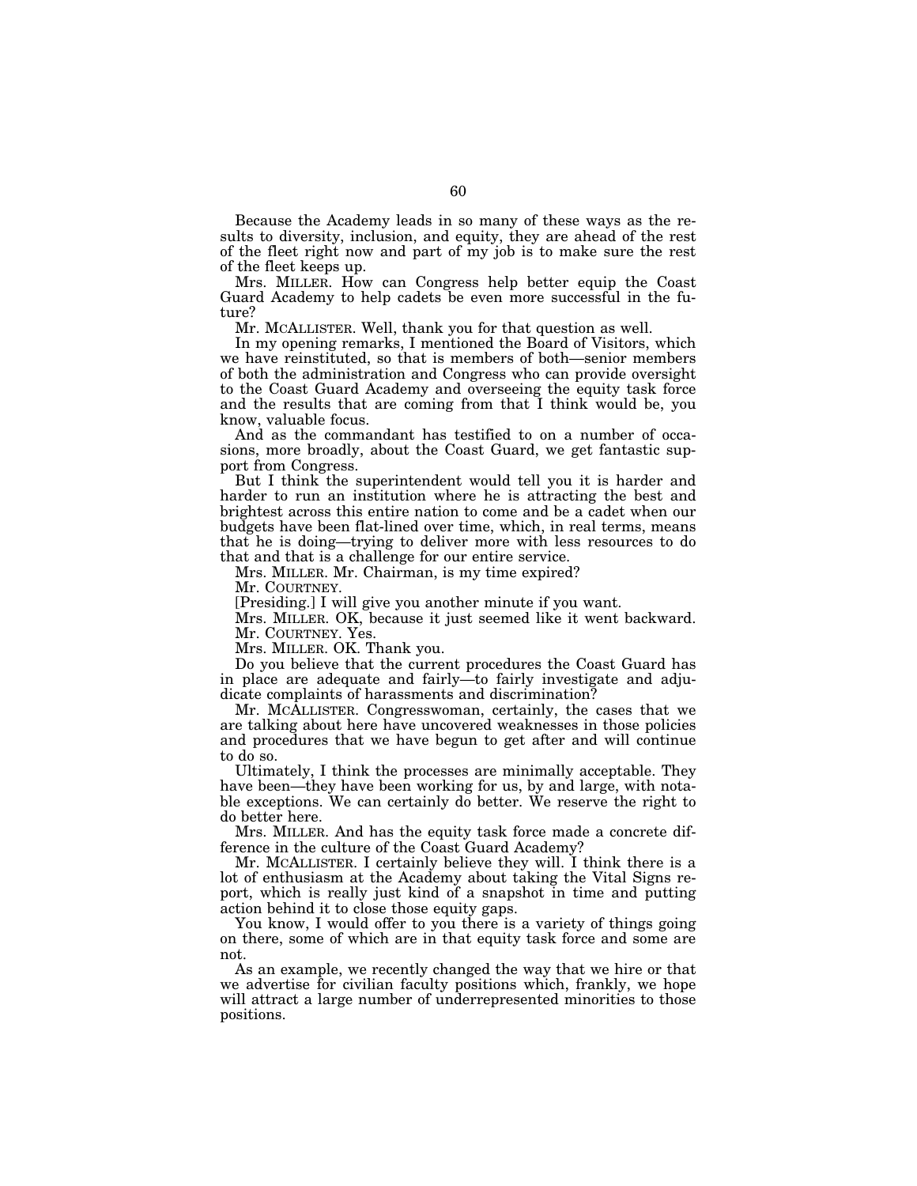Because the Academy leads in so many of these ways as the results to diversity, inclusion, and equity, they are ahead of the rest of the fleet right now and part of my job is to make sure the rest of the fleet keeps up.

Mrs. MILLER. How can Congress help better equip the Coast Guard Academy to help cadets be even more successful in the future?

Mr. MCALLISTER. Well, thank you for that question as well.

In my opening remarks, I mentioned the Board of Visitors, which we have reinstituted, so that is members of both—senior members of both the administration and Congress who can provide oversight to the Coast Guard Academy and overseeing the equity task force and the results that are coming from that I think would be, you know, valuable focus.

And as the commandant has testified to on a number of occasions, more broadly, about the Coast Guard, we get fantastic support from Congress.

But I think the superintendent would tell you it is harder and harder to run an institution where he is attracting the best and brightest across this entire nation to come and be a cadet when our budgets have been flat-lined over time, which, in real terms, means that he is doing—trying to deliver more with less resources to do that and that is a challenge for our entire service.

Mrs. MILLER. Mr. Chairman, is my time expired?

Mr. COURTNEY.

[Presiding.] I will give you another minute if you want.

Mrs. MILLER. OK, because it just seemed like it went backward.

Mr. COURTNEY. Yes.

Mrs. MILLER. OK. Thank you.

Do you believe that the current procedures the Coast Guard has in place are adequate and fairly—to fairly investigate and adjudicate complaints of harassments and discrimination?

Mr. MCALLISTER. Congresswoman, certainly, the cases that we are talking about here have uncovered weaknesses in those policies and procedures that we have begun to get after and will continue to do so.

Ultimately, I think the processes are minimally acceptable. They have been—they have been working for us, by and large, with notable exceptions. We can certainly do better. We reserve the right to do better here.

Mrs. MILLER. And has the equity task force made a concrete difference in the culture of the Coast Guard Academy?

Mr. MCALLISTER. I certainly believe they will. I think there is a lot of enthusiasm at the Academy about taking the Vital Signs report, which is really just kind of a snapshot in time and putting action behind it to close those equity gaps.

You know, I would offer to you there is a variety of things going on there, some of which are in that equity task force and some are not.

As an example, we recently changed the way that we hire or that we advertise for civilian faculty positions which, frankly, we hope will attract a large number of underrepresented minorities to those positions.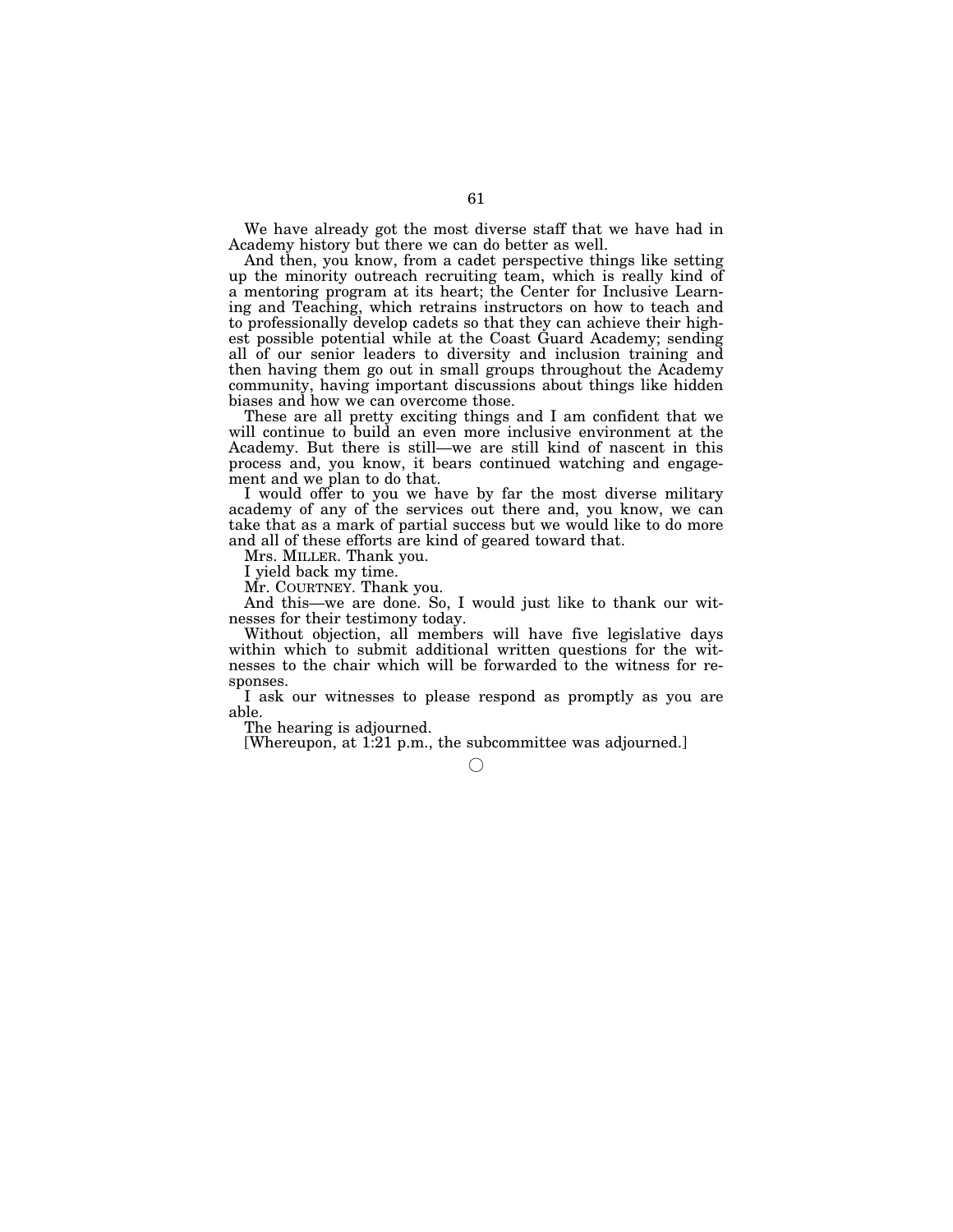We have already got the most diverse staff that we have had in Academy history but there we can do better as well.

And then, you know, from a cadet perspective things like setting up the minority outreach recruiting team, which is really kind of a mentoring program at its heart; the Center for Inclusive Learning and Teaching, which retrains instructors on how to teach and to professionally develop cadets so that they can achieve their highest possible potential while at the Coast Guard Academy; sending all of our senior leaders to diversity and inclusion training and then having them go out in small groups throughout the Academy community, having important discussions about things like hidden biases and how we can overcome those.

These are all pretty exciting things and I am confident that we will continue to build an even more inclusive environment at the Academy. But there is still—we are still kind of nascent in this process and, you know, it bears continued watching and engagement and we plan to do that.

I would offer to you we have by far the most diverse military academy of any of the services out there and, you know, we can take that as a mark of partial success but we would like to do more and all of these efforts are kind of geared toward that.

Mrs. MILLER. Thank you.

I yield back my time.

Mr. COURTNEY. Thank you.

And this—we are done. So, I would just like to thank our witnesses for their testimony today.

Without objection, all members will have five legislative days within which to submit additional written questions for the witnesses to the chair which will be forwarded to the witness for responses.

I ask our witnesses to please respond as promptly as you are able.

The hearing is adjourned.

[Whereupon, at 1:21 p.m., the subcommittee was adjourned.]

○